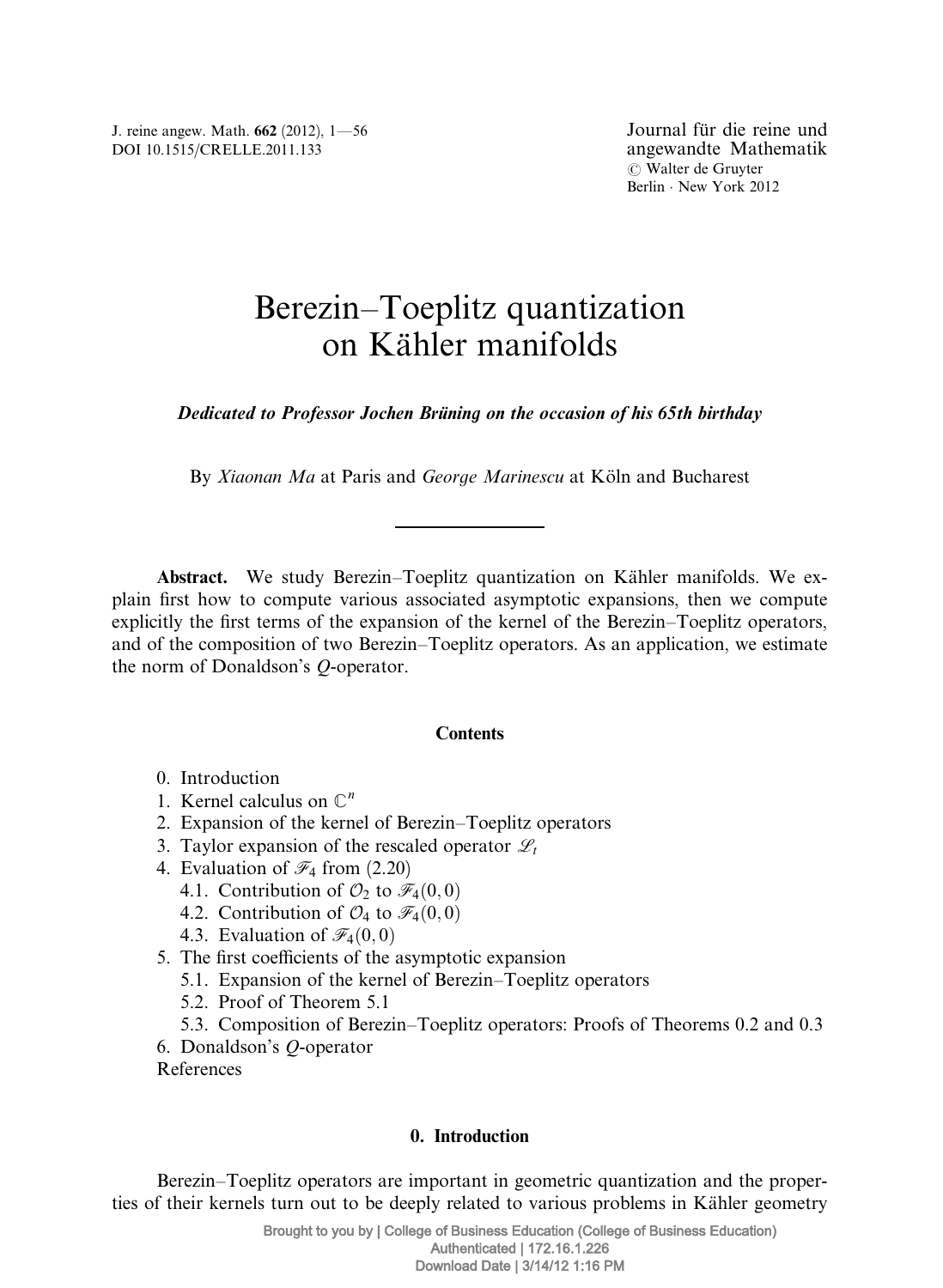# Berezin–Toeplitz quantization on Kähler manifolds

***Dedicated to Professor Jochen Brüning on the occasion of his 65th birthday***

By *Xiaonan Ma* at Paris and *George Marinescu* at Köln and Bucharest

---

**Abstract.** We study Berezin–Toeplitz quantization on Kähler manifolds. We explain first how to compute various associated asymptotic expansions, then we compute explicitly the first terms of the expansion of the kernel of the Berezin–Toeplitz operators, and of the composition of two Berezin–Toeplitz operators. As an application, we estimate the norm of Donaldson's $Q$-operator.

**Contents**

0. Introduction
1. Kernel calculus on $\mathbb{C}^n$
2. Expansion of the kernel of Berezin–Toeplitz operators
3. Taylor expansion of the rescaled operator $\mathscr{L}_t$
4. Evaluation of $\mathscr{F}_4$ from (2.20)
   - 4.1. Contribution of $\mathcal{O}_2$ to $\mathscr{F}_4(0,0)$
   - 4.2. Contribution of $\mathcal{O}_4$ to $\mathscr{F}_4(0,0)$
   - 4.3. Evaluation of $\mathscr{F}_4(0,0)$
5. The first coefficients of the asymptotic expansion
   - 5.1. Expansion of the kernel of Berezin–Toeplitz operators
   - 5.2. Proof of Theorem 5.1
   - 5.3. Composition of Berezin–Toeplitz operators: Proofs of Theorems 0.2 and 0.3
6. Donaldson's $Q$-operator

References

## 0. Introduction

Berezin–Toeplitz operators are important in geometric quantization and the properties of their kernels turn out to be deeply related to various problems in Kähler geometry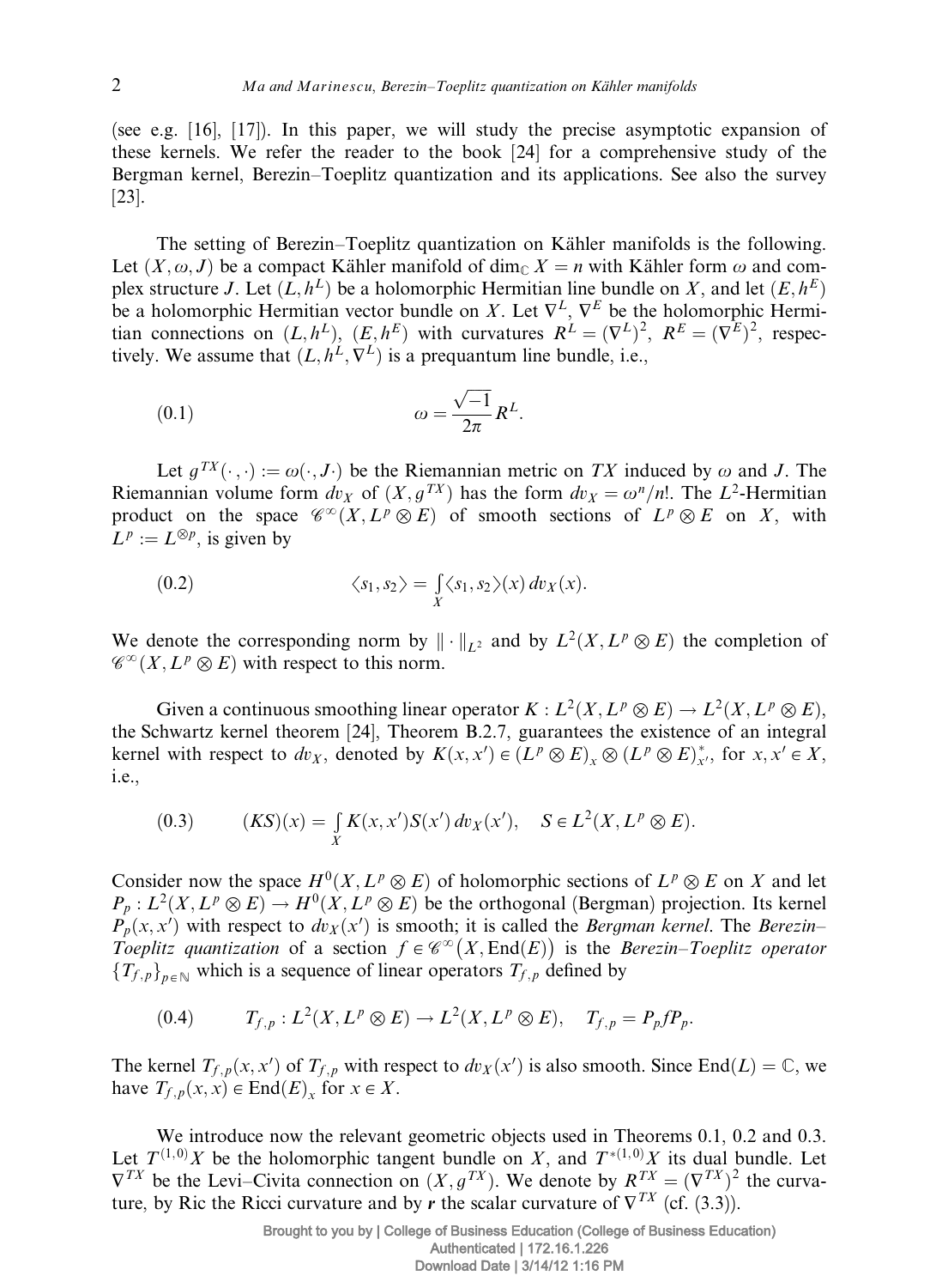(see e.g. [16], [17]). In this paper, we will study the precise asymptotic expansion of these kernels. We refer the reader to the book [24] for a comprehensive study of the Bergman kernel, Berezin–Toeplitz quantization and its applications. See also the survey [23].

The setting of Berezin–Toeplitz quantization on Kähler manifolds is the following. Let $(X, \omega, J)$ be a compact Kähler manifold of $\dim_{\mathbb{C}} X = n$ with Kähler form $\omega$ and complex structure $J$. Let $(L, h^L)$ be a holomorphic Hermitian line bundle on $X$, and let $(E, h^E)$ be a holomorphic Hermitian vector bundle on $X$. Let $\nabla^L$, $\nabla^E$ be the holomorphic Hermitian connections on $(L, h^L)$, $(E, h^E)$ with curvatures $R^L = (\nabla^L)^2$, $R^E = (\nabla^E)^2$, respectively. We assume that $(L, h^L, \nabla^L)$ is a prequantum line bundle, i.e.,

$$\omega = \frac{\sqrt{-1}}{2\pi} R^L. \tag{0.1}$$

Let $g^{TX}(\cdot,\cdot) := \omega(\cdot, J\cdot)$ be the Riemannian metric on $TX$ induced by $\omega$ and $J$. The Riemannian volume form $dv_X$ of $(X, g^{TX})$ has the form $dv_X = \omega^n/n!$. The $L^2$-Hermitian product on the space $\mathscr{C}^\infty(X, L^p \otimes E)$ of smooth sections of $L^p \otimes E$ on $X$, with $L^p := L^{\otimes p}$, is given by

$$\langle s_1, s_2 \rangle = \int_X \langle s_1, s_2 \rangle(x)\, dv_X(x). \tag{0.2}$$

We denote the corresponding norm by $\|\cdot\|_{L^2}$ and by $L^2(X, L^p \otimes E)$ the completion of $\mathscr{C}^\infty(X, L^p \otimes E)$ with respect to this norm.

Given a continuous smoothing linear operator $K : L^2(X, L^p \otimes E) \to L^2(X, L^p \otimes E)$, the Schwartz kernel theorem [24], Theorem B.2.7, guarantees the existence of an integral kernel with respect to $dv_X$, denoted by $K(x, x') \in (L^p \otimes E)_x \otimes (L^p \otimes E)^*_{x'}$, for $x, x' \in X$, i.e.,

$$(KS)(x) = \int_X K(x, x') S(x')\, dv_X(x'), \quad S \in L^2(X, L^p \otimes E). \tag{0.3}$$

Consider now the space $H^0(X, L^p \otimes E)$ of holomorphic sections of $L^p \otimes E$ on $X$ and let $P_p : L^2(X, L^p \otimes E) \to H^0(X, L^p \otimes E)$ be the orthogonal (Bergman) projection. Its kernel $P_p(x, x')$ with respect to $dv_X(x')$ is smooth; it is called the *Bergman kernel*. The *Berezin–Toeplitz quantization* of a section $f \in \mathscr{C}^\infty(X, \mathrm{End}(E))$ is the *Berezin–Toeplitz operator* $\{T_{f,p}\}_{p \in \mathbb{N}}$ which is a sequence of linear operators $T_{f,p}$ defined by

$$T_{f,p} : L^2(X, L^p \otimes E) \to L^2(X, L^p \otimes E), \quad T_{f,p} = P_p f P_p. \tag{0.4}$$

The kernel $T_{f,p}(x, x')$ of $T_{f,p}$ with respect to $dv_X(x')$ is also smooth. Since $\mathrm{End}(L) = \mathbb{C}$, we have $T_{f,p}(x, x) \in \mathrm{End}(E)_x$ for $x \in X$.

We introduce now the relevant geometric objects used in Theorems 0.1, 0.2 and 0.3. Let $T^{(1,0)}X$ be the holomorphic tangent bundle on $X$, and $T^{*(1,0)}X$ its dual bundle. Let $\nabla^{TX}$ be the Levi–Civita connection on $(X, g^{TX})$. We denote by $R^{TX} = (\nabla^{TX})^2$ the curvature, by Ric the Ricci curvature and by $\boldsymbol{r}$ the scalar curvature of $\nabla^{TX}$ (cf. (3.3)).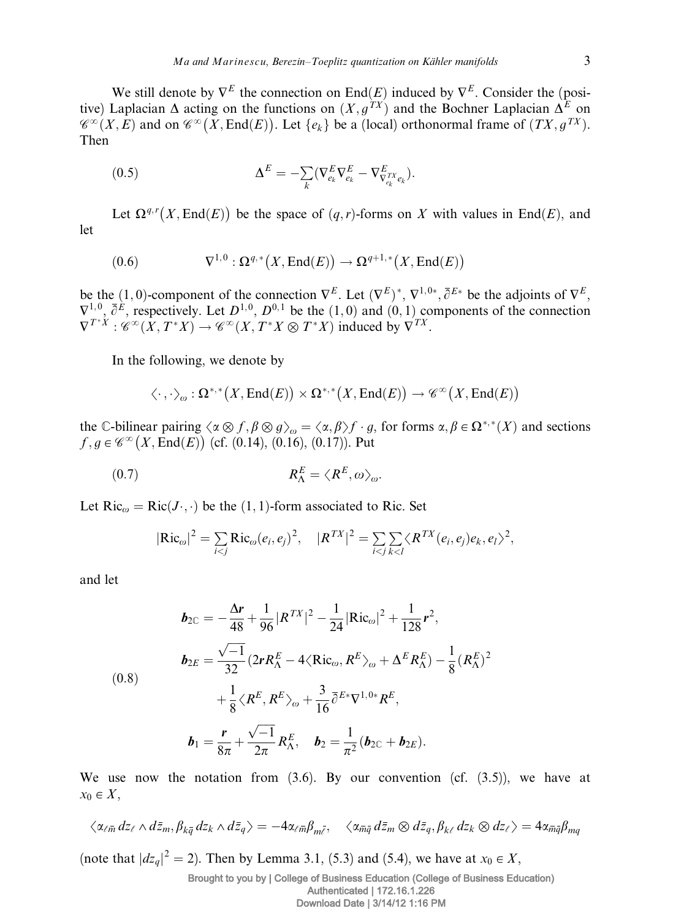We still denote by $\nabla^E$ the connection on $\mathrm{End}(E)$ induced by $\nabla^E$. Consider the (positive) Laplacian $\Delta$ acting on the functions on $(X, g^{TX})$ and the Bochner Laplacian $\Delta^E$ on $\mathscr{C}^\infty(X, E)$ and on $\mathscr{C}^\infty\big(X, \mathrm{End}(E)\big)$. Let $\{e_k\}$ be a (local) orthonormal frame of $(TX, g^{TX})$. Then

$$\Delta^E = -\sum_k (\nabla^E_{e_k}\nabla^E_{e_k} - \nabla^E_{\nabla^{TX}_{e_k}e_k}). \tag{0.5}$$

Let $\Omega^{q,r}\big(X, \mathrm{End}(E)\big)$ be the space of $(q,r)$-forms on $X$ with values in $\mathrm{End}(E)$, and let

$$\nabla^{1,0} : \Omega^{q,*}\big(X, \mathrm{End}(E)\big) \to \Omega^{q+1,*}\big(X, \mathrm{End}(E)\big) \tag{0.6}$$

be the $(1,0)$-component of the connection $\nabla^E$. Let $(\nabla^E)^*$, $\nabla^{1,0*}$, $\bar\partial^{E*}$ be the adjoints of $\nabla^E$, $\nabla^{1,0}$, $\bar\partial^E$, respectively. Let $D^{1,0}$, $D^{0,1}$ be the $(1,0)$ and $(0,1)$ components of the connection $\nabla^{T^*X} : \mathscr{C}^\infty(X, T^*X) \to \mathscr{C}^\infty(X, T^*X \otimes T^*X)$ induced by $\nabla^{TX}$.

In the following, we denote by

$$\langle \cdot, \cdot \rangle_\omega : \Omega^{*,*}\big(X, \mathrm{End}(E)\big) \times \Omega^{*,*}\big(X, \mathrm{End}(E)\big) \to \mathscr{C}^\infty\big(X, \mathrm{End}(E)\big)$$

the $\mathbb{C}$-bilinear pairing $\langle \alpha \otimes f, \beta \otimes g\rangle_\omega = \langle \alpha, \beta\rangle f \cdot g$, for forms $\alpha, \beta \in \Omega^{*,*}(X)$ and sections $f, g \in \mathscr{C}^\infty\big(X, \mathrm{End}(E)\big)$ (cf. (0.14), (0.16), (0.17)). Put

$$R^E_\Lambda = \langle R^E, \omega\rangle_\omega. \tag{0.7}$$

Let $\mathrm{Ric}_\omega = \mathrm{Ric}(J\cdot, \cdot)$ be the $(1,1)$-form associated to Ric. Set

$$|\mathrm{Ric}_\omega|^2 = \sum_{i<j} \mathrm{Ric}_\omega(e_i, e_j)^2, \quad |R^{TX}|^2 = \sum_{i<j}\sum_{k<l} \langle R^{TX}(e_i, e_j)e_k, e_l\rangle^2,$$

and let

$$\begin{aligned}
\boldsymbol{b}_{2\mathbb{C}} &= -\frac{\Delta \boldsymbol{r}}{48} + \frac{1}{96}|R^{TX}|^2 - \frac{1}{24}|\mathrm{Ric}_\omega|^2 + \frac{1}{128}\boldsymbol{r}^2,\\
\boldsymbol{b}_{2E} &= \frac{\sqrt{-1}}{32}(2\boldsymbol{r}R^E_\Lambda - 4\langle \mathrm{Ric}_\omega, R^E\rangle_\omega + \Delta^E R^E_\Lambda) - \frac{1}{8}(R^E_\Lambda)^2\\
&\quad + \frac{1}{8}\langle R^E, R^E\rangle_\omega + \frac{3}{16}\bar\partial^{E*}\nabla^{1,0*}R^E,\\
\boldsymbol{b}_1 &= \frac{\boldsymbol{r}}{8\pi} + \frac{\sqrt{-1}}{2\pi}R^E_\Lambda, \quad \boldsymbol{b}_2 = \frac{1}{\pi^2}(\boldsymbol{b}_{2\mathbb{C}} + \boldsymbol{b}_{2E}).
\end{aligned} \tag{0.8}$$

We use now the notation from (3.6). By our convention (cf. (3.5)), we have at $x_0 \in X$,

$$\langle \alpha_{\ell\bar m}\, dz_\ell \wedge d\bar z_m, \beta_{k\bar q}\, dz_k \wedge d\bar z_q\rangle = -4\alpha_{\ell\bar m}\beta_{m\bar\ell}, \quad \langle \alpha_{\bar m\bar q}\, d\bar z_m \otimes d\bar z_q, \beta_{k\ell}\, dz_k \otimes dz_\ell\rangle = 4\alpha_{\bar m\bar q}\beta_{mq}$$

(note that $|dz_q|^2 = 2$). Then by Lemma 3.1, (5.3) and (5.4), we have at $x_0 \in X$,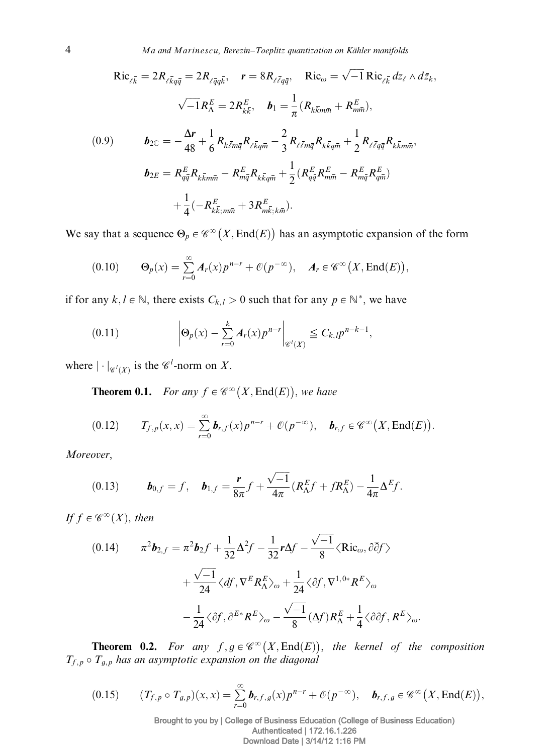$$\mathrm{Ric}_{\ell\bar{k}} = 2R_{\ell\bar{k}q\bar{q}} = 2R_{\ell\bar{q}q\bar{k}}, \quad \boldsymbol{r} = 8R_{\ell\bar{\ell}q\bar{q}}, \quad \mathrm{Ric}_\omega = \sqrt{-1}\,\mathrm{Ric}_{\ell\bar{k}}\, dz_\ell \wedge d\bar{z}_k,$$

$$\sqrt{-1}R^E_\Lambda = 2R^E_{k\bar{k}}, \quad \boldsymbol{b}_1 = \frac{1}{\pi}(R_{k\bar{k}m\bar{m}} + R^E_{m\bar{m}}),$$

$$(0.9) \qquad \boldsymbol{b}_{2\mathbb{C}} = -\frac{\Delta \boldsymbol{r}}{48} + \frac{1}{6}R_{k\bar{\ell}m\bar{q}}R_{\ell\bar{k}q\bar{m}} - \frac{2}{3}R_{\ell\bar{\ell}m\bar{q}}R_{k\bar{k}q\bar{m}} + \frac{1}{2}R_{\ell\bar{\ell}q\bar{q}}R_{k\bar{k}m\bar{m}},$$

$$\boldsymbol{b}_{2E} = R^E_{q\bar{q}}R_{k\bar{k}m\bar{m}} - R^E_{m\bar{q}}R_{k\bar{k}q\bar{m}} + \frac{1}{2}(R^E_{q\bar{q}}R^E_{m\bar{m}} - R^E_{m\bar{q}}R^E_{q\bar{m}}) + \frac{1}{4}(-R^E_{k\bar{k};m\bar{m}} + 3R^E_{m\bar{k};k\bar{m}}).$$

We say that a sequence $\Theta_p \in \mathscr{C}^\infty(X, \mathrm{End}(E))$ has an asymptotic expansion of the form

$$(0.10) \qquad \Theta_p(x) = \sum_{r=0}^{\infty} \boldsymbol{A}_r(x)p^{n-r} + \mathcal{O}(p^{-\infty}), \quad \boldsymbol{A}_r \in \mathscr{C}^\infty(X, \mathrm{End}(E)),$$

if for any $k, l \in \mathbb{N}$, there exists $C_{k,l} > 0$ such that for any $p \in \mathbb{N}^*$, we have

$$(0.11) \qquad \left|\Theta_p(x) - \sum_{r=0}^{k} \boldsymbol{A}_r(x)p^{n-r}\right|_{\mathscr{C}^l(X)} \leqq C_{k,l}p^{n-k-1},$$

where $|\cdot|_{\mathscr{C}^l(X)}$ is the $\mathscr{C}^l$-norm on $X$.

**Theorem 0.1.** *For any $f \in \mathscr{C}^\infty(X, \mathrm{End}(E))$, we have*

$$(0.12) \qquad T_{f,p}(x,x) = \sum_{r=0}^{\infty} \boldsymbol{b}_{r,f}(x)p^{n-r} + \mathcal{O}(p^{-\infty}), \quad \boldsymbol{b}_{r,f} \in \mathscr{C}^\infty(X, \mathrm{End}(E)).$$

*Moreover,*

$$(0.13) \qquad \boldsymbol{b}_{0,f} = f, \quad \boldsymbol{b}_{1,f} = \frac{\boldsymbol{r}}{8\pi}f + \frac{\sqrt{-1}}{4\pi}(R^E_\Lambda f + fR^E_\Lambda) - \frac{1}{4\pi}\Delta^E f.$$

*If $f \in \mathscr{C}^\infty(X)$, then*

$$(0.14) \qquad \pi^2 \boldsymbol{b}_{2,f} = \pi^2 \boldsymbol{b}_2 f + \frac{1}{32}\Delta^2 f - \frac{1}{32}\boldsymbol{r}\Delta f - \frac{\sqrt{-1}}{8}\langle \mathrm{Ric}_\omega, \partial\bar{\partial}f\rangle + \frac{\sqrt{-1}}{24}\langle df, \nabla^E R^E_\Lambda\rangle_\omega + \frac{1}{24}\langle \partial f, \nabla^{1,0*}R^E\rangle_\omega - \frac{1}{24}\langle \bar{\partial}f, \bar{\partial}^{E*}R^E\rangle_\omega - \frac{\sqrt{-1}}{8}(\Delta f)R^E_\Lambda + \frac{1}{4}\langle \partial\bar{\partial}f, R^E\rangle_\omega.$$

**Theorem 0.2.** *For any $f, g \in \mathscr{C}^\infty(X, \mathrm{End}(E))$, the kernel of the composition $T_{f,p} \circ T_{g,p}$ has an asymptotic expansion on the diagonal*

$$(0.15) \qquad (T_{f,p} \circ T_{g,p})(x,x) = \sum_{r=0}^{\infty} \boldsymbol{b}_{r,f,g}(x)p^{n-r} + \mathcal{O}(p^{-\infty}), \quad \boldsymbol{b}_{r,f,g} \in \mathscr{C}^\infty(X, \mathrm{End}(E)),$$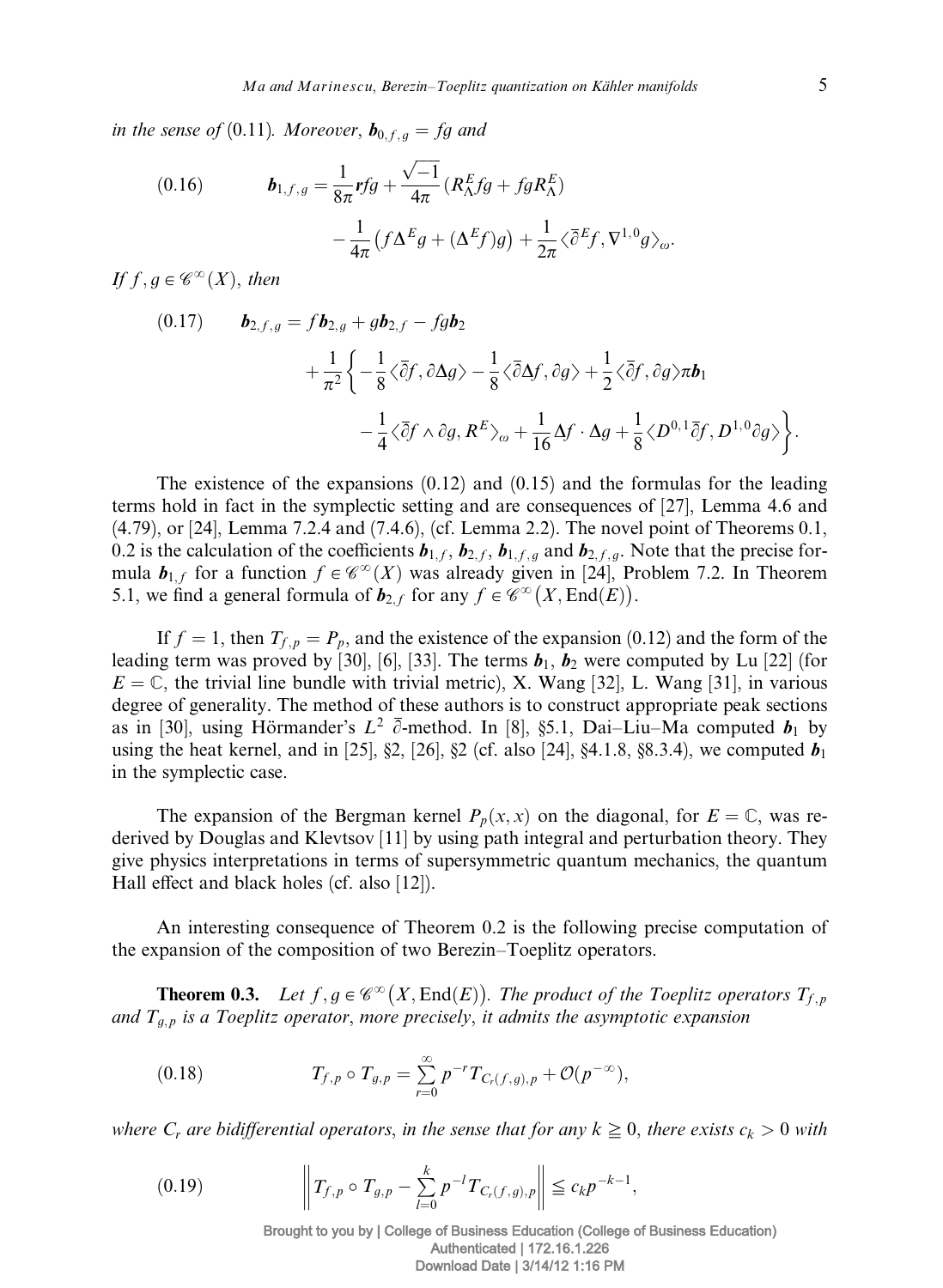*in the sense of* (0.11). *Moreover*, $\boldsymbol{b}_{0,f,g} = fg$ *and*

$$
\boldsymbol{b}_{1,f,g} = \frac{1}{8\pi}\boldsymbol{r}fg + \frac{\sqrt{-1}}{4\pi}\left(R^E_\Lambda fg + fgR^E_\Lambda\right) - \frac{1}{4\pi}\left(f\Delta^E g + (\Delta^E f)g\right) + \frac{1}{2\pi}\langle \overline{\partial}^E f, \nabla^{1,0} g\rangle_\omega. \tag{0.16}
$$

*If* $f, g \in \mathscr{C}^\infty(X)$, *then*

$$
\begin{aligned}
\boldsymbol{b}_{2,f,g} = {} & f\boldsymbol{b}_{2,g} + g\boldsymbol{b}_{2,f} - fg\boldsymbol{b}_2 \\
& + \frac{1}{\pi^2}\bigg\{ -\frac{1}{8}\langle \overline{\partial} f, \partial\Delta g\rangle - \frac{1}{8}\langle \overline{\partial}\Delta f, \partial g\rangle + \frac{1}{2}\langle \overline{\partial} f, \partial g\rangle \pi \boldsymbol{b}_1 \\
& \qquad - \frac{1}{4}\langle \overline{\partial} f \wedge \partial g, R^E\rangle_\omega + \frac{1}{16}\Delta f \cdot \Delta g + \frac{1}{8}\langle D^{0,1}\overline{\partial} f, D^{1,0}\partial g\rangle \bigg\}.
\end{aligned} \tag{0.17}
$$

The existence of the expansions (0.12) and (0.15) and the formulas for the leading terms hold in fact in the symplectic setting and are consequences of [27], Lemma 4.6 and (4.79), or [24], Lemma 7.2.4 and (7.4.6), (cf. Lemma 2.2). The novel point of Theorems 0.1, 0.2 is the calculation of the coefficients $\boldsymbol{b}_{1,f}$, $\boldsymbol{b}_{2,f}$, $\boldsymbol{b}_{1,f,g}$ and $\boldsymbol{b}_{2,f,g}$. Note that the precise formula $\boldsymbol{b}_{1,f}$ for a function $f \in \mathscr{C}^\infty(X)$ was already given in [24], Problem 7.2. In Theorem 5.1, we find a general formula of $\boldsymbol{b}_{2,f}$ for any $f \in \mathscr{C}^\infty(X, \mathrm{End}(E))$.

If $f = 1$, then $T_{f,p} = P_p$, and the existence of the expansion (0.12) and the form of the leading term was proved by [30], [6], [33]. The terms $\boldsymbol{b}_1$, $\boldsymbol{b}_2$ were computed by Lu [22] (for $E = \mathbb{C}$, the trivial line bundle with trivial metric), X. Wang [32], L. Wang [31], in various degree of generality. The method of these authors is to construct appropriate peak sections as in [30], using Hörmander's $L^2$ $\overline{\partial}$-method. In [8], §5.1, Dai–Liu–Ma computed $\boldsymbol{b}_1$ by using the heat kernel, and in [25], §2, [26], §2 (cf. also [24], §4.1.8, §8.3.4), we computed $\boldsymbol{b}_1$ in the symplectic case.

The expansion of the Bergman kernel $P_p(x,x)$ on the diagonal, for $E = \mathbb{C}$, was rederived by Douglas and Klevtsov [11] by using path integral and perturbation theory. They give physics interpretations in terms of supersymmetric quantum mechanics, the quantum Hall effect and black holes (cf. also [12]).

An interesting consequence of Theorem 0.2 is the following precise computation of the expansion of the composition of two Berezin–Toeplitz operators.

**Theorem 0.3.** *Let* $f, g \in \mathscr{C}^\infty(X, \mathrm{End}(E))$. *The product of the Toeplitz operators* $T_{f,p}$ *and* $T_{g,p}$ *is a Toeplitz operator, more precisely, it admits the asymptotic expansion*

$$
T_{f,p} \circ T_{g,p} = \sum_{r=0}^{\infty} p^{-r} T_{C_r(f,g),p} + \mathcal{O}(p^{-\infty}), \tag{0.18}
$$

*where* $C_r$ *are bidifferential operators, in the sense that for any* $k \geqq 0$, *there exists* $c_k > 0$ *with*

$$
\left\| T_{f,p} \circ T_{g,p} - \sum_{l=0}^{k} p^{-l} T_{C_r(f,g),p} \right\| \leqq c_k p^{-k-1}, \tag{0.19}
$$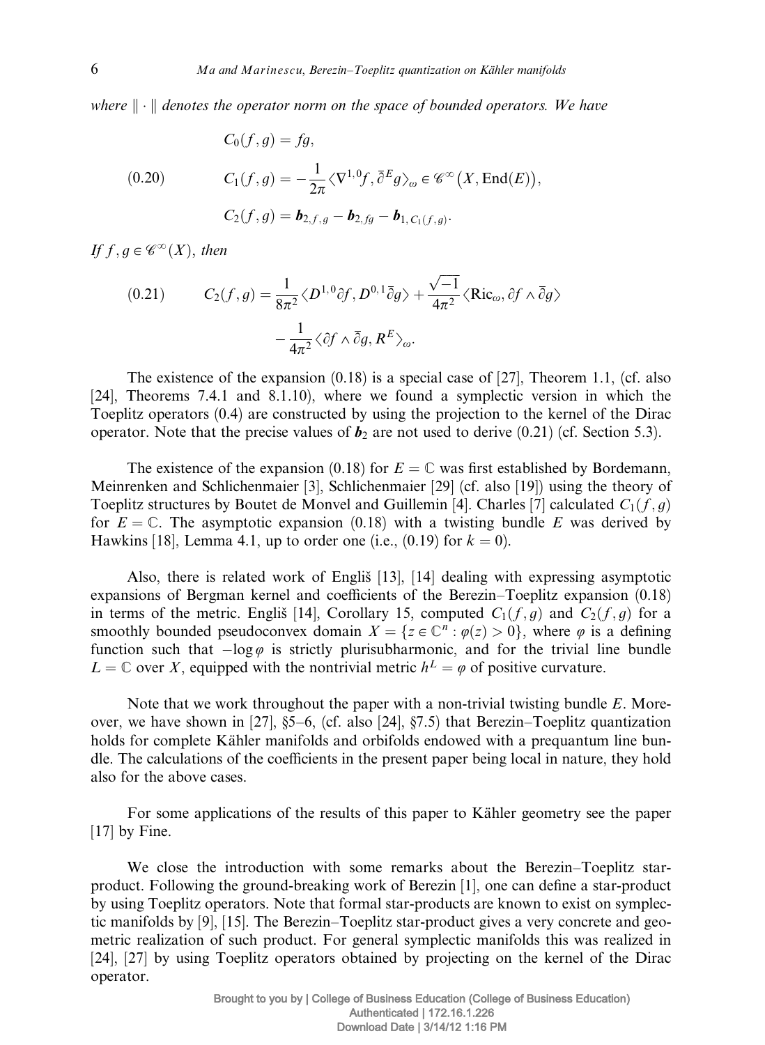*where* $\|\cdot\|$ *denotes the operator norm on the space of bounded operators. We have*

$$
\begin{aligned}
&C_0(f,g) = fg, \\
(0.20) \qquad &C_1(f,g) = -\frac{1}{2\pi}\langle \nabla^{1,0} f, \bar{\partial}^E g\rangle_\omega \in \mathscr{C}^\infty\big(X, \operatorname{End}(E)\big), \\
&C_2(f,g) = \boldsymbol{b}_{2,f,g} - \boldsymbol{b}_{2,fg} - \boldsymbol{b}_{1,C_1(f,g)}.
\end{aligned}
$$

*If* $f, g \in \mathscr{C}^\infty(X)$, *then*

$$
(0.21) \qquad C_2(f,g) = \frac{1}{8\pi^2}\langle D^{1,0}\partial f, D^{0,1}\bar{\partial} g\rangle + \frac{\sqrt{-1}}{4\pi^2}\langle \mathrm{Ric}_\omega, \partial f \wedge \bar{\partial} g\rangle - \frac{1}{4\pi^2}\langle \partial f \wedge \bar{\partial} g, R^E\rangle_\omega.
$$

The existence of the expansion (0.18) is a special case of [27], Theorem 1.1, (cf. also [24], Theorems 7.4.1 and 8.1.10), where we found a symplectic version in which the Toeplitz operators (0.4) are constructed by using the projection to the kernel of the Dirac operator. Note that the precise values of $\boldsymbol{b}_2$ are not used to derive (0.21) (cf. Section 5.3).

The existence of the expansion (0.18) for $E = \mathbb{C}$ was first established by Bordemann, Meinrenken and Schlichenmaier [3], Schlichenmaier [29] (cf. also [19]) using the theory of Toeplitz structures by Boutet de Monvel and Guillemin [4]. Charles [7] calculated $C_1(f,g)$ for $E = \mathbb{C}$. The asymptotic expansion (0.18) with a twisting bundle $E$ was derived by Hawkins [18], Lemma 4.1, up to order one (i.e., (0.19) for $k = 0$).

Also, there is related work of Engliš [13], [14] dealing with expressing asymptotic expansions of Bergman kernel and coefficients of the Berezin–Toeplitz expansion (0.18) in terms of the metric. Engliš [14], Corollary 15, computed $C_1(f,g)$ and $C_2(f,g)$ for a smoothly bounded pseudoconvex domain $X = \{z \in \mathbb{C}^n : \varphi(z) > 0\}$, where $\varphi$ is a defining function such that $-\log\varphi$ is strictly plurisubharmonic, and for the trivial line bundle $L = \mathbb{C}$ over $X$, equipped with the nontrivial metric $h^L = \varphi$ of positive curvature.

Note that we work throughout the paper with a non-trivial twisting bundle $E$. Moreover, we have shown in [27], §5–6, (cf. also [24], §7.5) that Berezin–Toeplitz quantization holds for complete Kähler manifolds and orbifolds endowed with a prequantum line bundle. The calculations of the coefficients in the present paper being local in nature, they hold also for the above cases.

For some applications of the results of this paper to Kähler geometry see the paper [17] by Fine.

We close the introduction with some remarks about the Berezin–Toeplitz star-product. Following the ground-breaking work of Berezin [1], one can define a star-product by using Toeplitz operators. Note that formal star-products are known to exist on symplectic manifolds by [9], [15]. The Berezin–Toeplitz star-product gives a very concrete and geometric realization of such product. For general symplectic manifolds this was realized in [24], [27] by using Toeplitz operators obtained by projecting on the kernel of the Dirac operator.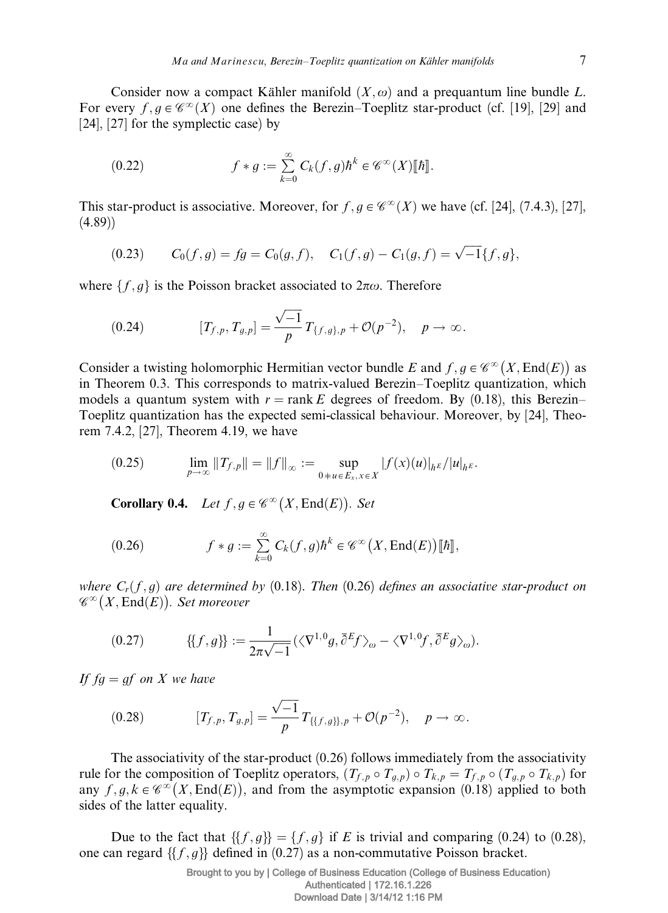Consider now a compact Kähler manifold $(X, \omega)$ and a prequantum line bundle $L$. For every $f, g \in \mathscr{C}^\infty(X)$ one defines the Berezin–Toeplitz star-product (cf. [19], [29] and [24], [27] for the symplectic case) by

$$f * g := \sum_{k=0}^{\infty} C_k(f, g) \hbar^k \in \mathscr{C}^\infty(X)[\![\hbar]\!]. \tag{0.22}$$

This star-product is associative. Moreover, for $f, g \in \mathscr{C}^\infty(X)$ we have (cf. [24], (7.4.3), [27], (4.89))

$$C_0(f, g) = fg = C_0(g, f), \quad C_1(f, g) - C_1(g, f) = \sqrt{-1}\{f, g\}, \tag{0.23}$$

where $\{f, g\}$ is the Poisson bracket associated to $2\pi\omega$. Therefore

$$[T_{f,p}, T_{g,p}] = \frac{\sqrt{-1}}{p} T_{\{f,g\},p} + \mathcal{O}(p^{-2}), \quad p \to \infty. \tag{0.24}$$

Consider a twisting holomorphic Hermitian vector bundle $E$ and $f, g \in \mathscr{C}^\infty(X, \mathrm{End}(E))$ as in Theorem 0.3. This corresponds to matrix-valued Berezin–Toeplitz quantization, which models a quantum system with $r = \operatorname{rank} E$ degrees of freedom. By (0.18), this Berezin–Toeplitz quantization has the expected semi-classical behaviour. Moreover, by [24], Theorem 7.4.2, [27], Theorem 4.19, we have

$$\lim_{p \to \infty} \|T_{f,p}\| = \|f\|_\infty := \sup_{0 \neq u \in E_x, x \in X} |f(x)(u)|_{h^E} / |u|_{h^E}. \tag{0.25}$$

**Corollary 0.4.** *Let $f, g \in \mathscr{C}^\infty(X, \mathrm{End}(E))$. Set*

$$f * g := \sum_{k=0}^{\infty} C_k(f, g) \hbar^k \in \mathscr{C}^\infty(X, \mathrm{End}(E))[\![\hbar]\!], \tag{0.26}$$

*where $C_r(f, g)$ are determined by* (0.18). *Then* (0.26) *defines an associative star-product on $\mathscr{C}^\infty(X, \mathrm{End}(E))$. Set moreover*

$$\{\{f, g\}\} := \frac{1}{2\pi\sqrt{-1}} \left( \langle \nabla^{1,0} g, \bar{\partial}^E f \rangle_\omega - \langle \nabla^{1,0} f, \bar{\partial}^E g \rangle_\omega \right). \tag{0.27}$$

*If $fg = gf$ on $X$ we have*

$$[T_{f,p}, T_{g,p}] = \frac{\sqrt{-1}}{p} T_{\{\{f,g\}\},p} + \mathcal{O}(p^{-2}), \quad p \to \infty. \tag{0.28}$$

The associativity of the star-product (0.26) follows immediately from the associativity rule for the composition of Toeplitz operators, $(T_{f,p} \circ T_{g,p}) \circ T_{k,p} = T_{f,p} \circ (T_{g,p} \circ T_{k,p})$ for any $f, g, k \in \mathscr{C}^\infty(X, \mathrm{End}(E))$, and from the asymptotic expansion (0.18) applied to both sides of the latter equality.

Due to the fact that $\{\{f, g\}\} = \{f, g\}$ if $E$ is trivial and comparing (0.24) to (0.28), one can regard $\{\{f, g\}\}$ defined in (0.27) as a non-commutative Poisson bracket.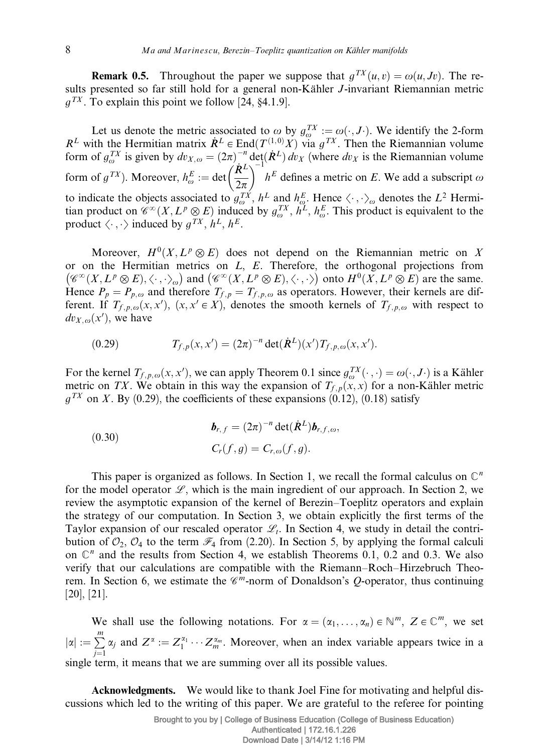**Remark 0.5.** Throughout the paper we suppose that $g^{TX}(u,v) = \omega(u, Jv)$. The results presented so far still hold for a general non-Kähler $J$-invariant Riemannian metric $g^{TX}$. To explain this point we follow [24, §4.1.9].

Let us denote the metric associated to $\omega$ by $g^{TX}_{\omega} := \omega(\cdot, J\cdot)$. We identify the 2-form $R^L$ with the Hermitian matrix $\dot{R}^L \in \mathrm{End}(T^{(1,0)}X)$ via $g^{TX}$. Then the Riemannian volume form of $g^{TX}_{\omega}$ is given by $dv_{X,\omega} = (2\pi)^{-n} \det(\dot{R}^L)\, dv_X$ (where $dv_X$ is the Riemannian volume form of $g^{TX}$). Moreover, $h^E_{\omega} := \det\left(\dfrac{\dot{R}^L}{2\pi}\right)^{-1} h^E$ defines a metric on $E$. We add a subscript $\omega$ to indicate the objects associated to $g^{TX}_{\omega}$, $h^L$ and $h^E_{\omega}$. Hence $\langle\cdot,\cdot\rangle_{\omega}$ denotes the $L^2$ Hermitian product on $\mathscr{C}^{\infty}(X, L^p \otimes E)$ induced by $g^{TX}_{\omega}$, $h^L$, $h^E_{\omega}$. This product is equivalent to the product $\langle\cdot,\cdot\rangle$ induced by $g^{TX}$, $h^L$, $h^E$.

Moreover, $H^0(X, L^p \otimes E)$ does not depend on the Riemannian metric on $X$ or on the Hermitian metrics on $L$, $E$. Therefore, the orthogonal projections from $\left(\mathscr{C}^{\infty}(X, L^p \otimes E), \langle\cdot,\cdot\rangle_{\omega}\right)$ and $\left(\mathscr{C}^{\infty}(X, L^p \otimes E), \langle\cdot,\cdot\rangle\right)$ onto $H^0(X, L^p \otimes E)$ are the same. Hence $P_p = P_{p,\omega}$ and therefore $T_{f,p} = T_{f,p,\omega}$ as operators. However, their kernels are different. If $T_{f,p,\omega}(x,x')$, $(x,x' \in X)$, denotes the smooth kernels of $T_{f,p,\omega}$ with respect to $dv_{X,\omega}(x')$, we have

$$
T_{f,p}(x,x') = (2\pi)^{-n} \det(\dot{R}^L)(x')\, T_{f,p,\omega}(x,x'). \tag{0.29}
$$

For the kernel $T_{f,p,\omega}(x,x')$, we can apply Theorem 0.1 since $g^{TX}_{\omega}(\cdot,\cdot) = \omega(\cdot, J\cdot)$ is a Kähler metric on $TX$. We obtain in this way the expansion of $T_{f,p}(x,x)$ for a non-Kähler metric $g^{TX}$ on $X$. By (0.29), the coefficients of these expansions (0.12), (0.18) satisfy

$$
\begin{aligned}
\boldsymbol{b}_{r,f} &= (2\pi)^{-n} \det(\dot{R}^L)\boldsymbol{b}_{r,f,\omega}, \\
C_r(f,g) &= C_{r,\omega}(f,g).
\end{aligned} \tag{0.30}
$$

This paper is organized as follows. In Section 1, we recall the formal calculus on $\mathbb{C}^n$ for the model operator $\mathscr{L}$, which is the main ingredient of our approach. In Section 2, we review the asymptotic expansion of the kernel of Berezin–Toeplitz operators and explain the strategy of our computation. In Section 3, we obtain explicitly the first terms of the Taylor expansion of our rescaled operator $\mathscr{L}_t$. In Section 4, we study in detail the contribution of $\mathcal{O}_2$, $\mathcal{O}_4$ to the term $\mathscr{F}_4$ from (2.20). In Section 5, by applying the formal calculi on $\mathbb{C}^n$ and the results from Section 4, we establish Theorems 0.1, 0.2 and 0.3. We also verify that our calculations are compatible with the Riemann–Roch–Hirzebruch Theorem. In Section 6, we estimate the $\mathscr{C}^m$-norm of Donaldson's $Q$-operator, thus continuing [20], [21].

We shall use the following notations. For $\alpha = (\alpha_1, \ldots, \alpha_n) \in \mathbb{N}^m$, $Z \in \mathbb{C}^m$, we set $|\alpha| := \sum_{j=1}^{m} \alpha_j$ and $Z^{\alpha} := Z_1^{\alpha_1} \cdots Z_m^{\alpha_m}$. Moreover, when an index variable appears twice in a single term, it means that we are summing over all its possible values.

**Acknowledgments.** We would like to thank Joel Fine for motivating and helpful discussions which led to the writing of this paper. We are grateful to the referee for pointing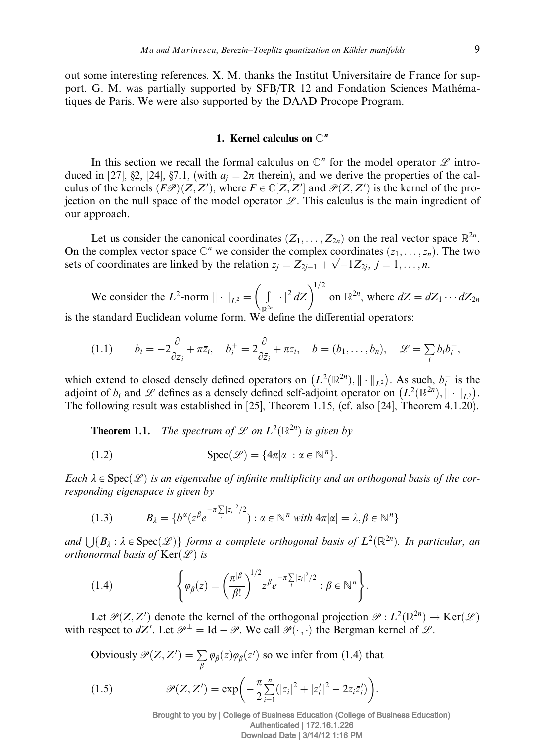out some interesting references. X. M. thanks the Institut Universitaire de France for support. G. M. was partially supported by SFB/TR 12 and Fondation Sciences Mathématiques de Paris. We were also supported by the DAAD Procope Program.

## 1. Kernel calculus on $\mathbb{C}^n$

In this section we recall the formal calculus on $\mathbb{C}^n$ for the model operator $\mathscr{L}$ introduced in [27], §2, [24], §7.1, (with $a_j = 2\pi$ therein), and we derive the properties of the calculus of the kernels $(F\mathscr{P})(Z,Z')$, where $F \in \mathbb{C}[Z,Z']$ and $\mathscr{P}(Z,Z')$ is the kernel of the projection on the null space of the model operator $\mathscr{L}$. This calculus is the main ingredient of our approach.

Let us consider the canonical coordinates $(Z_1,\dots,Z_{2n})$ on the real vector space $\mathbb{R}^{2n}$. On the complex vector space $\mathbb{C}^n$ we consider the complex coordinates $(z_1,\dots,z_n)$. The two sets of coordinates are linked by the relation $z_j = Z_{2j-1} + \sqrt{-1}Z_{2j}$, $j = 1,\dots,n$.

We consider the $L^2$-norm $\|\cdot\|_{L^2} = \left(\int_{\mathbb{R}^{2n}} |\cdot|^2\, dZ\right)^{1/2}$ on $\mathbb{R}^{2n}$, where $dZ = dZ_1\cdots dZ_{2n}$ is the standard Euclidean volume form. We define the differential operators:

$$
(1.1)\qquad b_i = -2\frac{\partial}{\partial z_i} + \pi \bar{z}_i,\quad b_i^+ = 2\frac{\partial}{\partial \bar{z}_i} + \pi z_i,\quad b = (b_1,\dots,b_n),\quad \mathscr{L} = \sum_i b_i b_i^+,
$$

which extend to closed densely defined operators on $\left(L^2(\mathbb{R}^{2n}), \|\cdot\|_{L^2}\right)$. As such, $b_i^+$ is the adjoint of $b_i$ and $\mathscr{L}$ defines as a densely defined self-adjoint operator on $\left(L^2(\mathbb{R}^{2n}), \|\cdot\|_{L^2}\right)$. The following result was established in [25], Theorem 1.15, (cf. also [24], Theorem 4.1.20).

**Theorem 1.1.** *The spectrum of $\mathscr{L}$ on $L^2(\mathbb{R}^{2n})$ is given by*

$$
(1.2)\qquad \operatorname{Spec}(\mathscr{L}) = \{4\pi|\alpha| : \alpha \in \mathbb{N}^n\}.
$$

*Each $\lambda \in \operatorname{Spec}(\mathscr{L})$ is an eigenvalue of infinite multiplicity and an orthogonal basis of the corresponding eigenspace is given by*

$$
(1.3)\qquad B_\lambda = \{b^\alpha(z^\beta e^{-\pi\sum_i |z_i|^2/2}) : \alpha \in \mathbb{N}^n \text{ with } 4\pi|\alpha| = \lambda, \beta \in \mathbb{N}^n\}
$$

*and $\bigcup\{B_\lambda : \lambda \in \operatorname{Spec}(\mathscr{L})\}$ forms a complete orthogonal basis of $L^2(\mathbb{R}^{2n})$. In particular, an orthonormal basis of $\operatorname{Ker}(\mathscr{L})$ is*

$$
(1.4)\qquad \left\{\varphi_\beta(z) = \left(\frac{\pi^{|\beta|}}{\beta!}\right)^{1/2} z^\beta e^{-\pi\sum_i |z_i|^2/2} : \beta \in \mathbb{N}^n\right\}.
$$

Let $\mathscr{P}(Z,Z')$ denote the kernel of the orthogonal projection $\mathscr{P} : L^2(\mathbb{R}^{2n}) \to \operatorname{Ker}(\mathscr{L})$ with respect to $dZ'$. Let $\mathscr{P}^\perp = \operatorname{Id} - \mathscr{P}$. We call $\mathscr{P}(\cdot,\cdot)$ the Bergman kernel of $\mathscr{L}$.

Obviously $\mathscr{P}(Z,Z') = \sum_\beta \varphi_\beta(z)\overline{\varphi_\beta(z')}$ so we infer from (1.4) that

$$
(1.5)\qquad \mathscr{P}(Z,Z') = \exp\left(-\frac{\pi}{2}\sum_{i=1}^n \left(|z_i|^2 + |z_i'|^2 - 2z_i\bar{z}_i'\right)\right).
$$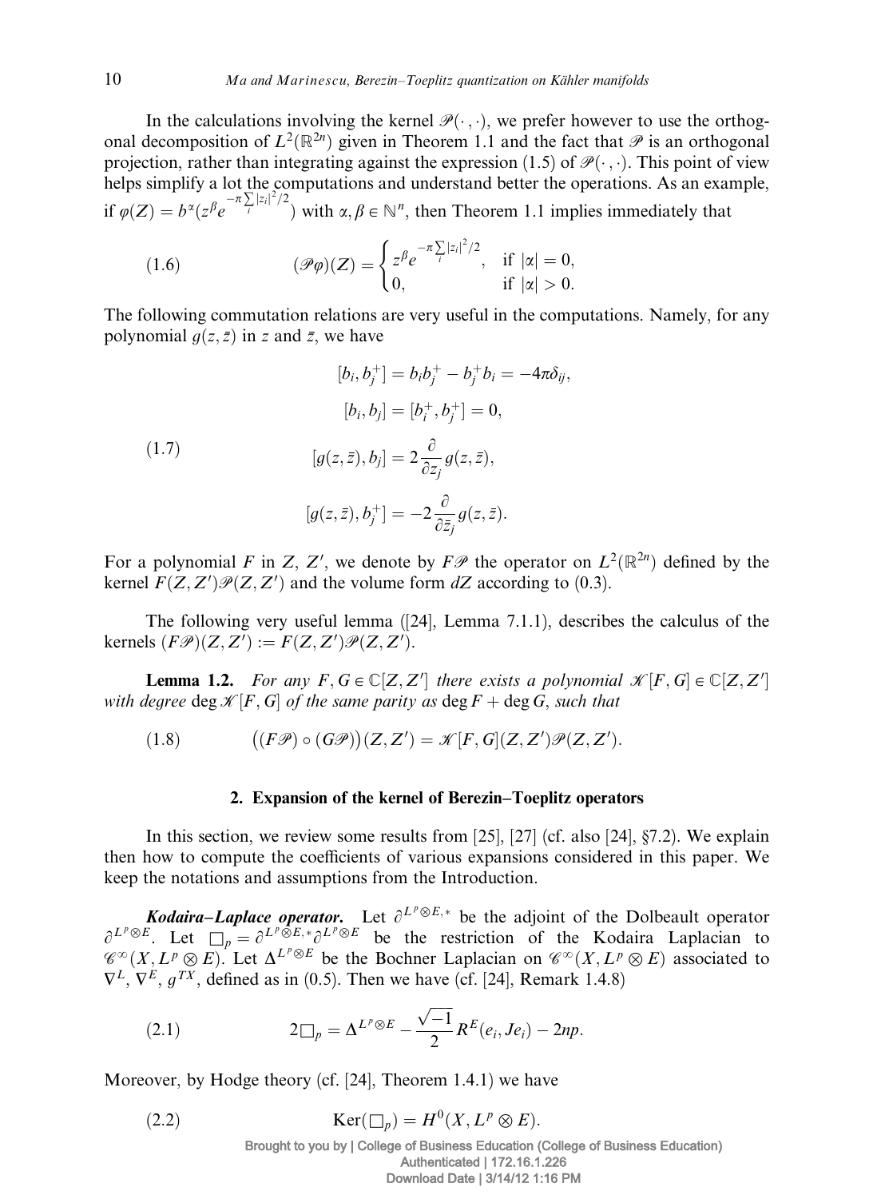In the calculations involving the kernel $\mathscr{P}(\cdot,\cdot)$, we prefer however to use the orthogonal decomposition of $L^2(\mathbb{R}^{2n})$ given in Theorem 1.1 and the fact that $\mathscr{P}$ is an orthogonal projection, rather than integrating against the expression (1.5) of $\mathscr{P}(\cdot,\cdot)$. This point of view helps simplify a lot the computations and understand better the operations. As an example, if $\varphi(Z) = b^\alpha(z^\beta e^{-\pi\sum_i |z_i|^2/2})$ with $\alpha, \beta \in \mathbb{N}^n$, then Theorem 1.1 implies immediately that

$$(\mathscr{P}\varphi)(Z) = \begin{cases} z^\beta e^{-\pi\sum_i |z_i|^2/2}, & \text{if } |\alpha| = 0, \\ 0, & \text{if } |\alpha| > 0. \end{cases} \tag{1.6}$$

The following commutation relations are very useful in the computations. Namely, for any polynomial $g(z,\bar{z})$ in $z$ and $\bar{z}$, we have

$$\begin{aligned} [b_i, b_j^+] &= b_i b_j^+ - b_j^+ b_i = -4\pi\delta_{ij}, \\ [b_i, b_j] &= [b_i^+, b_j^+] = 0, \\ [g(z,\bar{z}), b_j] &= 2\frac{\partial}{\partial z_j} g(z,\bar{z}), \\ [g(z,\bar{z}), b_j^+] &= -2\frac{\partial}{\partial \bar{z}_j} g(z,\bar{z}). \end{aligned} \tag{1.7}$$

For a polynomial $F$ in $Z$, $Z'$, we denote by $F\mathscr{P}$ the operator on $L^2(\mathbb{R}^{2n})$ defined by the kernel $F(Z,Z')\mathscr{P}(Z,Z')$ and the volume form $dZ$ according to (0.3).

The following very useful lemma ([24], Lemma 7.1.1), describes the calculus of the kernels $(F\mathscr{P})(Z,Z') := F(Z,Z')\mathscr{P}(Z,Z')$.

**Lemma 1.2.** *For any $F, G \in \mathbb{C}[Z,Z']$ there exists a polynomial $\mathscr{K}[F,G] \in \mathbb{C}[Z,Z']$ with degree $\deg \mathscr{K}[F,G]$ of the same parity as $\deg F + \deg G$, such that*

$$\big((F\mathscr{P}) \circ (G\mathscr{P})\big)(Z,Z') = \mathscr{K}[F,G](Z,Z')\mathscr{P}(Z,Z'). \tag{1.8}$$

## 2. Expansion of the kernel of Berezin–Toeplitz operators

In this section, we review some results from [25], [27] (cf. also [24], §7.2). We explain then how to compute the coefficients of various expansions considered in this paper. We keep the notations and assumptions from the Introduction.

***Kodaira–Laplace operator.*** Let $\bar{\partial}^{L^p\otimes E,*}$ be the adjoint of the Dolbeault operator $\bar{\partial}^{L^p\otimes E}$. Let $\square_p = \bar{\partial}^{L^p\otimes E,*}\bar{\partial}^{L^p\otimes E}$ be the restriction of the Kodaira Laplacian to $\mathscr{C}^\infty(X, L^p\otimes E)$. Let $\Delta^{L^p\otimes E}$ be the Bochner Laplacian on $\mathscr{C}^\infty(X, L^p\otimes E)$ associated to $\nabla^L$, $\nabla^E$, $g^{TX}$, defined as in (0.5). Then we have (cf. [24], Remark 1.4.8)

$$2\square_p = \Delta^{L^p\otimes E} - \frac{\sqrt{-1}}{2}R^E(e_i, Je_i) - 2np. \tag{2.1}$$

Moreover, by Hodge theory (cf. [24], Theorem 1.4.1) we have

$$\operatorname{Ker}(\square_p) = H^0(X, L^p\otimes E). \tag{2.2}$$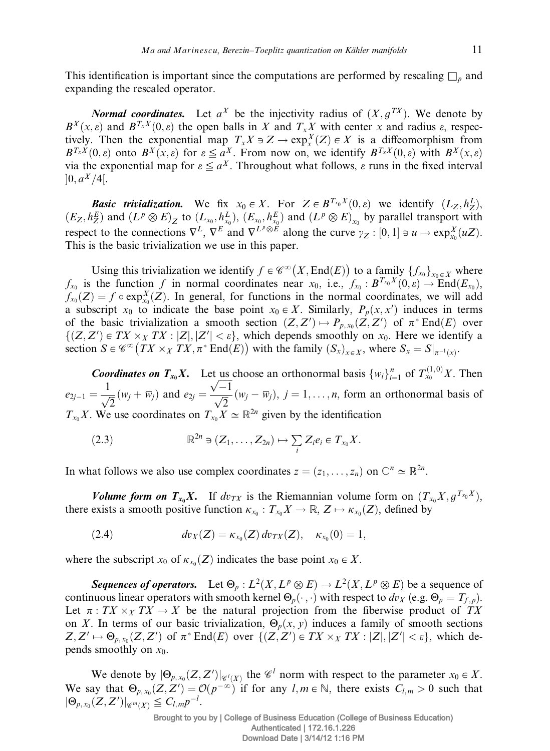This identification is important since the computations are performed by rescaling $\square_p$ and expanding the rescaled operator.

***Normal coordinates.*** Let $a^X$ be the injectivity radius of $(X, g^{TX})$. We denote by $B^X(x, \varepsilon)$ and $B^{T_xX}(0, \varepsilon)$ the open balls in $X$ and $T_xX$ with center $x$ and radius $\varepsilon$, respectively. Then the exponential map $T_xX \ni Z \to \exp_x^X(Z) \in X$ is a diffeomorphism from $B^{T_xX}(0, \varepsilon)$ onto $B^X(x, \varepsilon)$ for $\varepsilon \leqq a^X$. From now on, we identify $B^{T_xX}(0, \varepsilon)$ with $B^X(x, \varepsilon)$ via the exponential map for $\varepsilon \leqq a^X$. Throughout what follows, $\varepsilon$ runs in the fixed interval $]0, a^X/4[$.

***Basic trivialization.*** We fix $x_0 \in X$. For $Z \in B^{T_{x_0}X}(0, \varepsilon)$ we identify $(L_Z, h_Z^L)$, $(E_Z, h_Z^E)$ and $(L^p \otimes E)_Z$ to $(L_{x_0}, h_{x_0}^L)$, $(E_{x_0}, h_{x_0}^E)$ and $(L^p \otimes E)_{x_0}$ by parallel transport with respect to the connections $\nabla^L$, $\nabla^E$ and $\nabla^{L^p \otimes E}$ along the curve $\gamma_Z : [0, 1] \ni u \to \exp_{x_0}^X(uZ)$. This is the basic trivialization we use in this paper.

Using this trivialization we identify $f \in \mathscr{C}^\infty(X, \operatorname{End}(E))$ to a family $\{f_{x_0}\}_{x_0 \in X}$ where $f_{x_0}$ is the function $f$ in normal coordinates near $x_0$, i.e., $f_{x_0} : B^{T_{x_0}X}(0, \varepsilon) \to \operatorname{End}(E_{x_0})$, $f_{x_0}(Z) = f \circ \exp_{x_0}^X(Z)$. In general, for functions in the normal coordinates, we will add a subscript $x_0$ to indicate the base point $x_0 \in X$. Similarly, $P_p(x, x')$ induces in terms of the basic trivialization a smooth section $(Z, Z') \mapsto P_{p,x_0}(Z, Z')$ of $\pi^* \operatorname{End}(E)$ over $\{(Z, Z') \in TX \times_X TX : |Z|, |Z'| < \varepsilon\}$, which depends smoothly on $x_0$. Here we identify a section $S \in \mathscr{C}^\infty(TX \times_X TX, \pi^* \operatorname{End}(E))$ with the family $(S_x)_{x \in X}$, where $S_x = S|_{\pi^{-1}(x)}$.

***Coordinates on $T_{x_0}X$.*** Let us choose an orthonormal basis $\{w_i\}_{i=1}^n$ of $T_{x_0}^{(1,0)}X$. Then $e_{2j-1} = \dfrac{1}{\sqrt{2}}(w_j + \overline{w}_j)$ and $e_{2j} = \dfrac{\sqrt{-1}}{\sqrt{2}}(w_j - \overline{w}_j)$, $j = 1, \dots, n$, form an orthonormal basis of $T_{x_0}X$. We use coordinates on $T_{x_0}X \simeq \mathbb{R}^{2n}$ given by the identification

$$\mathbb{R}^{2n} \ni (Z_1, \dots, Z_{2n}) \mapsto \sum_i Z_i e_i \in T_{x_0}X. \tag{2.3}$$

In what follows we also use complex coordinates $z = (z_1, \dots, z_n)$ on $\mathbb{C}^n \simeq \mathbb{R}^{2n}$.

***Volume form on $T_{x_0}X$.*** If $dv_{TX}$ is the Riemannian volume form on $(T_{x_0}X, g^{T_{x_0}X})$, there exists a smooth positive function $\kappa_{x_0} : T_{x_0}X \to \mathbb{R}$, $Z \mapsto \kappa_{x_0}(Z)$, defined by

$$dv_X(Z) = \kappa_{x_0}(Z)\, dv_{TX}(Z), \quad \kappa_{x_0}(0) = 1, \tag{2.4}$$

where the subscript $x_0$ of $\kappa_{x_0}(Z)$ indicates the base point $x_0 \in X$.

***Sequences of operators.*** Let $\Theta_p : L^2(X, L^p \otimes E) \to L^2(X, L^p \otimes E)$ be a sequence of continuous linear operators with smooth kernel $\Theta_p(\cdot, \cdot)$ with respect to $dv_X$ (e.g. $\Theta_p = T_{f,p}$). Let $\pi : TX \times_X TX \to X$ be the natural projection from the fiberwise product of $TX$ on $X$. In terms of our basic trivialization, $\Theta_p(x, y)$ induces a family of smooth sections $Z, Z' \mapsto \Theta_{p,x_0}(Z, Z')$ of $\pi^* \operatorname{End}(E)$ over $\{(Z, Z') \in TX \times_X TX : |Z|, |Z'| < \varepsilon\}$, which depends smoothly on $x_0$.

We denote by $|\Theta_{p,x_0}(Z, Z')|_{\mathscr{C}^l(X)}$ the $\mathscr{C}^l$ norm with respect to the parameter $x_0 \in X$. We say that $\Theta_{p,x_0}(Z, Z') = \mathcal{O}(p^{-\infty})$ if for any $l, m \in \mathbb{N}$, there exists $C_{l,m} > 0$ such that $|\Theta_{p,x_0}(Z, Z')|_{\mathscr{C}^m(X)} \leqq C_{l,m} p^{-l}$.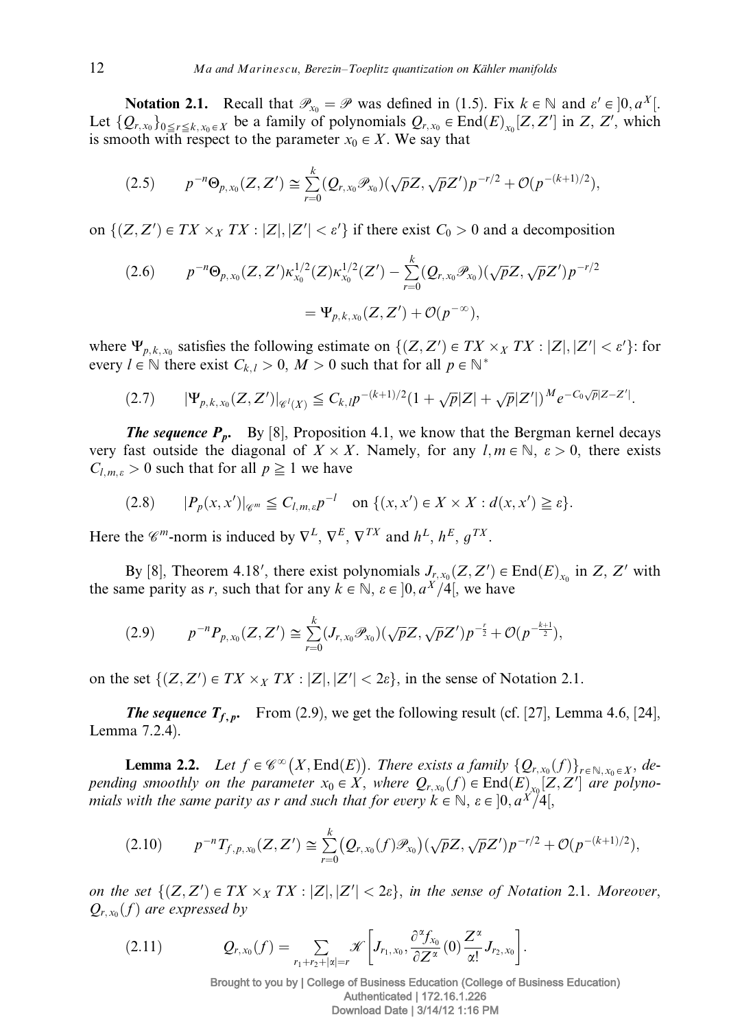**Notation 2.1.** Recall that $\mathscr{P}_{x_0} = \mathscr{P}$ was defined in (1.5). Fix $k \in \mathbb{N}$ and $\varepsilon' \in ]0, a^X[$. Let $\{Q_{r,x_0}\}_{0 \leqq r \leqq k, x_0 \in X}$ be a family of polynomials $Q_{r,x_0} \in \mathrm{End}(E)_{x_0}[Z, Z']$ in $Z$, $Z'$, which is smooth with respect to the parameter $x_0 \in X$. We say that

$$p^{-n}\Theta_{p,x_0}(Z,Z') \cong \sum_{r=0}^{k} (Q_{r,x_0}\mathscr{P}_{x_0})(\sqrt{p}Z, \sqrt{p}Z')p^{-r/2} + \mathcal{O}(p^{-(k+1)/2}), \tag{2.5}$$

on $\{(Z,Z') \in TX \times_X TX : |Z|, |Z'| < \varepsilon'\}$ if there exist $C_0 > 0$ and a decomposition

$$\begin{aligned} p^{-n}\Theta_{p,x_0}(Z,Z')\kappa_{x_0}^{1/2}(Z)\kappa_{x_0}^{1/2}(Z') - \sum_{r=0}^{k}(Q_{r,x_0}\mathscr{P}_{x_0})(\sqrt{p}Z, \sqrt{p}Z')p^{-r/2} \\ = \Psi_{p,k,x_0}(Z,Z') + \mathcal{O}(p^{-\infty}), \end{aligned} \tag{2.6}$$

where $\Psi_{p,k,x_0}$ satisfies the following estimate on $\{(Z,Z') \in TX \times_X TX : |Z|, |Z'| < \varepsilon'\}$: for every $l \in \mathbb{N}$ there exist $C_{k,l} > 0$, $M > 0$ such that for all $p \in \mathbb{N}^*$

$$|\Psi_{p,k,x_0}(Z,Z')|_{\mathscr{C}^l(X)} \leqq C_{k,l}p^{-(k+1)/2}(1 + \sqrt{p}|Z| + \sqrt{p}|Z'|)^M e^{-C_0\sqrt{p}|Z-Z'|}. \tag{2.7}$$

***The sequence $P_p$.*** By [8], Proposition 4.1, we know that the Bergman kernel decays very fast outside the diagonal of $X \times X$. Namely, for any $l, m \in \mathbb{N}$, $\varepsilon > 0$, there exists $C_{l,m,\varepsilon} > 0$ such that for all $p \geqq 1$ we have

$$|P_p(x,x')|_{\mathscr{C}^m} \leqq C_{l,m,\varepsilon}p^{-l} \quad \text{on } \{(x,x') \in X \times X : d(x,x') \geqq \varepsilon\}. \tag{2.8}$$

Here the $\mathscr{C}^m$-norm is induced by $\nabla^L$, $\nabla^E$, $\nabla^{TX}$ and $h^L$, $h^E$, $g^{TX}$.

By [8], Theorem 4.18′, there exist polynomials $J_{r,x_0}(Z,Z') \in \mathrm{End}(E)_{x_0}$ in $Z$, $Z'$ with the same parity as $r$, such that for any $k \in \mathbb{N}$, $\varepsilon \in ]0, a^X/4[$, we have

$$p^{-n}P_{p,x_0}(Z,Z') \cong \sum_{r=0}^{k}(J_{r,x_0}\mathscr{P}_{x_0})(\sqrt{p}Z, \sqrt{p}Z')p^{-\frac{r}{2}} + \mathcal{O}(p^{-\frac{k+1}{2}}), \tag{2.9}$$

on the set $\{(Z,Z') \in TX \times_X TX : |Z|, |Z'| < 2\varepsilon\}$, in the sense of Notation 2.1.

***The sequence $T_{f,p}$.*** From (2.9), we get the following result (cf. [27], Lemma 4.6, [24], Lemma 7.2.4).

**Lemma 2.2.** *Let $f \in \mathscr{C}^\infty(X, \mathrm{End}(E))$. There exists a family $\{Q_{r,x_0}(f)\}_{r \in \mathbb{N}, x_0 \in X}$, depending smoothly on the parameter $x_0 \in X$, where $Q_{r,x_0}(f) \in \mathrm{End}(E)_{x_0}[Z, Z']$ are polynomials with the same parity as $r$ and such that for every $k \in \mathbb{N}$, $\varepsilon \in ]0, a^X/4[$,*

$$p^{-n}T_{f,p,x_0}(Z,Z') \cong \sum_{r=0}^{k}\big(Q_{r,x_0}(f)\mathscr{P}_{x_0}\big)(\sqrt{p}Z, \sqrt{p}Z')p^{-r/2} + \mathcal{O}(p^{-(k+1)/2}), \tag{2.10}$$

*on the set $\{(Z,Z') \in TX \times_X TX : |Z|, |Z'| < 2\varepsilon\}$, in the sense of Notation 2.1. Moreover, $Q_{r,x_0}(f)$ are expressed by*

$$Q_{r,x_0}(f) = \sum_{r_1+r_2+|\alpha|=r} \mathscr{K}\left[J_{r_1,x_0}, \frac{\partial^\alpha f_{x_0}}{\partial Z^\alpha}(0)\frac{Z^\alpha}{\alpha!}J_{r_2,x_0}\right]. \tag{2.11}$$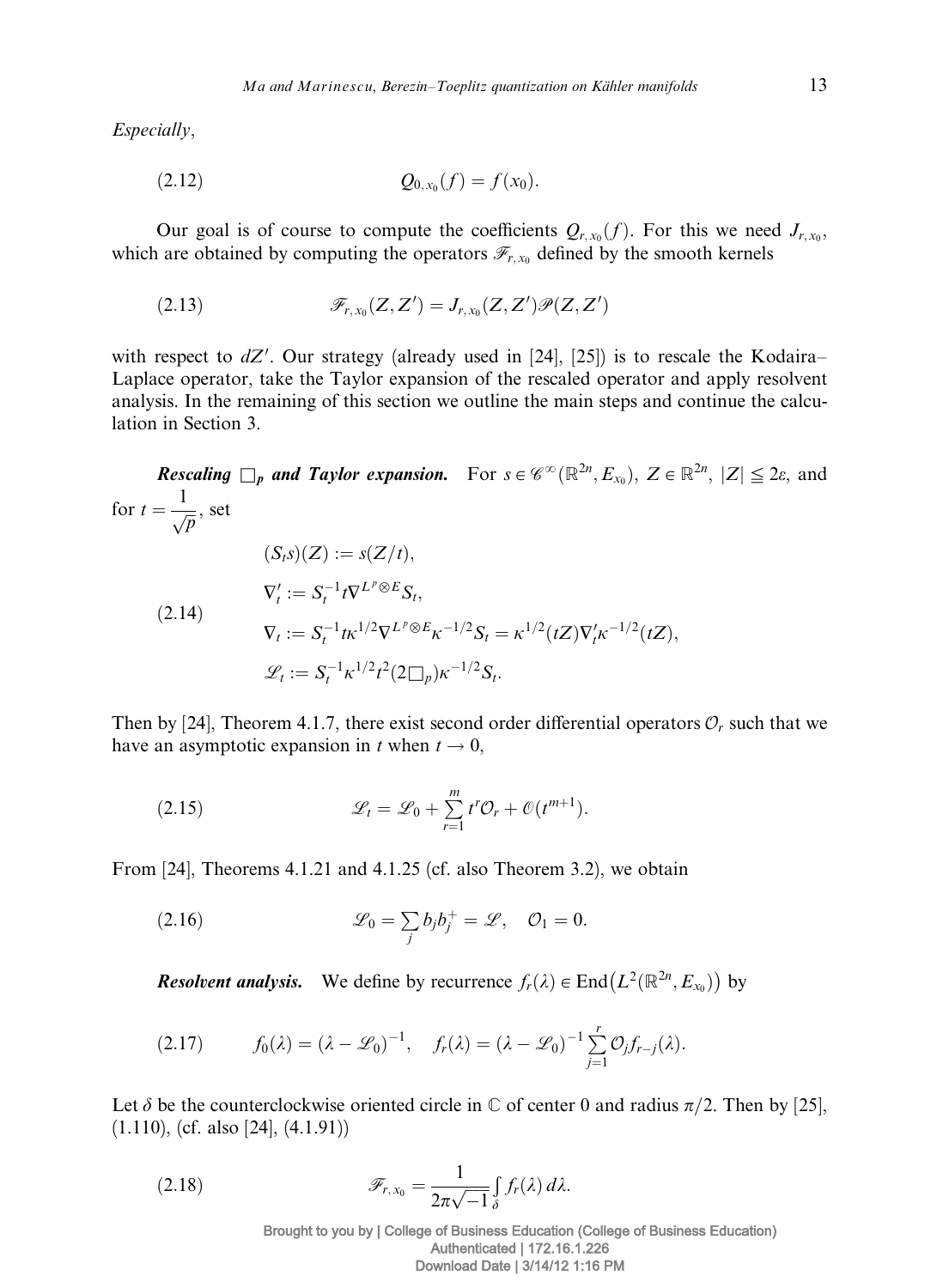*Especially*,

$$Q_{0,x_0}(f) = f(x_0). \tag{2.12}$$

Our goal is of course to compute the coefficients $Q_{r,x_0}(f)$. For this we need $J_{r,x_0}$, which are obtained by computing the operators $\mathscr{F}_{r,x_0}$ defined by the smooth kernels

$$\mathscr{F}_{r,x_0}(Z,Z') = J_{r,x_0}(Z,Z')\mathscr{P}(Z,Z') \tag{2.13}$$

with respect to $dZ'$. Our strategy (already used in [24], [25]) is to rescale the Kodaira–Laplace operator, take the Taylor expansion of the rescaled operator and apply resolvent analysis. In the remaining of this section we outline the main steps and continue the calculation in Section 3.

***Rescaling $\square_p$ and Taylor expansion.*** For $s \in \mathscr{C}^\infty(\mathbb{R}^{2n}, E_{x_0})$, $Z \in \mathbb{R}^{2n}$, $|Z| \leqq 2\varepsilon$, and for $t = \dfrac{1}{\sqrt{p}}$, set

$$\begin{aligned}
&(S_t s)(Z) := s(Z/t),\\
&\nabla'_t := S_t^{-1} t \nabla^{L^p\otimes E} S_t,\\
&\nabla_t := S_t^{-1} t \kappa^{1/2} \nabla^{L^p\otimes E} \kappa^{-1/2} S_t = \kappa^{1/2}(tZ)\nabla'_t \kappa^{-1/2}(tZ),\\
&\mathscr{L}_t := S_t^{-1}\kappa^{1/2} t^2 (2\square_p)\kappa^{-1/2} S_t.
\end{aligned} \tag{2.14}$$

Then by [24], Theorem 4.1.7, there exist second order differential operators $\mathcal{O}_r$ such that we have an asymptotic expansion in $t$ when $t \to 0$,

$$\mathscr{L}_t = \mathscr{L}_0 + \sum_{r=1}^{m} t^r \mathcal{O}_r + \mathscr{O}(t^{m+1}). \tag{2.15}$$

From [24], Theorems 4.1.21 and 4.1.25 (cf. also Theorem 3.2), we obtain

$$\mathscr{L}_0 = \sum_j b_j b_j^+ = \mathscr{L}, \quad \mathcal{O}_1 = 0. \tag{2.16}$$

***Resolvent analysis.*** We define by recurrence $f_r(\lambda) \in \operatorname{End}\big(L^2(\mathbb{R}^{2n}, E_{x_0})\big)$ by

$$f_0(\lambda) = (\lambda - \mathscr{L}_0)^{-1}, \quad f_r(\lambda) = (\lambda - \mathscr{L}_0)^{-1} \sum_{j=1}^{r} \mathcal{O}_j f_{r-j}(\lambda). \tag{2.17}$$

Let $\delta$ be the counterclockwise oriented circle in $\mathbb{C}$ of center 0 and radius $\pi/2$. Then by [25], (1.110), (cf. also [24], (4.1.91))

$$\mathscr{F}_{r,x_0} = \frac{1}{2\pi\sqrt{-1}} \int_\delta f_r(\lambda)\, d\lambda. \tag{2.18}$$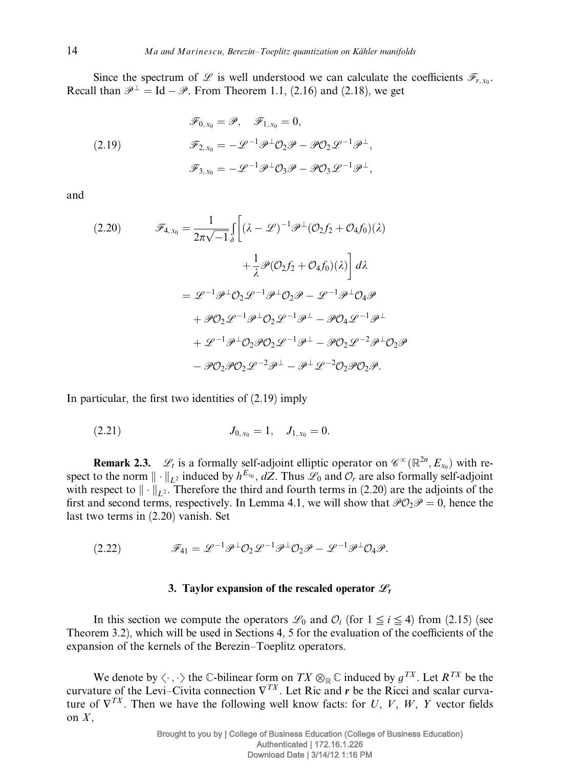Since the spectrum of $\mathscr{L}$ is well understood we can calculate the coefficients $\mathscr{F}_{r,x_0}$. Recall than $\mathscr{P}^{\perp} = \mathrm{Id} - \mathscr{P}$. From Theorem 1.1, (2.16) and (2.18), we get

$$
\begin{aligned}
&\mathscr{F}_{0,x_0} = \mathscr{P}, \quad \mathscr{F}_{1,x_0} = 0, \\
&\mathscr{F}_{2,x_0} = -\mathscr{L}^{-1}\mathscr{P}^{\perp}\mathcal{O}_2\mathscr{P} - \mathscr{P}\mathcal{O}_2\mathscr{L}^{-1}\mathscr{P}^{\perp}, \\
&\mathscr{F}_{3,x_0} = -\mathscr{L}^{-1}\mathscr{P}^{\perp}\mathcal{O}_3\mathscr{P} - \mathscr{P}\mathcal{O}_3\mathscr{L}^{-1}\mathscr{P}^{\perp},
\end{aligned} \tag{2.19}
$$

and

$$
\begin{aligned}
\mathscr{F}_{4,x_0} &= \frac{1}{2\pi\sqrt{-1}}\int_{\delta}\bigg[(\lambda - \mathscr{L})^{-1}\mathscr{P}^{\perp}(\mathcal{O}_2 f_2 + \mathcal{O}_4 f_0)(\lambda) \\
&\qquad\qquad + \frac{1}{\lambda}\mathscr{P}(\mathcal{O}_2 f_2 + \mathcal{O}_4 f_0)(\lambda)\bigg]\, d\lambda \\
&= \mathscr{L}^{-1}\mathscr{P}^{\perp}\mathcal{O}_2\mathscr{L}^{-1}\mathscr{P}^{\perp}\mathcal{O}_2\mathscr{P} - \mathscr{L}^{-1}\mathscr{P}^{\perp}\mathcal{O}_4\mathscr{P} \\
&\quad + \mathscr{P}\mathcal{O}_2\mathscr{L}^{-1}\mathscr{P}^{\perp}\mathcal{O}_2\mathscr{L}^{-1}\mathscr{P}^{\perp} - \mathscr{P}\mathcal{O}_4\mathscr{L}^{-1}\mathscr{P}^{\perp} \\
&\quad + \mathscr{L}^{-1}\mathscr{P}^{\perp}\mathcal{O}_2\mathscr{P}\mathcal{O}_2\mathscr{L}^{-1}\mathscr{P}^{\perp} - \mathscr{P}\mathcal{O}_2\mathscr{L}^{-2}\mathscr{P}^{\perp}\mathcal{O}_2\mathscr{P} \\
&\quad - \mathscr{P}\mathcal{O}_2\mathscr{P}\mathcal{O}_2\mathscr{L}^{-2}\mathscr{P}^{\perp} - \mathscr{P}^{\perp}\mathscr{L}^{-2}\mathcal{O}_2\mathscr{P}\mathcal{O}_2\mathscr{P}.
\end{aligned} \tag{2.20}
$$

In particular, the first two identities of (2.19) imply

$$
J_{0,x_0} = 1, \quad J_{1,x_0} = 0. \tag{2.21}
$$

**Remark 2.3.** $\mathscr{L}_t$ is a formally self-adjoint elliptic operator on $\mathscr{C}^{\infty}(\mathbb{R}^{2n}, E_{x_0})$ with respect to the norm $\|\cdot\|_{L^2}$ induced by $h^{E_{x_0}}$, $dZ$. Thus $\mathscr{L}_0$ and $\mathcal{O}_r$ are also formally self-adjoint with respect to $\|\cdot\|_{L^2}$. Therefore the third and fourth terms in (2.20) are the adjoints of the first and second terms, respectively. In Lemma 4.1, we will show that $\mathscr{P}\mathcal{O}_2\mathscr{P} = 0$, hence the last two terms in (2.20) vanish. Set

$$
\mathscr{F}_{41} = \mathscr{L}^{-1}\mathscr{P}^{\perp}\mathcal{O}_2\mathscr{L}^{-1}\mathscr{P}^{\perp}\mathcal{O}_2\mathscr{P} - \mathscr{L}^{-1}\mathscr{P}^{\perp}\mathcal{O}_4\mathscr{P}. \tag{2.22}
$$

## 3. Taylor expansion of the rescaled operator $\mathscr{L}_t$

In this section we compute the operators $\mathscr{L}_0$ and $\mathcal{O}_i$ (for $1 \leqq i \leqq 4$) from (2.15) (see Theorem 3.2), which will be used in Sections 4, 5 for the evaluation of the coefficients of the expansion of the kernels of the Berezin–Toeplitz operators.

We denote by $\langle \cdot, \cdot \rangle$ the $\mathbb{C}$-bilinear form on $TX \otimes_{\mathbb{R}} \mathbb{C}$ induced by $g^{TX}$. Let $R^{TX}$ be the curvature of the Levi–Civita connection $\nabla^{TX}$. Let Ric and $\boldsymbol{r}$ be the Ricci and scalar curvature of $\nabla^{TX}$. Then we have the following well know facts: for $U$, $V$, $W$, $Y$ vector fields on $X$,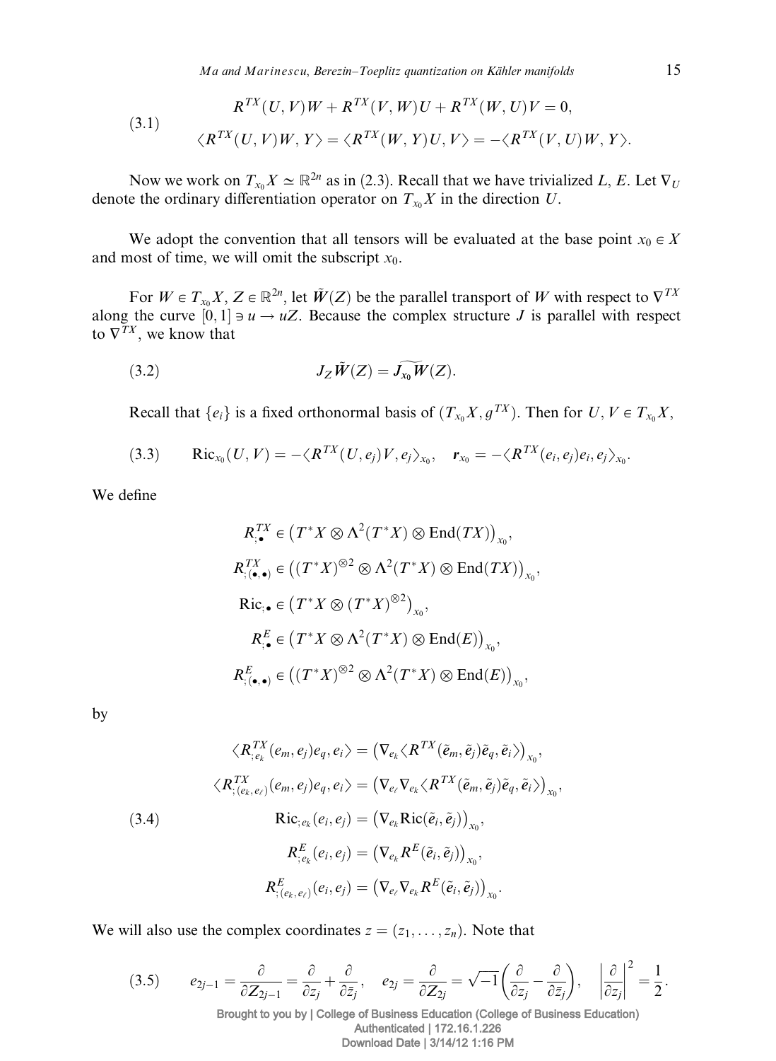$$
\begin{aligned}
&R^{TX}(U,V)W + R^{TX}(V,W)U + R^{TX}(W,U)V = 0, \\
&\langle R^{TX}(U,V)W, Y\rangle = \langle R^{TX}(W,Y)U, V\rangle = -\langle R^{TX}(V,U)W, Y\rangle.
\end{aligned} \tag{3.1}
$$

Now we work on $T_{x_0}X \simeq \mathbb{R}^{2n}$ as in (2.3). Recall that we have trivialized $L$, $E$. Let $\nabla_U$ denote the ordinary differentiation operator on $T_{x_0}X$ in the direction $U$.

We adopt the convention that all tensors will be evaluated at the base point $x_0 \in X$ and most of time, we will omit the subscript $x_0$.

For $W \in T_{x_0}X$, $Z \in \mathbb{R}^{2n}$, let $\tilde{W}(Z)$ be the parallel transport of $W$ with respect to $\nabla^{TX}$ along the curve $[0,1] \ni u \to uZ$. Because the complex structure $J$ is parallel with respect to $\nabla^{TX}$, we know that

$$
J_Z \tilde{W}(Z) = \widetilde{J_{x_0} W}(Z). \tag{3.2}
$$

Recall that $\{e_i\}$ is a fixed orthonormal basis of $(T_{x_0}X, g^{TX})$. Then for $U, V \in T_{x_0}X$,

$$
\mathrm{Ric}_{x_0}(U,V) = -\langle R^{TX}(U,e_j)V, e_j\rangle_{x_0}, \quad \boldsymbol{r}_{x_0} = -\langle R^{TX}(e_i,e_j)e_i, e_j\rangle_{x_0}. \tag{3.3}
$$

We define

$$
\begin{aligned}
R^{TX}_{;\bullet} &\in \big(T^*X \otimes \Lambda^2(T^*X) \otimes \mathrm{End}(TX)\big)_{x_0}, \\
R^{TX}_{;(\bullet,\bullet)} &\in \big((T^*X)^{\otimes 2} \otimes \Lambda^2(T^*X) \otimes \mathrm{End}(TX)\big)_{x_0}, \\
\mathrm{Ric}_{;\bullet} &\in \big(T^*X \otimes (T^*X)^{\otimes 2}\big)_{x_0}, \\
R^{E}_{;\bullet} &\in \big(T^*X \otimes \Lambda^2(T^*X) \otimes \mathrm{End}(E)\big)_{x_0}, \\
R^{E}_{;(\bullet,\bullet)} &\in \big((T^*X)^{\otimes 2} \otimes \Lambda^2(T^*X) \otimes \mathrm{End}(E)\big)_{x_0},
\end{aligned}
$$

by

$$
\begin{aligned}
\langle R^{TX}_{;e_k}(e_m,e_j)e_q, e_i\rangle &= \big(\nabla_{e_k}\langle R^{TX}(\tilde{e}_m,\tilde{e}_j)\tilde{e}_q, \tilde{e}_i\rangle\big)_{x_0}, \\
\langle R^{TX}_{;(e_k,e_\ell)}(e_m,e_j)e_q, e_i\rangle &= \big(\nabla_{e_\ell}\nabla_{e_k}\langle R^{TX}(\tilde{e}_m,\tilde{e}_j)\tilde{e}_q, \tilde{e}_i\rangle\big)_{x_0}, \\
\mathrm{Ric}_{;e_k}(e_i,e_j) &= \big(\nabla_{e_k}\mathrm{Ric}(\tilde{e}_i,\tilde{e}_j)\big)_{x_0}, \\
R^{E}_{;e_k}(e_i,e_j) &= \big(\nabla_{e_k}R^{E}(\tilde{e}_i,\tilde{e}_j)\big)_{x_0}, \\
R^{E}_{;(e_k,e_\ell)}(e_i,e_j) &= \big(\nabla_{e_\ell}\nabla_{e_k}R^{E}(\tilde{e}_i,\tilde{e}_j)\big)_{x_0}.
\end{aligned} \tag{3.4}
$$

We will also use the complex coordinates $z = (z_1, \ldots, z_n)$. Note that

$$
e_{2j-1} = \frac{\partial}{\partial Z_{2j-1}} = \frac{\partial}{\partial z_j} + \frac{\partial}{\partial \bar{z}_j}, \quad e_{2j} = \frac{\partial}{\partial Z_{2j}} = \sqrt{-1}\left(\frac{\partial}{\partial z_j} - \frac{\partial}{\partial \bar{z}_j}\right), \quad \left|\frac{\partial}{\partial z_j}\right|^2 = \frac{1}{2}. \tag{3.5}
$$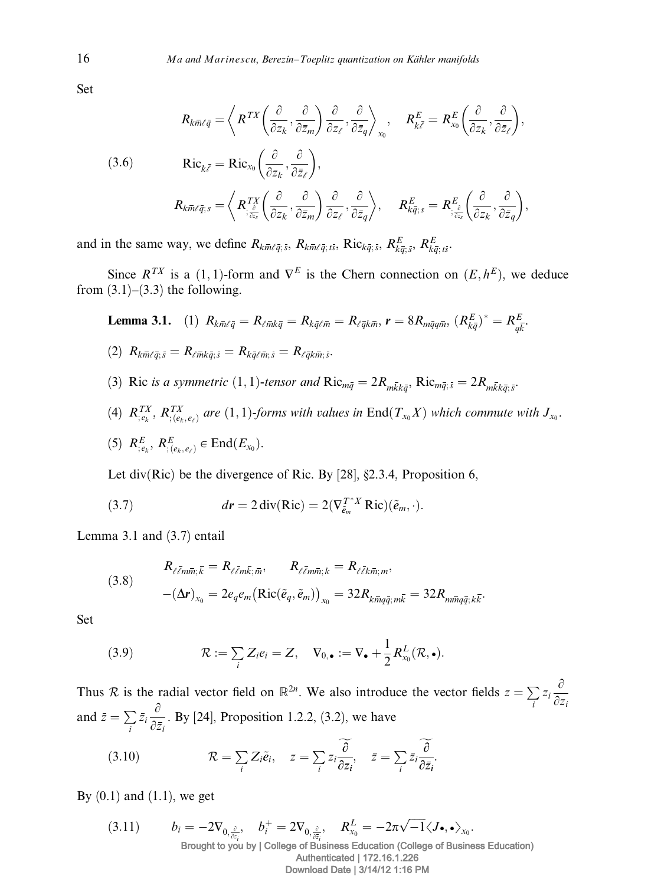Set

$$R_{k\bar{m}\ell\bar{q}} = \left\langle R^{TX}\left(\frac{\partial}{\partial z_k}, \frac{\partial}{\partial \bar{z}_m}\right)\frac{\partial}{\partial z_\ell}, \frac{\partial}{\partial \bar{z}_q}\right\rangle_{x_0}, \quad R^E_{k\bar{\ell}} = R^E_{x_0}\left(\frac{\partial}{\partial z_k}, \frac{\partial}{\partial \bar{z}_\ell}\right),$$

$$\mathrm{Ric}_{k\bar{\ell}} = \mathrm{Ric}_{x_0}\left(\frac{\partial}{\partial z_k}, \frac{\partial}{\partial \bar{z}_\ell}\right), \tag{3.6}$$

$$R_{k\bar{m}\ell\bar{q};s} = \left\langle R^{TX}_{;\frac{\partial}{\partial z_s}}\left(\frac{\partial}{\partial z_k}, \frac{\partial}{\partial \bar{z}_m}\right)\frac{\partial}{\partial z_\ell}, \frac{\partial}{\partial \bar{z}_q}\right\rangle, \quad R^E_{k\bar{q};s} = R^E_{;\frac{\partial}{\partial z_s}}\left(\frac{\partial}{\partial z_k}, \frac{\partial}{\partial \bar{z}_q}\right),$$

and in the same way, we define $R_{k\bar{m}\ell\bar{q};\bar{s}}$, $R_{k\bar{m}\ell\bar{q};t\bar{s}}$, $\mathrm{Ric}_{k\bar{q};\bar{s}}$, $R^E_{k\bar{q};\bar{s}}$, $R^E_{k\bar{q};t\bar{s}}$.

Since $R^{TX}$ is a $(1,1)$-form and $\nabla^E$ is the Chern connection on $(E, h^E)$, we deduce from (3.1)–(3.3) the following.

**Lemma 3.1.** (1) *$R_{k\bar{m}\ell\bar{q}} = R_{\ell\bar{m}k\bar{q}} = R_{k\bar{q}\ell\bar{m}} = R_{\ell\bar{q}k\bar{m}}$, $\boldsymbol{r} = 8R_{m\bar{q}q\bar{m}}$, $(R^E_{k\bar{q}})^* = R^E_{q\bar{k}}$.*

(2) *$R_{k\bar{m}\ell\bar{q};\bar{s}} = R_{\ell\bar{m}k\bar{q};\bar{s}} = R_{k\bar{q}\ell\bar{m};\bar{s}} = R_{\ell\bar{q}k\bar{m};\bar{s}}$.*

(3) *$\mathrm{Ric}$ is a symmetric $(1,1)$-tensor and $\mathrm{Ric}_{m\bar{q}} = 2R_{m\bar{k}k\bar{q}}$, $\mathrm{Ric}_{m\bar{q};\bar{s}} = 2R_{m\bar{k}k\bar{q};\bar{s}}$.*

(4) *$R^{TX}_{;e_k}$, $R^{TX}_{;(e_k,e_\ell)}$ are $(1,1)$-forms with values in $\mathrm{End}(T_{x_0}X)$ which commute with $J_{x_0}$.*

(5) *$R^E_{;e_k}$, $R^E_{;(e_k,e_\ell)} \in \mathrm{End}(E_{x_0})$.*

Let $\mathrm{div}(\mathrm{Ric})$ be the divergence of $\mathrm{Ric}$. By [28], §2.3.4, Proposition 6,

$$d\boldsymbol{r} = 2\,\mathrm{div}(\mathrm{Ric}) = 2(\nabla^{T^*X}_{\tilde{e}_m}\mathrm{Ric})(\tilde{e}_m, \cdot). \tag{3.7}$$

Lemma 3.1 and (3.7) entail

$$\begin{aligned} &R_{\ell\bar{\ell}m\bar{m};\bar{k}} = R_{\ell\bar{\ell}m\bar{k};\bar{m}}, \qquad R_{\ell\bar{\ell}m\bar{m};k} = R_{\ell\bar{\ell}k\bar{m};m}, \\ &-(\Delta \boldsymbol{r})_{x_0} = 2e_q e_m\big(\mathrm{Ric}(\tilde{e}_q, \tilde{e}_m)\big)_{x_0} = 32R_{k\bar{m}q\bar{q};m\bar{k}} = 32R_{m\bar{m}q\bar{q};k\bar{k}}. \end{aligned} \tag{3.8}$$

Set

$$\mathcal{R} := \sum_i Z_i e_i = Z, \quad \nabla_{0,\bullet} := \nabla_\bullet + \frac{1}{2}R^L_{x_0}(\mathcal{R}, \bullet). \tag{3.9}$$

Thus $\mathcal{R}$ is the radial vector field on $\mathbb{R}^{2n}$. We also introduce the vector fields $z = \sum_i z_i \frac{\partial}{\partial z_i}$ and $\bar{z} = \sum_i \bar{z}_i \frac{\partial}{\partial \bar{z}_i}$. By [24], Proposition 1.2.2, (3.2), we have

$$\mathcal{R} = \sum_i Z_i \tilde{e}_i, \quad z = \sum_i z_i \widetilde{\frac{\partial}{\partial z_i}}, \quad \bar{z} = \sum_i \bar{z}_i \widetilde{\frac{\partial}{\partial \bar{z}_i}}. \tag{3.10}$$

By (0.1) and (1.1), we get

$$b_i = -2\nabla_{0,\frac{\partial}{\partial z_i}}, \quad b_i^+ = 2\nabla_{0,\frac{\partial}{\partial \bar{z}_i}}, \quad R^L_{x_0} = -2\pi\sqrt{-1}\langle J\bullet, \bullet\rangle_{x_0}. \tag{3.11}$$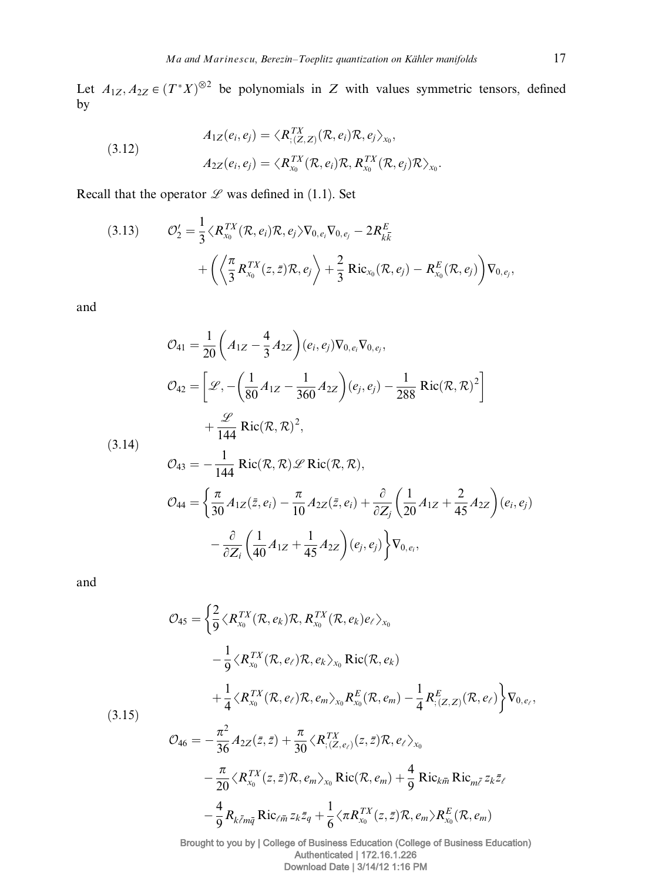Let $A_{1Z}, A_{2Z} \in (T^*X)^{\otimes 2}$ be polynomials in $Z$ with values symmetric tensors, defined by

$$
\begin{aligned}
A_{1Z}(e_i, e_j) &= \langle R^{TX}_{;(Z,Z)}(\mathcal{R}, e_i)\mathcal{R}, e_j\rangle_{x_0}, \\
A_{2Z}(e_i, e_j) &= \langle R^{TX}_{x_0}(\mathcal{R}, e_i)\mathcal{R}, R^{TX}_{x_0}(\mathcal{R}, e_j)\mathcal{R}\rangle_{x_0}.
\end{aligned} \tag{3.12}
$$

Recall that the operator $\mathscr{L}$ was defined in (1.1). Set

$$
\begin{aligned}
\mathcal{O}_2' = {}& \frac{1}{3}\langle R^{TX}_{x_0}(\mathcal{R}, e_i)\mathcal{R}, e_j\rangle \nabla_{0,e_i}\nabla_{0,e_j} - 2R^E_{k\bar{k}} \\
&+ \left(\left\langle \frac{\pi}{3} R^{TX}_{x_0}(z, \bar{z})\mathcal{R}, e_j\right\rangle + \frac{2}{3}\operatorname{Ric}_{x_0}(\mathcal{R}, e_j) - R^E_{x_0}(\mathcal{R}, e_j)\right)\nabla_{0,e_j},
\end{aligned} \tag{3.13}
$$

and

$$
\begin{aligned}
\mathcal{O}_{41} &= \frac{1}{20}\left(A_{1Z} - \frac{4}{3}A_{2Z}\right)(e_i, e_j)\nabla_{0,e_i}\nabla_{0,e_j}, \\
\mathcal{O}_{42} &= \left[\mathscr{L}, -\left(\frac{1}{80}A_{1Z} - \frac{1}{360}A_{2Z}\right)(e_j, e_j) - \frac{1}{288}\operatorname{Ric}(\mathcal{R}, \mathcal{R})^2\right] \\
&\quad + \frac{\mathscr{L}}{144}\operatorname{Ric}(\mathcal{R}, \mathcal{R})^2, \\
\mathcal{O}_{43} &= -\frac{1}{144}\operatorname{Ric}(\mathcal{R}, \mathcal{R})\mathscr{L}\operatorname{Ric}(\mathcal{R}, \mathcal{R}), \\
\mathcal{O}_{44} &= \left\{\frac{\pi}{30}A_{1Z}(\bar{z}, e_i) - \frac{\pi}{10}A_{2Z}(\bar{z}, e_i) + \frac{\partial}{\partial Z_j}\left(\frac{1}{20}A_{1Z} + \frac{2}{45}A_{2Z}\right)(e_i, e_j)\right. \\
&\quad \left. - \frac{\partial}{\partial Z_i}\left(\frac{1}{40}A_{1Z} + \frac{1}{45}A_{2Z}\right)(e_j, e_j)\right\}\nabla_{0,e_i},
\end{aligned} \tag{3.14}
$$

and

$$
\begin{aligned}
\mathcal{O}_{45} = {}& \left\{\frac{2}{9}\langle R^{TX}_{x_0}(\mathcal{R}, e_k)\mathcal{R}, R^{TX}_{x_0}(\mathcal{R}, e_k)e_\ell\rangle_{x_0}\right. \\
&- \frac{1}{9}\langle R^{TX}_{x_0}(\mathcal{R}, e_\ell)\mathcal{R}, e_k\rangle_{x_0}\operatorname{Ric}(\mathcal{R}, e_k) \\
&\left. + \frac{1}{4}\langle R^{TX}_{x_0}(\mathcal{R}, e_\ell)\mathcal{R}, e_m\rangle_{x_0} R^E_{x_0}(\mathcal{R}, e_m) - \frac{1}{4}R^E_{;(Z,Z)}(\mathcal{R}, e_\ell)\right\}\nabla_{0,e_\ell}, \\
\mathcal{O}_{46} = {}& -\frac{\pi^2}{36}A_{2Z}(\bar{z}, \bar{z}) + \frac{\pi}{30}\langle R^{TX}_{;(Z,e_\ell)}(z, \bar{z})\mathcal{R}, e_\ell\rangle_{x_0} \\
&- \frac{\pi}{20}\langle R^{TX}_{x_0}(z, \bar{z})\mathcal{R}, e_m\rangle_{x_0}\operatorname{Ric}(\mathcal{R}, e_m) + \frac{4}{9}\operatorname{Ric}_{k\bar{m}}\operatorname{Ric}_{m\bar{\ell}}\, z_k\bar{z}_\ell \\
&- \frac{4}{9}R_{k\bar{\ell}m\bar{q}}\operatorname{Ric}_{\ell\bar{m}}\, z_k\bar{z}_q + \frac{1}{6}\langle \pi R^{TX}_{x_0}(z, \bar{z})\mathcal{R}, e_m\rangle R^E_{x_0}(\mathcal{R}, e_m)
\end{aligned} \tag{3.15}
$$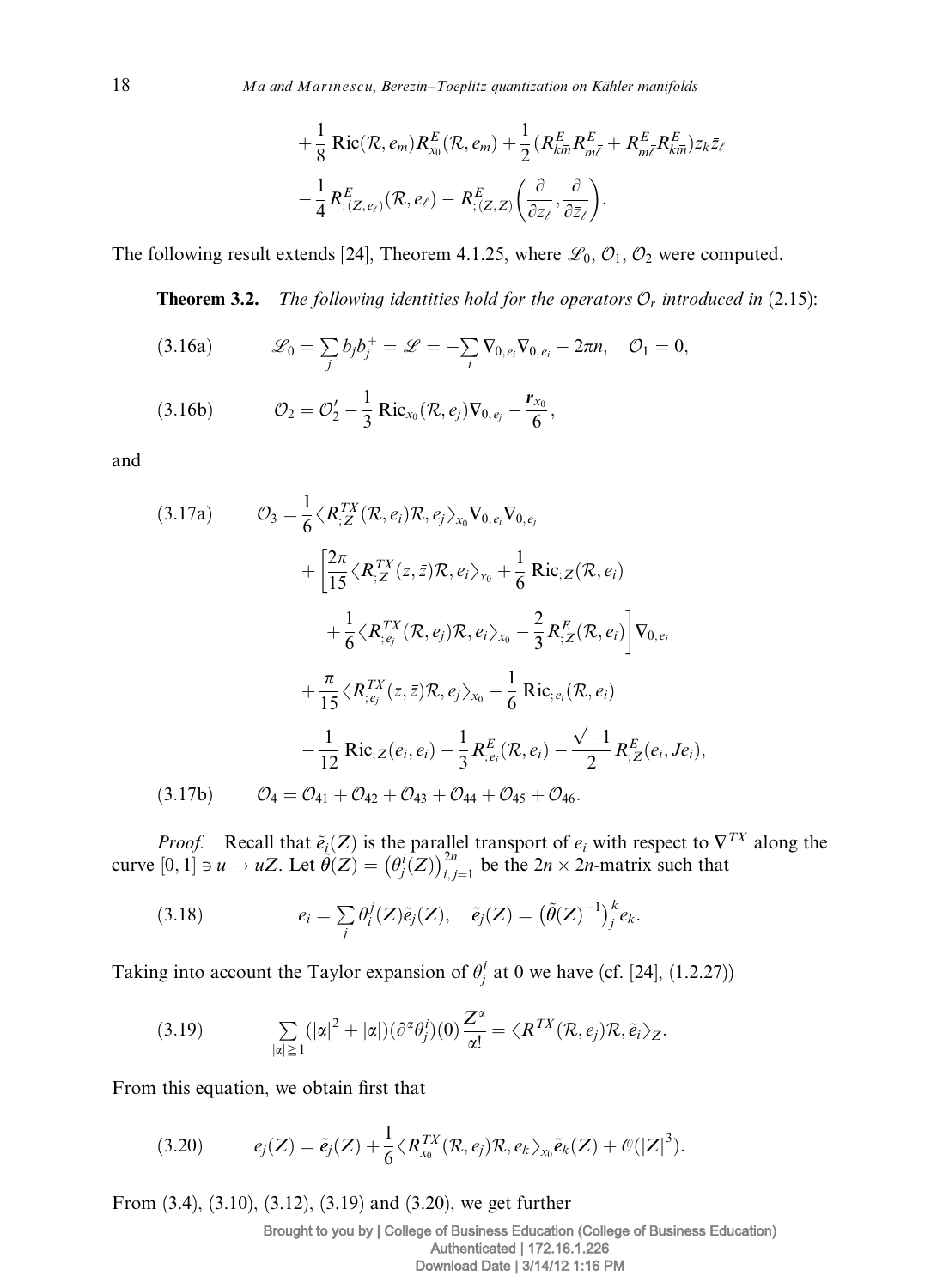$$+\frac{1}{8}\operatorname{Ric}(\mathcal{R}, e_m)R^E_{x_0}(\mathcal{R}, e_m) + \frac{1}{2}(R^E_{k\bar{m}}R^E_{m\bar{\ell}} + R^E_{m\bar{\ell}}R^E_{k\bar{m}})z_k\bar{z}_\ell$$

$$-\frac{1}{4}R^E_{;(Z,e_\ell)}(\mathcal{R}, e_\ell) - R^E_{;(Z,Z)}\left(\frac{\partial}{\partial z_\ell}, \frac{\partial}{\partial \bar{z}_\ell}\right).$$

The following result extends [24], Theorem 4.1.25, where $\mathscr{L}_0$, $\mathcal{O}_1$, $\mathcal{O}_2$ were computed.

**Theorem 3.2.** *The following identities hold for the operators $\mathcal{O}_r$ introduced in* (2.15):

$$\mathscr{L}_0 = \sum_j b_j b_j^+ = \mathscr{L} = -\sum_i \nabla_{0,e_i}\nabla_{0,e_i} - 2\pi n, \quad \mathcal{O}_1 = 0, \tag{3.16a}$$

$$\mathcal{O}_2 = \mathcal{O}_2' - \frac{1}{3}\operatorname{Ric}_{x_0}(\mathcal{R}, e_j)\nabla_{0,e_j} - \frac{r_{x_0}}{6}, \tag{3.16b}$$

and

$$\begin{aligned}
\mathcal{O}_3 = {} & \frac{1}{6}\langle R^{TX}_{;Z}(\mathcal{R}, e_i)\mathcal{R}, e_j\rangle_{x_0}\nabla_{0,e_i}\nabla_{0,e_j} \\
& + \left[\frac{2\pi}{15}\langle R^{TX}_{;Z}(z,\bar{z})\mathcal{R}, e_i\rangle_{x_0} + \frac{1}{6}\operatorname{Ric}_{;Z}(\mathcal{R}, e_i)\right. \\
& \left. + \frac{1}{6}\langle R^{TX}_{;e_j}(\mathcal{R}, e_j)\mathcal{R}, e_i\rangle_{x_0} - \frac{2}{3}R^E_{;Z}(\mathcal{R}, e_i)\right]\nabla_{0,e_i} \\
& + \frac{\pi}{15}\langle R^{TX}_{;e_j}(z,\bar{z})\mathcal{R}, e_j\rangle_{x_0} - \frac{1}{6}\operatorname{Ric}_{;e_i}(\mathcal{R}, e_i) \\
& - \frac{1}{12}\operatorname{Ric}_{;Z}(e_i, e_i) - \frac{1}{3}R^E_{;e_i}(\mathcal{R}, e_i) - \frac{\sqrt{-1}}{2}R^E_{;Z}(e_i, Je_i),
\end{aligned} \tag{3.17a}$$

$$\mathcal{O}_4 = \mathcal{O}_{41} + \mathcal{O}_{42} + \mathcal{O}_{43} + \mathcal{O}_{44} + \mathcal{O}_{45} + \mathcal{O}_{46}. \tag{3.17b}$$

*Proof.* Recall that $\tilde{e}_i(Z)$ is the parallel transport of $e_i$ with respect to $\nabla^{TX}$ along the curve $[0,1] \ni u \to uZ$. Let $\tilde{\theta}(Z) = \left(\theta^i_j(Z)\right)_{i,j=1}^{2n}$ be the $2n \times 2n$-matrix such that

$$e_i = \sum_j \theta^j_i(Z)\tilde{e}_j(Z), \quad \tilde{e}_j(Z) = \left(\tilde{\theta}(Z)^{-1}\right)^k_j e_k. \tag{3.18}$$

Taking into account the Taylor expansion of $\theta^i_j$ at 0 we have (cf. [24], (1.2.27))

$$\sum_{|\alpha| \geqq 1}(|\alpha|^2 + |\alpha|)(\partial^\alpha\theta^i_j)(0)\frac{Z^\alpha}{\alpha!} = \langle R^{TX}(\mathcal{R}, e_j)\mathcal{R}, \tilde{e}_i\rangle_Z. \tag{3.19}$$

From this equation, we obtain first that

$$e_j(Z) = \tilde{e}_j(Z) + \frac{1}{6}\langle R^{TX}_{x_0}(\mathcal{R}, e_j)\mathcal{R}, e_k\rangle_{x_0}\tilde{e}_k(Z) + \mathcal{O}(|Z|^3). \tag{3.20}$$

From (3.4), (3.10), (3.12), (3.19) and (3.20), we get further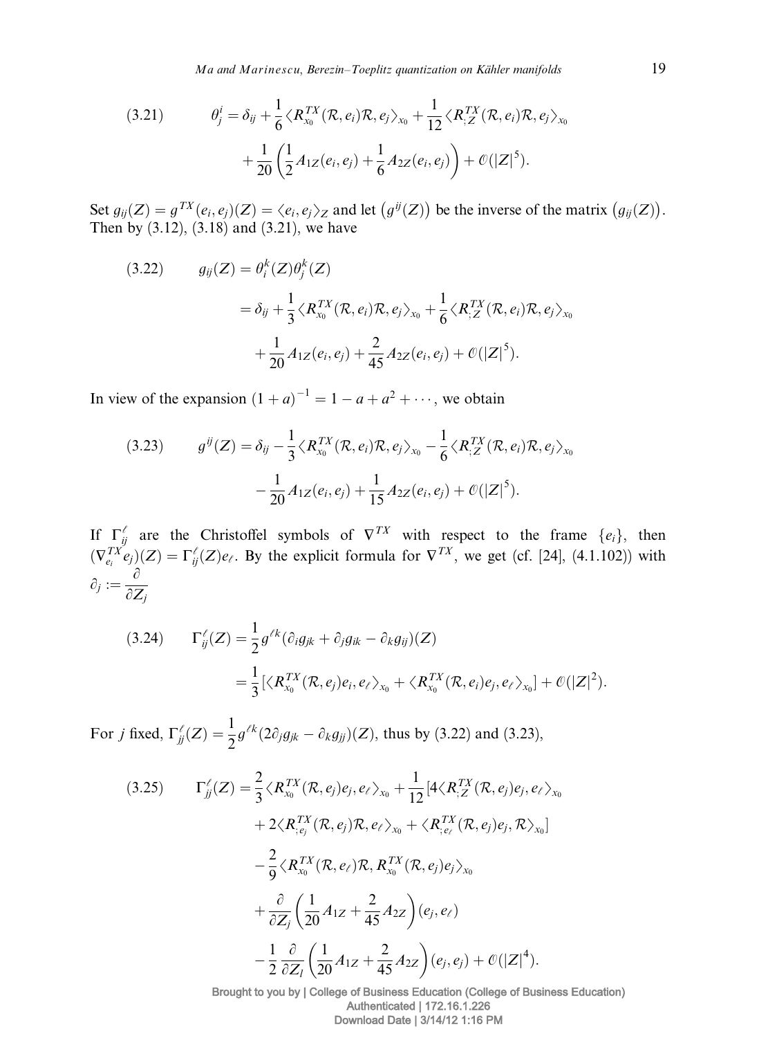$$
(3.21) \qquad \theta^i_j = \delta_{ij} + \frac{1}{6}\langle R^{TX}_{x_0}(\mathcal{R}, e_i)\mathcal{R}, e_j\rangle_{x_0} + \frac{1}{12}\langle R^{TX}_{;Z}(\mathcal{R}, e_i)\mathcal{R}, e_j\rangle_{x_0} + \frac{1}{20}\left(\frac{1}{2}A_{1Z}(e_i, e_j) + \frac{1}{6}A_{2Z}(e_i, e_j)\right) + \mathcal{O}(|Z|^5).
$$

Set $g_{ij}(Z) = g^{TX}(e_i, e_j)(Z) = \langle e_i, e_j\rangle_Z$ and let $\big(g^{ij}(Z)\big)$ be the inverse of the matrix $\big(g_{ij}(Z)\big)$. Then by (3.12), (3.18) and (3.21), we have

$$
\begin{aligned}
(3.22) \qquad g_{ij}(Z) &= \theta^k_i(Z)\theta^k_j(Z) \\
&= \delta_{ij} + \frac{1}{3}\langle R^{TX}_{x_0}(\mathcal{R}, e_i)\mathcal{R}, e_j\rangle_{x_0} + \frac{1}{6}\langle R^{TX}_{;Z}(\mathcal{R}, e_i)\mathcal{R}, e_j\rangle_{x_0} \\
&\quad + \frac{1}{20}A_{1Z}(e_i, e_j) + \frac{2}{45}A_{2Z}(e_i, e_j) + \mathcal{O}(|Z|^5).
\end{aligned}
$$

In view of the expansion $(1+a)^{-1} = 1 - a + a^2 + \cdots$, we obtain

$$
\begin{aligned}
(3.23) \qquad g^{ij}(Z) &= \delta_{ij} - \frac{1}{3}\langle R^{TX}_{x_0}(\mathcal{R}, e_i)\mathcal{R}, e_j\rangle_{x_0} - \frac{1}{6}\langle R^{TX}_{;Z}(\mathcal{R}, e_i)\mathcal{R}, e_j\rangle_{x_0} \\
&\quad - \frac{1}{20}A_{1Z}(e_i, e_j) + \frac{1}{15}A_{2Z}(e_i, e_j) + \mathcal{O}(|Z|^5).
\end{aligned}
$$

If $\Gamma^\ell_{ij}$ are the Christoffel symbols of $\nabla^{TX}$ with respect to the frame $\{e_i\}$, then $(\nabla^{TX}_{e_i}e_j)(Z) = \Gamma^\ell_{ij}(Z)e_\ell$. By the explicit formula for $\nabla^{TX}$, we get (cf. [24], (4.1.102)) with $\partial_j := \dfrac{\partial}{\partial Z_j}$

$$
\begin{aligned}
(3.24) \qquad \Gamma^\ell_{ij}(Z) &= \frac{1}{2}g^{\ell k}(\partial_i g_{jk} + \partial_j g_{ik} - \partial_k g_{ij})(Z) \\
&= \frac{1}{3}[\langle R^{TX}_{x_0}(\mathcal{R}, e_j)e_i, e_\ell\rangle_{x_0} + \langle R^{TX}_{x_0}(\mathcal{R}, e_i)e_j, e_\ell\rangle_{x_0}] + \mathcal{O}(|Z|^2).
\end{aligned}
$$

For $j$ fixed, $\Gamma^\ell_{jj}(Z) = \dfrac{1}{2}g^{\ell k}(2\partial_j g_{jk} - \partial_k g_{jj})(Z)$, thus by (3.22) and (3.23),

$$
\begin{aligned}
(3.25) \qquad \Gamma^\ell_{jj}(Z) &= \frac{2}{3}\langle R^{TX}_{x_0}(\mathcal{R}, e_j)e_j, e_\ell\rangle_{x_0} + \frac{1}{12}[4\langle R^{TX}_{;Z}(\mathcal{R}, e_j)e_j, e_\ell\rangle_{x_0} \\
&\quad + 2\langle R^{TX}_{;e_j}(\mathcal{R}, e_j)\mathcal{R}, e_\ell\rangle_{x_0} + \langle R^{TX}_{;e_\ell}(\mathcal{R}, e_j)e_j, \mathcal{R}\rangle_{x_0}] \\
&\quad - \frac{2}{9}\langle R^{TX}_{x_0}(\mathcal{R}, e_\ell)\mathcal{R}, R^{TX}_{x_0}(\mathcal{R}, e_j)e_j\rangle_{x_0} \\
&\quad + \frac{\partial}{\partial Z_j}\left(\frac{1}{20}A_{1Z} + \frac{2}{45}A_{2Z}\right)(e_j, e_\ell) \\
&\quad - \frac{1}{2}\frac{\partial}{\partial Z_l}\left(\frac{1}{20}A_{1Z} + \frac{2}{45}A_{2Z}\right)(e_j, e_j) + \mathcal{O}(|Z|^4).
\end{aligned}
$$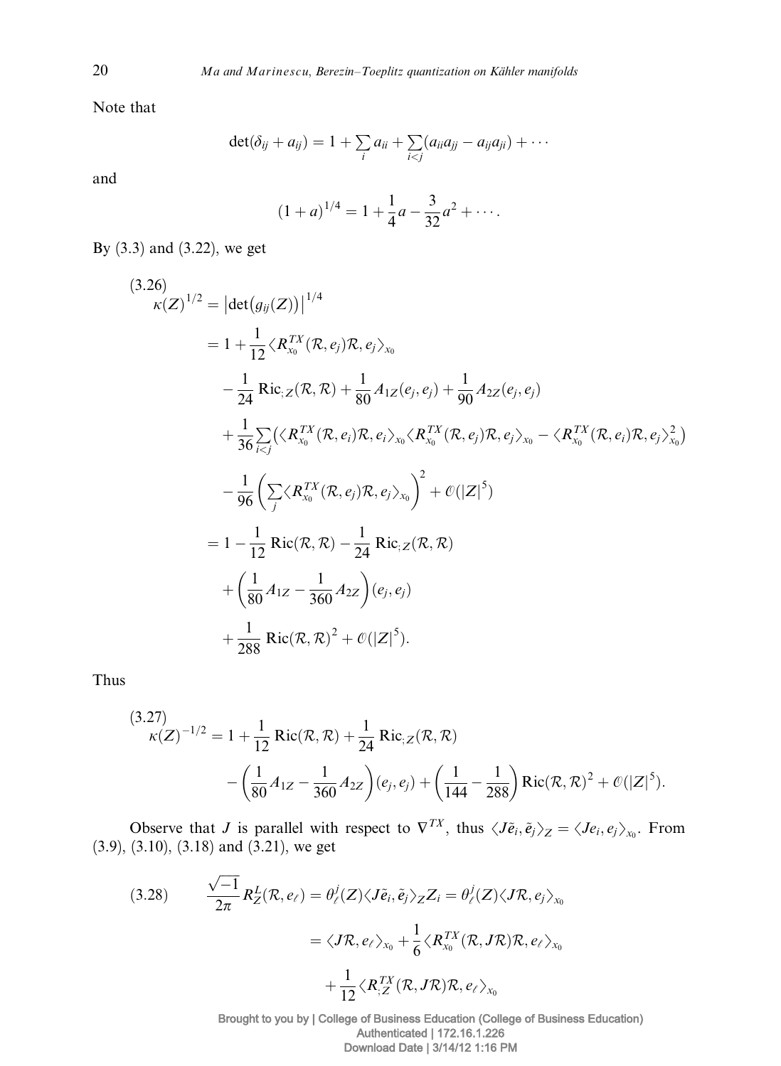Note that

$$\det(\delta_{ij} + a_{ij}) = 1 + \sum_i a_{ii} + \sum_{i<j}(a_{ii}a_{jj} - a_{ij}a_{ji}) + \cdots$$

and

$$(1+a)^{1/4} = 1 + \frac{1}{4}a - \frac{3}{32}a^2 + \cdots.$$

By (3.3) and (3.22), we get

$$
\begin{aligned}
\kappa(Z)^{1/2} &= \left|\det\big(g_{ij}(Z)\big)\right|^{1/4} \\
&= 1 + \frac{1}{12}\langle R^{TX}_{x_0}(\mathcal{R}, e_j)\mathcal{R}, e_j\rangle_{x_0} \\
&\quad - \frac{1}{24}\operatorname{Ric}_{;Z}(\mathcal{R}, \mathcal{R}) + \frac{1}{80}A_{1Z}(e_j, e_j) + \frac{1}{90}A_{2Z}(e_j, e_j) \\
&\quad + \frac{1}{36}\sum_{i<j}\big(\langle R^{TX}_{x_0}(\mathcal{R}, e_i)\mathcal{R}, e_i\rangle_{x_0}\langle R^{TX}_{x_0}(\mathcal{R}, e_j)\mathcal{R}, e_j\rangle_{x_0} - \langle R^{TX}_{x_0}(\mathcal{R}, e_i)\mathcal{R}, e_j\rangle^2_{x_0}\big) \\
&\quad - \frac{1}{96}\left(\sum_j \langle R^{TX}_{x_0}(\mathcal{R}, e_j)\mathcal{R}, e_j\rangle_{x_0}\right)^2 + \mathcal{O}(|Z|^5) \\
&= 1 - \frac{1}{12}\operatorname{Ric}(\mathcal{R}, \mathcal{R}) - \frac{1}{24}\operatorname{Ric}_{;Z}(\mathcal{R}, \mathcal{R}) \\
&\quad + \left(\frac{1}{80}A_{1Z} - \frac{1}{360}A_{2Z}\right)(e_j, e_j) \\
&\quad + \frac{1}{288}\operatorname{Ric}(\mathcal{R}, \mathcal{R})^2 + \mathcal{O}(|Z|^5).
\end{aligned}
\tag{3.26}
$$

Thus

$$
\begin{aligned}
\kappa(Z)^{-1/2} &= 1 + \frac{1}{12}\operatorname{Ric}(\mathcal{R}, \mathcal{R}) + \frac{1}{24}\operatorname{Ric}_{;Z}(\mathcal{R}, \mathcal{R}) \\
&\quad - \left(\frac{1}{80}A_{1Z} - \frac{1}{360}A_{2Z}\right)(e_j, e_j) + \left(\frac{1}{144} - \frac{1}{288}\right)\operatorname{Ric}(\mathcal{R}, \mathcal{R})^2 + \mathcal{O}(|Z|^5).
\end{aligned}
\tag{3.27}
$$

Observe that $J$ is parallel with respect to $\nabla^{TX}$, thus $\langle J\tilde{e}_i, \tilde{e}_j\rangle_Z = \langle Je_i, e_j\rangle_{x_0}$. From (3.9), (3.10), (3.18) and (3.21), we get

$$
\begin{aligned}
\frac{\sqrt{-1}}{2\pi}R^L_Z(\mathcal{R}, e_\ell) &= \theta^j_\ell(Z)\langle J\tilde{e}_i, \tilde{e}_j\rangle_Z Z_i = \theta^j_\ell(Z)\langle J\mathcal{R}, e_j\rangle_{x_0} \\
&= \langle J\mathcal{R}, e_\ell\rangle_{x_0} + \frac{1}{6}\langle R^{TX}_{x_0}(\mathcal{R}, J\mathcal{R})\mathcal{R}, e_\ell\rangle_{x_0} \\
&\quad + \frac{1}{12}\langle R^{TX}_{;Z}(\mathcal{R}, J\mathcal{R})\mathcal{R}, e_\ell\rangle_{x_0}
\end{aligned}
\tag{3.28}
$$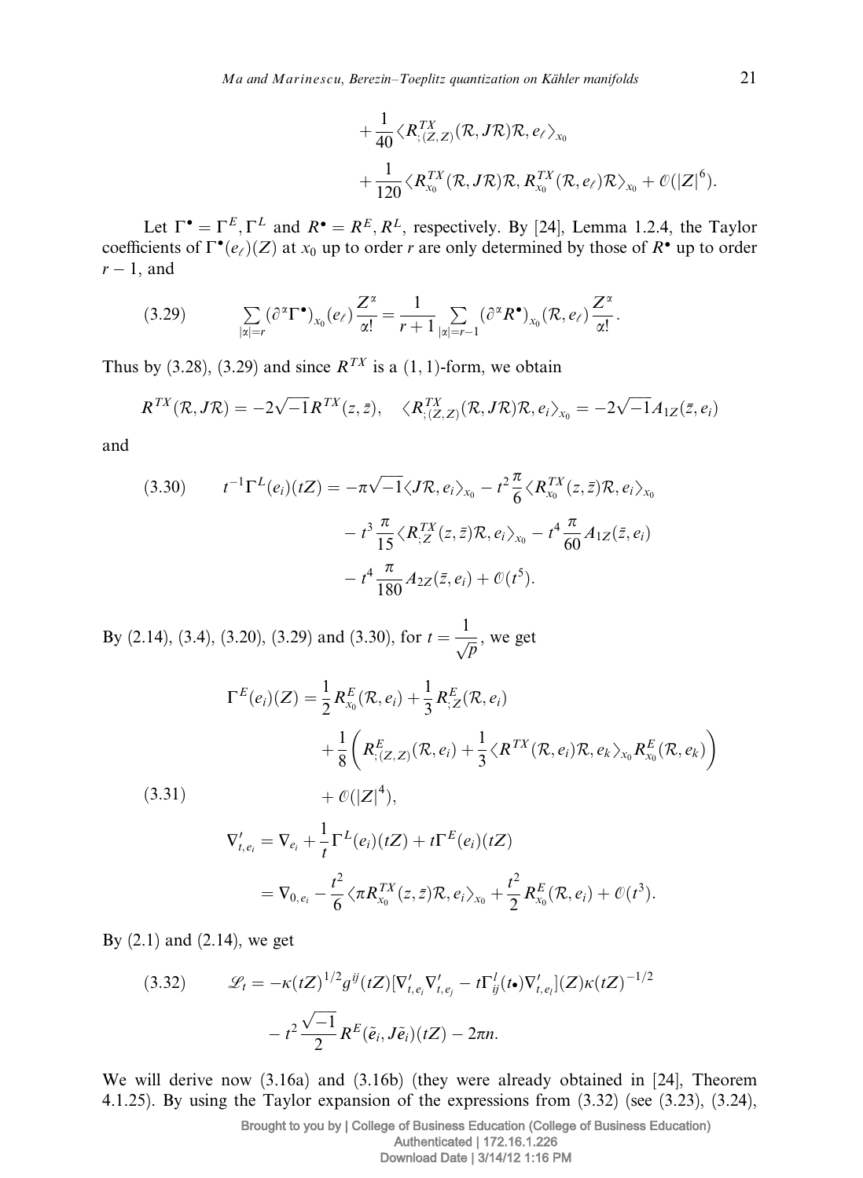$$+\frac{1}{40}\langle R^{TX}_{;(Z,Z)}(\mathcal{R},J\mathcal{R})\mathcal{R},e_\ell\rangle_{x_0}$$

$$+\frac{1}{120}\langle R^{TX}_{x_0}(\mathcal{R},J\mathcal{R})\mathcal{R},R^{TX}_{x_0}(\mathcal{R},e_\ell)\mathcal{R}\rangle_{x_0}+\mathcal{O}(|Z|^6).$$

Let $\Gamma^\bullet = \Gamma^E, \Gamma^L$ and $R^\bullet = R^E, R^L$, respectively. By [24], Lemma 1.2.4, the Taylor coefficients of $\Gamma^\bullet(e_\ell)(Z)$ at $x_0$ up to order $r$ are only determined by those of $R^\bullet$ up to order $r-1$, and

$$\sum_{|\alpha|=r}(\partial^\alpha\Gamma^\bullet)_{x_0}(e_\ell)\frac{Z^\alpha}{\alpha!}=\frac{1}{r+1}\sum_{|\alpha|=r-1}(\partial^\alpha R^\bullet)_{x_0}(\mathcal{R},e_\ell)\frac{Z^\alpha}{\alpha!}. \tag{3.29}$$

Thus by (3.28), (3.29) and since $R^{TX}$ is a $(1,1)$-form, we obtain

$$R^{TX}(\mathcal{R},J\mathcal{R})=-2\sqrt{-1}R^{TX}(z,\bar z),\quad \langle R^{TX}_{;(Z,Z)}(\mathcal{R},J\mathcal{R})\mathcal{R},e_i\rangle_{x_0}=-2\sqrt{-1}A_{1Z}(\bar z,e_i)$$

and

$$\begin{aligned}t^{-1}\Gamma^L(e_i)(tZ)=&-\pi\sqrt{-1}\langle J\mathcal{R},e_i\rangle_{x_0}-t^2\frac{\pi}{6}\langle R^{TX}_{x_0}(z,\bar z)\mathcal{R},e_i\rangle_{x_0}\\&-t^3\frac{\pi}{15}\langle R^{TX}_{;Z}(z,\bar z)\mathcal{R},e_i\rangle_{x_0}-t^4\frac{\pi}{60}A_{1Z}(\bar z,e_i)\\&-t^4\frac{\pi}{180}A_{2Z}(\bar z,e_i)+\mathcal{O}(t^5).\end{aligned} \tag{3.30}$$

By (2.14), (3.4), (3.20), (3.29) and (3.30), for $t=\frac{1}{\sqrt{p}}$, we get

$$\begin{aligned}\Gamma^E(e_i)(Z)=&\frac{1}{2}R^E_{x_0}(\mathcal{R},e_i)+\frac{1}{3}R^E_{;Z}(\mathcal{R},e_i)\\&+\frac{1}{8}\left(R^E_{;(Z,Z)}(\mathcal{R},e_i)+\frac{1}{3}\langle R^{TX}(\mathcal{R},e_i)\mathcal{R},e_k\rangle_{x_0}R^E_{x_0}(\mathcal{R},e_k)\right)\\&+\mathcal{O}(|Z|^4),\\ \nabla'_{t,e_i}=&\nabla_{e_i}+\frac{1}{t}\Gamma^L(e_i)(tZ)+t\Gamma^E(e_i)(tZ)\\=&\nabla_{0,e_i}-\frac{t^2}{6}\langle\pi R^{TX}_{x_0}(z,\bar z)\mathcal{R},e_i\rangle_{x_0}+\frac{t^2}{2}R^E_{x_0}(\mathcal{R},e_i)+\mathcal{O}(t^3).\end{aligned} \tag{3.31}$$

By (2.1) and (2.14), we get

$$\begin{aligned}\mathcal{L}_t=&-\kappa(tZ)^{1/2}g^{ij}(tZ)[\nabla'_{t,e_i}\nabla'_{t,e_j}-t\Gamma^l_{ij}(t\bullet)\nabla'_{t,e_l}](Z)\kappa(tZ)^{-1/2}\\&-t^2\frac{\sqrt{-1}}{2}R^E(\tilde e_i,J\tilde e_i)(tZ)-2\pi n.\end{aligned} \tag{3.32}$$

We will derive now (3.16a) and (3.16b) (they were already obtained in [24], Theorem 4.1.25). By using the Taylor expansion of the expressions from (3.32) (see (3.23), (3.24),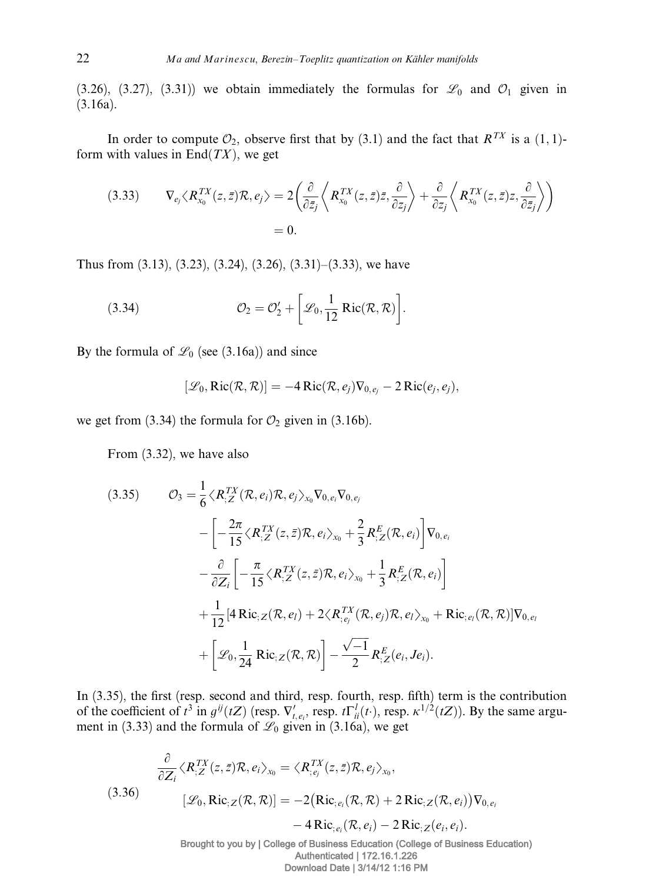(3.26), (3.27), (3.31)) we obtain immediately the formulas for $\mathscr{L}_0$ and $\mathcal{O}_1$ given in (3.16a).

In order to compute $\mathcal{O}_2$, observe first that by (3.1) and the fact that $R^{TX}$ is a $(1,1)$-form with values in $\mathrm{End}(TX)$, we get

$$
\begin{aligned}
(3.33) \qquad \nabla_{e_j} \langle R^{TX}_{x_0}(z,\bar{z})\mathcal{R}, e_j\rangle &= 2\left(\frac{\partial}{\partial \bar{z}_j}\left\langle R^{TX}_{x_0}(z,\bar{z})\bar{z}, \frac{\partial}{\partial z_j}\right\rangle + \frac{\partial}{\partial z_j}\left\langle R^{TX}_{x_0}(z,\bar{z})z, \frac{\partial}{\partial \bar{z}_j}\right\rangle\right) \\
&= 0.
\end{aligned}
$$

Thus from (3.13), (3.23), (3.24), (3.26), (3.31)–(3.33), we have

$$
(3.34) \qquad \mathcal{O}_2 = \mathcal{O}_2' + \left[\mathscr{L}_0, \frac{1}{12}\operatorname{Ric}(\mathcal{R},\mathcal{R})\right].
$$

By the formula of $\mathscr{L}_0$ (see (3.16a)) and since

$$
[\mathscr{L}_0, \operatorname{Ric}(\mathcal{R},\mathcal{R})] = -4\operatorname{Ric}(\mathcal{R}, e_j)\nabla_{0,e_j} - 2\operatorname{Ric}(e_j, e_j),
$$

we get from (3.34) the formula for $\mathcal{O}_2$ given in (3.16b).

From (3.32), we have also

$$
\begin{aligned}
(3.35) \qquad \mathcal{O}_3 = {} & \frac{1}{6}\langle R^{TX}_{;Z}(\mathcal{R}, e_i)\mathcal{R}, e_j\rangle_{x_0} \nabla_{0,e_i}\nabla_{0,e_j} \\
& - \left[-\frac{2\pi}{15}\langle R^{TX}_{;Z}(z,\bar{z})\mathcal{R}, e_i\rangle_{x_0} + \frac{2}{3}R^E_{;Z}(\mathcal{R}, e_i)\right]\nabla_{0,e_i} \\
& - \frac{\partial}{\partial Z_i}\left[-\frac{\pi}{15}\langle R^{TX}_{;Z}(z,\bar{z})\mathcal{R}, e_i\rangle_{x_0} + \frac{1}{3}R^E_{;Z}(\mathcal{R}, e_i)\right] \\
& + \frac{1}{12}[4\operatorname{Ric}_{;Z}(\mathcal{R}, e_l) + 2\langle R^{TX}_{;e_j}(\mathcal{R}, e_j)\mathcal{R}, e_l\rangle_{x_0} + \operatorname{Ric}_{;e_l}(\mathcal{R},\mathcal{R})]\nabla_{0,e_l} \\
& + \left[\mathscr{L}_0, \frac{1}{24}\operatorname{Ric}_{;Z}(\mathcal{R},\mathcal{R})\right] - \frac{\sqrt{-1}}{2}R^E_{;Z}(e_i, Je_i).
\end{aligned}
$$

In (3.35), the first (resp. second and third, resp. fourth, resp. fifth) term is the contribution of the coefficient of $t^3$ in $g^{ij}(tZ)$ (resp. $\nabla'_{t,e_i}$, resp. $t\Gamma^l_{ii}(t\cdot)$, resp. $\kappa^{1/2}(tZ)$). By the same argument in (3.33) and the formula of $\mathscr{L}_0$ given in (3.16a), we get

$$
\begin{aligned}
& \frac{\partial}{\partial Z_i}\langle R^{TX}_{;Z}(z,\bar{z})\mathcal{R}, e_i\rangle_{x_0} = \langle R^{TX}_{;e_j}(z,\bar{z})\mathcal{R}, e_j\rangle_{x_0}, \\
(3.36) \qquad & [\mathscr{L}_0, \operatorname{Ric}_{;Z}(\mathcal{R},\mathcal{R})] = -2\big(\operatorname{Ric}_{;e_i}(\mathcal{R},\mathcal{R}) + 2\operatorname{Ric}_{;Z}(\mathcal{R}, e_i)\big)\nabla_{0,e_i} \\
& \qquad\qquad - 4\operatorname{Ric}_{;e_i}(\mathcal{R}, e_i) - 2\operatorname{Ric}_{;Z}(e_i, e_i).
\end{aligned}
$$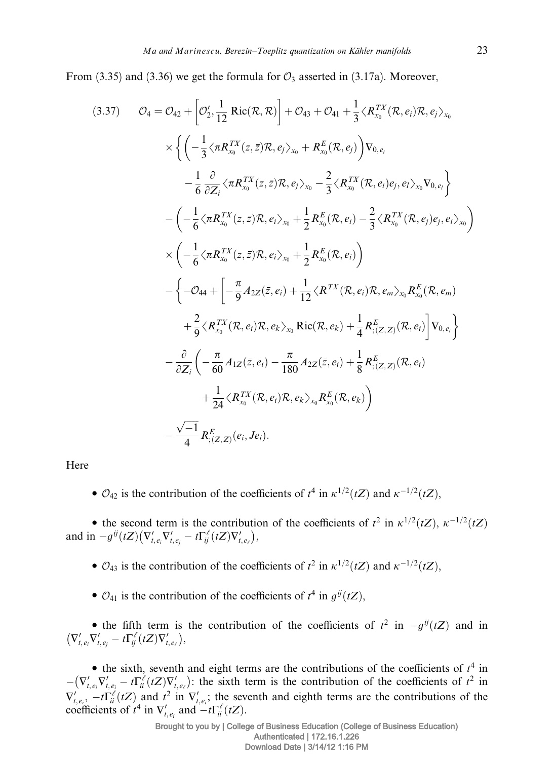From (3.35) and (3.36) we get the formula for $\mathcal{O}_3$ asserted in (3.17a). Moreover,

$$
\begin{aligned}
(3.37)\qquad \mathcal{O}_4 = {} & \mathcal{O}_{42} + \left[\mathcal{O}_2', \frac{1}{12}\operatorname{Ric}(\mathcal{R},\mathcal{R})\right] + \mathcal{O}_{43} + \mathcal{O}_{41} + \frac{1}{3}\langle R^{TX}_{x_0}(\mathcal{R}, e_i)\mathcal{R}, e_j\rangle_{x_0} \\
& \times \Big\{ \Big( -\frac{1}{3}\langle \pi R^{TX}_{x_0}(z,\bar{z})\mathcal{R}, e_j\rangle_{x_0} + R^E_{x_0}(\mathcal{R}, e_j)\Big)\nabla_{0,e_i} \\
& \quad - \frac{1}{6}\frac{\partial}{\partial Z_i}\langle \pi R^{TX}_{x_0}(z,\bar{z})\mathcal{R}, e_j\rangle_{x_0} - \frac{2}{3}\langle R^{TX}_{x_0}(\mathcal{R}, e_i)e_j, e_l\rangle_{x_0}\nabla_{0,e_l}\Big\} \\
& - \Big( -\frac{1}{6}\langle \pi R^{TX}_{x_0}(z,\bar{z})\mathcal{R}, e_i\rangle_{x_0} + \frac{1}{2}R^E_{x_0}(\mathcal{R}, e_i) - \frac{2}{3}\langle R^{TX}_{x_0}(\mathcal{R}, e_j)e_j, e_i\rangle_{x_0}\Big) \\
& \times \Big( -\frac{1}{6}\langle \pi R^{TX}_{x_0}(z,\bar{z})\mathcal{R}, e_i\rangle_{x_0} + \frac{1}{2}R^E_{x_0}(\mathcal{R}, e_i)\Big) \\
& - \Big\{ -\mathcal{O}_{44} + \Big[ -\frac{\pi}{9}A_{2Z}(\bar{z}, e_i) + \frac{1}{12}\langle R^{TX}(\mathcal{R}, e_i)\mathcal{R}, e_m\rangle_{x_0} R^E_{x_0}(\mathcal{R}, e_m) \\
& \quad + \frac{2}{9}\langle R^{TX}_{x_0}(\mathcal{R}, e_i)\mathcal{R}, e_k\rangle_{x_0}\operatorname{Ric}(\mathcal{R}, e_k) + \frac{1}{4}R^E_{;(Z,Z)}(\mathcal{R}, e_i)\Big]\nabla_{0,e_i}\Big\} \\
& - \frac{\partial}{\partial Z_i}\Big( -\frac{\pi}{60}A_{1Z}(\bar{z}, e_i) - \frac{\pi}{180}A_{2Z}(\bar{z}, e_i) + \frac{1}{8}R^E_{;(Z,Z)}(\mathcal{R}, e_i) \\
& \quad + \frac{1}{24}\langle R^{TX}_{x_0}(\mathcal{R}, e_i)\mathcal{R}, e_k\rangle_{x_0} R^E_{x_0}(\mathcal{R}, e_k)\Big) \\
& - \frac{\sqrt{-1}}{4}R^E_{;(Z,Z)}(e_i, Je_i).
\end{aligned}
$$

Here

- $\mathcal{O}_{42}$ is the contribution of the coefficients of $t^4$ in $\kappa^{1/2}(tZ)$ and $\kappa^{-1/2}(tZ)$,

- the second term is the contribution of the coefficients of $t^2$ in $\kappa^{1/2}(tZ)$, $\kappa^{-1/2}(tZ)$ and in $-g^{ij}(tZ)\big(\nabla'_{t,e_i}\nabla'_{t,e_j} - t\Gamma^{\ell}_{ij}(tZ)\nabla'_{t,e_\ell}\big)$,

- $\mathcal{O}_{43}$ is the contribution of the coefficients of $t^2$ in $\kappa^{1/2}(tZ)$ and $\kappa^{-1/2}(tZ)$,

- $\mathcal{O}_{41}$ is the contribution of the coefficients of $t^4$ in $g^{ij}(tZ)$,

- the fifth term is the contribution of the coefficients of $t^2$ in $-g^{ij}(tZ)$ and in $\big(\nabla'_{t,e_i}\nabla'_{t,e_j} - t\Gamma^{\ell}_{ij}(tZ)\nabla'_{t,e_\ell}\big)$,

- the sixth, seventh and eight terms are the contributions of the coefficients of $t^4$ in $-\big(\nabla'_{t,e_i}\nabla'_{t,e_i} - t\Gamma^{\ell}_{ii}(tZ)\nabla'_{t,e_\ell}\big)$: the sixth term is the contribution of the coefficients of $t^2$ in $\nabla'_{t,e_i}$, $-t\Gamma^{\ell}_{ii}(tZ)$ and $t^2$ in $\nabla'_{t,e_i}$; the seventh and eighth terms are the contributions of the coefficients of $t^4$ in $\nabla'_{t,e_i}$ and $-t\Gamma^{\ell}_{ii}(tZ)$.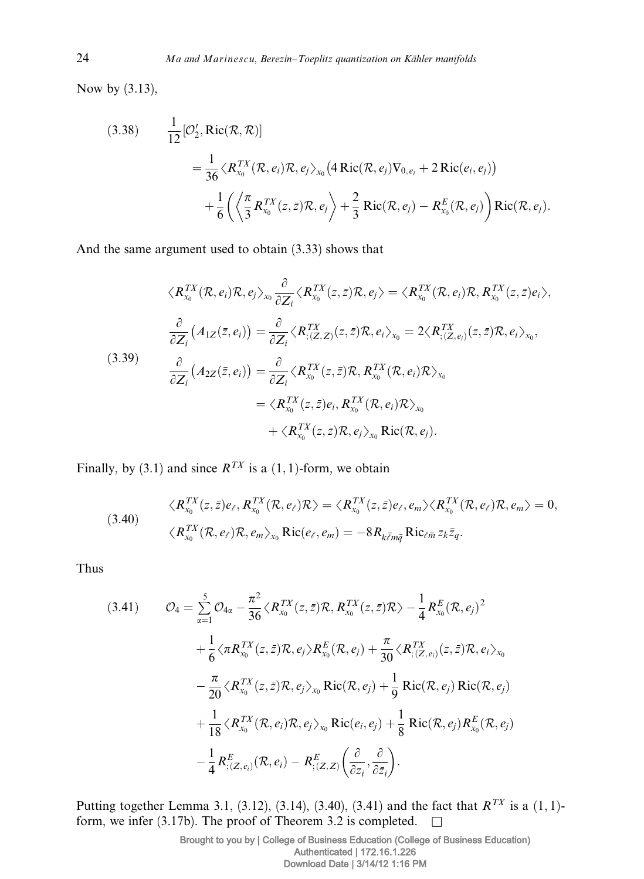Now by (3.13),

$$
\begin{aligned}
(3.38)\qquad \frac{1}{12}[\mathcal{O}_2', \operatorname{Ric}(\mathcal{R},\mathcal{R})]
&= \frac{1}{36}\langle R^{TX}_{x_0}(\mathcal{R},e_i)\mathcal{R},e_j\rangle_{x_0}\big(4\operatorname{Ric}(\mathcal{R},e_j)\nabla_{0,e_i} + 2\operatorname{Ric}(e_i,e_j)\big)\\
&\quad + \frac{1}{6}\left(\left\langle \frac{\pi}{3}R^{TX}_{x_0}(z,\bar z)\mathcal{R},e_j\right\rangle + \frac{2}{3}\operatorname{Ric}(\mathcal{R},e_j) - R^E_{x_0}(\mathcal{R},e_j)\right)\operatorname{Ric}(\mathcal{R},e_j).
\end{aligned}
$$

And the same argument used to obtain (3.33) shows that

$$
(3.39)\qquad
\begin{aligned}
&\langle R^{TX}_{x_0}(\mathcal{R},e_i)\mathcal{R},e_j\rangle_{x_0}\frac{\partial}{\partial Z_i}\langle R^{TX}_{x_0}(z,\bar z)\mathcal{R},e_j\rangle = \langle R^{TX}_{x_0}(\mathcal{R},e_i)\mathcal{R}, R^{TX}_{x_0}(z,\bar z)e_i\rangle,\\
&\frac{\partial}{\partial Z_i}\big(A_{1Z}(\bar z,e_i)\big) = \frac{\partial}{\partial Z_i}\langle R^{TX}_{;(Z,Z)}(z,\bar z)\mathcal{R},e_i\rangle_{x_0} = 2\langle R^{TX}_{;(Z,e_i)}(z,\bar z)\mathcal{R},e_i\rangle_{x_0},\\
&\frac{\partial}{\partial Z_i}\big(A_{2Z}(\bar z,e_i)\big) = \frac{\partial}{\partial Z_i}\langle R^{TX}_{x_0}(z,\bar z)\mathcal{R}, R^{TX}_{x_0}(\mathcal{R},e_i)\mathcal{R}\rangle_{x_0}\\
&\qquad\qquad = \langle R^{TX}_{x_0}(z,\bar z)e_i, R^{TX}_{x_0}(\mathcal{R},e_i)\mathcal{R}\rangle_{x_0}\\
&\qquad\qquad\quad + \langle R^{TX}_{x_0}(z,\bar z)\mathcal{R},e_j\rangle_{x_0}\operatorname{Ric}(\mathcal{R},e_j).
\end{aligned}
$$

Finally, by (3.1) and since $R^{TX}$ is a $(1,1)$-form, we obtain

$$
(3.40)\qquad
\begin{aligned}
&\langle R^{TX}_{x_0}(z,\bar z)e_\ell, R^{TX}_{x_0}(\mathcal{R},e_\ell)\mathcal{R}\rangle = \langle R^{TX}_{x_0}(z,\bar z)e_\ell,e_m\rangle\langle R^{TX}_{x_0}(\mathcal{R},e_\ell)\mathcal{R},e_m\rangle = 0,\\
&\langle R^{TX}_{x_0}(\mathcal{R},e_\ell)\mathcal{R},e_m\rangle_{x_0}\operatorname{Ric}(e_\ell,e_m) = -8R_{k\bar\ell m\bar q}\operatorname{Ric}_{\ell\bar m} z_k\bar z_q.
\end{aligned}
$$

Thus

$$
\begin{aligned}
(3.41)\qquad \mathcal{O}_4 &= \sum_{\alpha=1}^{5}\mathcal{O}_{4\alpha} - \frac{\pi^2}{36}\langle R^{TX}_{x_0}(z,\bar z)\mathcal{R}, R^{TX}_{x_0}(z,\bar z)\mathcal{R}\rangle - \frac{1}{4}R^E_{x_0}(\mathcal{R},e_j)^2\\
&\quad + \frac{1}{6}\langle \pi R^{TX}_{x_0}(z,\bar z)\mathcal{R},e_j\rangle R^E_{x_0}(\mathcal{R},e_j) + \frac{\pi}{30}\langle R^{TX}_{;(Z,e_i)}(z,\bar z)\mathcal{R},e_i\rangle_{x_0}\\
&\quad - \frac{\pi}{20}\langle R^{TX}_{x_0}(z,\bar z)\mathcal{R},e_j\rangle_{x_0}\operatorname{Ric}(\mathcal{R},e_j) + \frac{1}{9}\operatorname{Ric}(\mathcal{R},e_j)\operatorname{Ric}(\mathcal{R},e_j)\\
&\quad + \frac{1}{18}\langle R^{TX}_{x_0}(\mathcal{R},e_i)\mathcal{R},e_j\rangle_{x_0}\operatorname{Ric}(e_i,e_j) + \frac{1}{8}\operatorname{Ric}(\mathcal{R},e_j)R^E_{x_0}(\mathcal{R},e_j)\\
&\quad - \frac{1}{4}R^E_{;(Z,e_i)}(\mathcal{R},e_i) - R^E_{;(Z,Z)}\left(\frac{\partial}{\partial z_i},\frac{\partial}{\partial \bar z_i}\right).
\end{aligned}
$$

Putting together Lemma 3.1, (3.12), (3.14), (3.40), (3.41) and the fact that $R^{TX}$ is a $(1,1)$-form, we infer (3.17b). The proof of Theorem 3.2 is completed. $\square$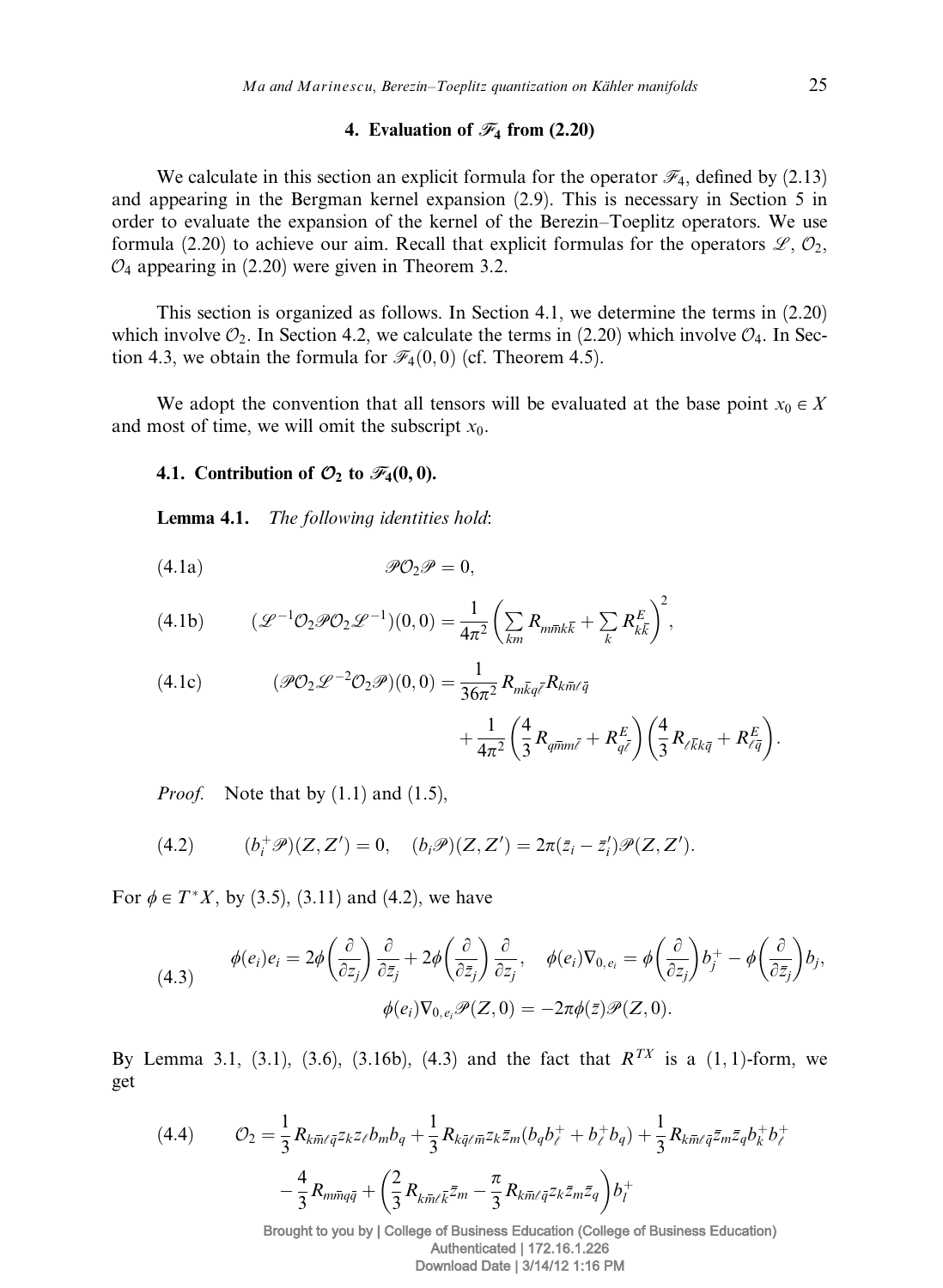## 4. Evaluation of $\mathscr{F}_4$ from (2.20)

We calculate in this section an explicit formula for the operator $\mathscr{F}_4$, defined by (2.13) and appearing in the Bergman kernel expansion (2.9). This is necessary in Section 5 in order to evaluate the expansion of the kernel of the Berezin–Toeplitz operators. We use formula (2.20) to achieve our aim. Recall that explicit formulas for the operators $\mathscr{L}$, $\mathcal{O}_2$, $\mathcal{O}_4$ appearing in (2.20) were given in Theorem 3.2.

This section is organized as follows. In Section 4.1, we determine the terms in (2.20) which involve $\mathcal{O}_2$. In Section 4.2, we calculate the terms in (2.20) which involve $\mathcal{O}_4$. In Section 4.3, we obtain the formula for $\mathscr{F}_4(0,0)$ (cf. Theorem 4.5).

We adopt the convention that all tensors will be evaluated at the base point $x_0 \in X$ and most of time, we will omit the subscript $x_0$.

### 4.1. Contribution of $\mathcal{O}_2$ to $\mathscr{F}_4(0,0)$.

**Lemma 4.1.** *The following identities hold*:

$$\mathscr{P}\mathcal{O}_2\mathscr{P} = 0, \tag{4.1a}$$

$$(\mathscr{L}^{-1}\mathcal{O}_2\mathscr{P}\mathcal{O}_2\mathscr{L}^{-1})(0,0) = \frac{1}{4\pi^2}\Big(\sum_{km} R_{m\bar{m}k\bar{k}} + \sum_k R^E_{k\bar{k}}\Big)^2, \tag{4.1b}$$

$$\begin{aligned}(\mathscr{P}\mathcal{O}_2\mathscr{L}^{-2}\mathcal{O}_2\mathscr{P})(0,0) = {}& \frac{1}{36\pi^2} R_{m\bar{k}q\bar{\ell}} R_{k\bar{m}\ell\bar{q}} \\ & + \frac{1}{4\pi^2}\Big(\frac{4}{3}R_{q\bar{m}m\bar{\ell}} + R^E_{q\bar{\ell}}\Big)\Big(\frac{4}{3}R_{\ell\bar{k}k\bar{q}} + R^E_{\ell\bar{q}}\Big).\end{aligned} \tag{4.1c}$$

*Proof.* Note that by (1.1) and (1.5),

$$(b_i^+\mathscr{P})(Z,Z') = 0, \quad (b_i\mathscr{P})(Z,Z') = 2\pi(\bar{z}_i - \bar{z}'_i)\mathscr{P}(Z,Z'). \tag{4.2}$$

For $\phi \in T^*X$, by (3.5), (3.11) and (4.2), we have

$$\begin{aligned}\phi(e_i)e_i = 2\phi\Big(\frac{\partial}{\partial z_j}\Big)\frac{\partial}{\partial \bar{z}_j} + 2\phi\Big(\frac{\partial}{\partial \bar{z}_j}\Big)\frac{\partial}{\partial z_j}, \quad \phi(e_i)\nabla_{0,e_i} = \phi\Big(\frac{\partial}{\partial z_j}\Big)b_j^+ - \phi\Big(\frac{\partial}{\partial \bar{z}_j}\Big)b_j, \\ \phi(e_i)\nabla_{0,e_i}\mathscr{P}(Z,0) = -2\pi\phi(\bar{z})\mathscr{P}(Z,0).\end{aligned} \tag{4.3}$$

By Lemma 3.1, (3.1), (3.6), (3.16b), (4.3) and the fact that $R^{TX}$ is a $(1,1)$-form, we get

$$\begin{aligned}\mathcal{O}_2 = {}& \frac{1}{3}R_{k\bar{m}\ell\bar{q}} z_k z_\ell b_m b_q + \frac{1}{3}R_{k\bar{q}\ell\bar{m}} z_k \bar{z}_m (b_q b_\ell^+ + b_\ell^+ b_q) + \frac{1}{3}R_{k\bar{m}\ell\bar{q}} \bar{z}_m \bar{z}_q b_k^+ b_\ell^+ \\ & - \frac{4}{3}R_{m\bar{m}q\bar{q}} + \Big(\frac{2}{3}R_{k\bar{m}\ell\bar{k}}\bar{z}_m - \frac{\pi}{3}R_{k\bar{m}\ell\bar{q}} z_k \bar{z}_m \bar{z}_q\Big) b_l^+\end{aligned} \tag{4.4}$$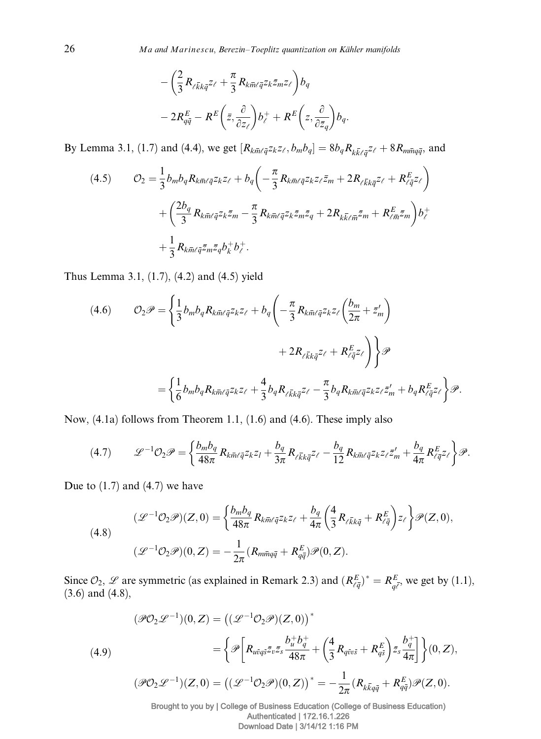$$
\begin{aligned}
&- \left(\frac{2}{3} R_{\ell \bar{k} k \bar{q}} z_\ell + \frac{\pi}{3} R_{k \bar{m} \ell \bar{q}} z_k \bar{z}_m z_\ell \right) b_q \\
&- 2 R^E_{q\bar{q}} - R^E\left(\bar{z}, \frac{\partial}{\partial z_\ell}\right) b^+_\ell + R^E\left(z, \frac{\partial}{\partial \bar{z}_q}\right) b_q.
\end{aligned}
$$

By Lemma 3.1, (1.7) and (4.4), we get $[R_{k\bar{m}\ell\bar{q}} z_k z_\ell, b_m b_q] = 8 b_q R_{k\bar{k}\ell\bar{q}} z_\ell + 8 R_{m\bar{m}q\bar{q}}$, and

$$
\begin{aligned}
(4.5) \qquad \mathcal{O}_2 = &\frac{1}{3} b_m b_q R_{k\bar{m}\ell\bar{q}} z_k z_\ell + b_q \left( -\frac{\pi}{3} R_{k\bar{m}\ell\bar{q}} z_k z_\ell \bar{z}_m + 2 R_{\ell\bar{k}k\bar{q}} z_\ell + R^E_{\ell\bar{q}} z_\ell \right) \\
&+ \left( \frac{2 b_q}{3} R_{k\bar{m}\ell\bar{q}} z_k \bar{z}_m - \frac{\pi}{3} R_{k\bar{m}\ell\bar{q}} z_k \bar{z}_m \bar{z}_q + 2 R_{k\bar{k}\ell\bar{m}} \bar{z}_m + R^E_{\ell\bar{m}} \bar{z}_m \right) b^+_\ell \\
&+ \frac{1}{3} R_{k\bar{m}\ell\bar{q}} \bar{z}_m \bar{z}_q b^+_k b^+_\ell.
\end{aligned}
$$

Thus Lemma 3.1, (1.7), (4.2) and (4.5) yield

$$
\begin{aligned}
(4.6) \qquad \mathcal{O}_2 \mathscr{P} &= \left\{ \frac{1}{3} b_m b_q R_{k\bar{m}\ell\bar{q}} z_k z_\ell + b_q \left( -\frac{\pi}{3} R_{k\bar{m}\ell\bar{q}} z_k z_\ell \left( \frac{b_m}{2\pi} + \bar{z}'_m \right) \right.\right. \\
&\qquad\qquad \left.\left. + 2 R_{\ell\bar{k}k\bar{q}} z_\ell + R^E_{\ell\bar{q}} z_\ell \right) \right\} \mathscr{P} \\
&= \left\{ \frac{1}{6} b_m b_q R_{k\bar{m}\ell\bar{q}} z_k z_\ell + \frac{4}{3} b_q R_{\ell\bar{k}k\bar{q}} z_\ell - \frac{\pi}{3} b_q R_{k\bar{m}\ell\bar{q}} z_k z_\ell \bar{z}'_m + b_q R^E_{\ell\bar{q}} z_\ell \right\} \mathscr{P}.
\end{aligned}
$$

Now, (4.1a) follows from Theorem 1.1, (1.6) and (4.6). These imply also

$$
(4.7) \qquad \mathscr{L}^{-1} \mathcal{O}_2 \mathscr{P} = \left\{ \frac{b_m b_q}{48\pi} R_{k\bar{m}\ell\bar{q}} z_k z_l + \frac{b_q}{3\pi} R_{\ell\bar{k}k\bar{q}} z_\ell - \frac{b_q}{12} R_{k\bar{m}\ell\bar{q}} z_k z_\ell \bar{z}'_m + \frac{b_q}{4\pi} R^E_{\ell\bar{q}} z_\ell \right\} \mathscr{P}.
$$

Due to (1.7) and (4.7) we have

$$
\begin{aligned}
(4.8) \qquad &(\mathscr{L}^{-1} \mathcal{O}_2 \mathscr{P})(Z, 0) = \left\{ \frac{b_m b_q}{48\pi} R_{k\bar{m}\ell\bar{q}} z_k z_\ell + \frac{b_q}{4\pi} \left( \frac{4}{3} R_{\ell\bar{k}k\bar{q}} + R^E_{\ell\bar{q}} \right) z_\ell \right\} \mathscr{P}(Z, 0), \\
&(\mathscr{L}^{-1} \mathcal{O}_2 \mathscr{P})(0, Z) = -\frac{1}{2\pi} (R_{m\bar{m}q\bar{q}} + R^E_{q\bar{q}}) \mathscr{P}(0, Z).
\end{aligned}
$$

Since $\mathcal{O}_2$, $\mathscr{L}$ are symmetric (as explained in Remark 2.3) and $(R^E_{\ell\bar{q}})^* = R^E_{q\bar{\ell}}$, we get by (1.1), (3.6) and (4.8),

$$
\begin{aligned}
(4.9) \qquad (\mathscr{P} \mathcal{O}_2 \mathscr{L}^{-1})(0, Z) &= \left( (\mathscr{L}^{-1} \mathcal{O}_2 \mathscr{P})(Z, 0) \right)^* \\
&= \left\{ \mathscr{P} \left[ R_{u\bar{v}q\bar{s}} \bar{z}_v \bar{z}_s \frac{b^+_u b^+_q}{48\pi} + \left( \frac{4}{3} R_{q\bar{v}v\bar{s}} + R^E_{q\bar{s}} \right) \bar{z}_s \frac{b^+_q}{4\pi} \right] \right\} (0, Z), \\
(\mathscr{P} \mathcal{O}_2 \mathscr{L}^{-1})(Z, 0) &= \left( (\mathscr{L}^{-1} \mathcal{O}_2 \mathscr{P})(0, Z) \right)^* = -\frac{1}{2\pi} (R_{k\bar{k}q\bar{q}} + R^E_{q\bar{q}}) \mathscr{P}(Z, 0).
\end{aligned}
$$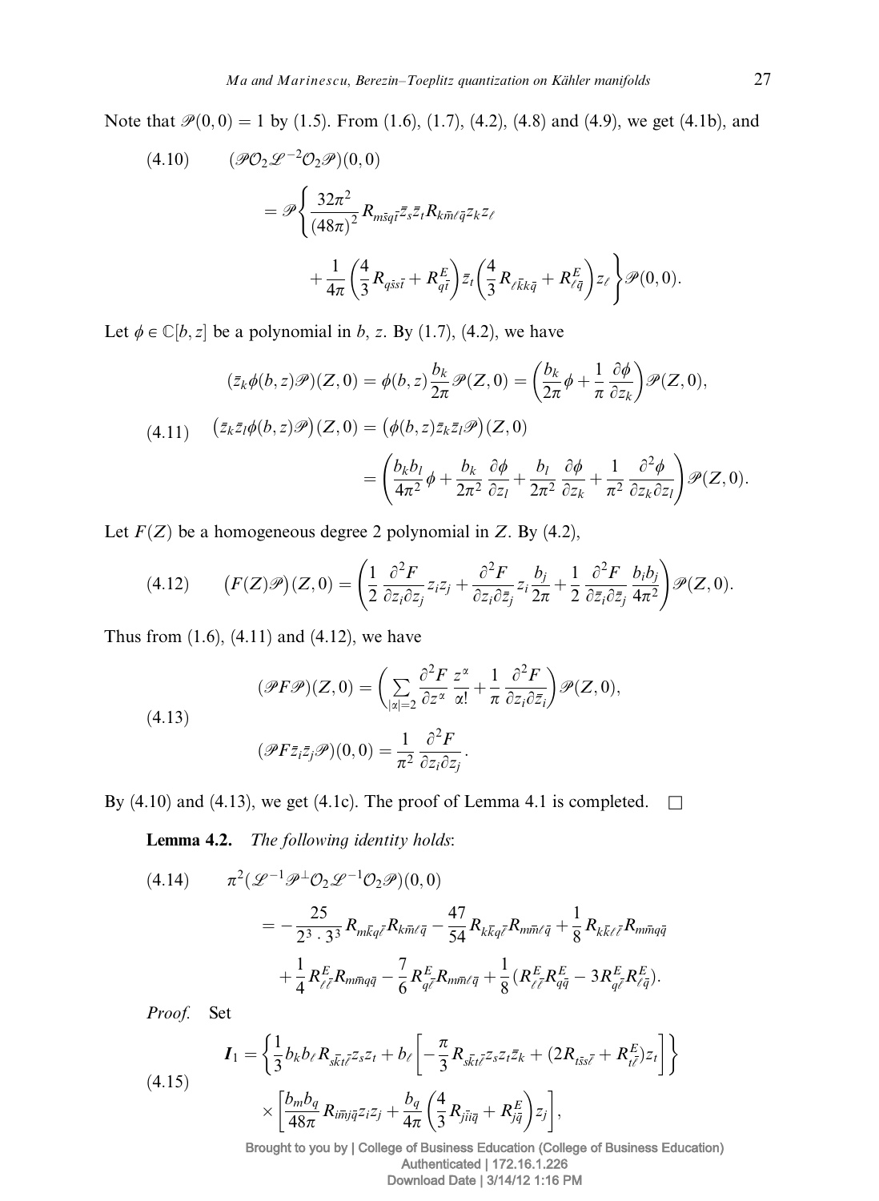Note that $\mathscr{P}(0,0) = 1$ by (1.5). From (1.6), (1.7), (4.2), (4.8) and (4.9), we get (4.1b), and

$$
(4.10) \qquad (\mathscr{P}\mathcal{O}_2\mathscr{L}^{-2}\mathcal{O}_2\mathscr{P})(0,0)
$$
$$
= \mathscr{P}\left\{ \frac{32\pi^2}{(48\pi)^2} R_{m\bar{s}q\bar{t}}\bar{z}_s\bar{z}_t R_{k\bar{m}\ell\bar{q}} z_k z_\ell + \frac{1}{4\pi}\left(\frac{4}{3}R_{q\bar{s}s\bar{t}} + R^E_{q\bar{t}}\right)\bar{z}_t\left(\frac{4}{3}R_{\ell\bar{k}k\bar{q}} + R^E_{\ell\bar{q}}\right)z_\ell \right\}\mathscr{P}(0,0).
$$

Let $\phi \in \mathbb{C}[b,z]$ be a polynomial in $b$, $z$. By (1.7), (4.2), we have

$$
(\bar{z}_k\phi(b,z)\mathscr{P})(Z,0) = \phi(b,z)\frac{b_k}{2\pi}\mathscr{P}(Z,0) = \left(\frac{b_k}{2\pi}\phi + \frac{1}{\pi}\frac{\partial\phi}{\partial z_k}\right)\mathscr{P}(Z,0),
$$
$$
(4.11) \qquad \big(\bar{z}_k\bar{z}_l\phi(b,z)\mathscr{P}\big)(Z,0) = \big(\phi(b,z)\bar{z}_k\bar{z}_l\mathscr{P}\big)(Z,0)
$$
$$
= \left(\frac{b_kb_l}{4\pi^2}\phi + \frac{b_k}{2\pi^2}\frac{\partial\phi}{\partial z_l} + \frac{b_l}{2\pi^2}\frac{\partial\phi}{\partial z_k} + \frac{1}{\pi^2}\frac{\partial^2\phi}{\partial z_k\partial z_l}\right)\mathscr{P}(Z,0).
$$

Let $F(Z)$ be a homogeneous degree 2 polynomial in $Z$. By (4.2),

$$
(4.12) \qquad \big(F(Z)\mathscr{P}\big)(Z,0) = \left(\frac{1}{2}\frac{\partial^2F}{\partial z_i\partial z_j}z_iz_j + \frac{\partial^2F}{\partial z_i\partial\bar{z}_j}z_i\frac{b_j}{2\pi} + \frac{1}{2}\frac{\partial^2F}{\partial\bar{z}_i\partial\bar{z}_j}\frac{b_ib_j}{4\pi^2}\right)\mathscr{P}(Z,0).
$$

Thus from (1.6), (4.11) and (4.12), we have

$$
(4.13) \qquad
\begin{aligned}
(\mathscr{P}F\mathscr{P})(Z,0) &= \left(\sum_{|\alpha|=2}\frac{\partial^2F}{\partial z^\alpha}\frac{z^\alpha}{\alpha!} + \frac{1}{\pi}\frac{\partial^2F}{\partial z_i\partial\bar{z}_i}\right)\mathscr{P}(Z,0),\\
(\mathscr{P}F\bar{z}_i\bar{z}_j\mathscr{P})(0,0) &= \frac{1}{\pi^2}\frac{\partial^2F}{\partial z_i\partial z_j}.
\end{aligned}
$$

By (4.10) and (4.13), we get (4.1c). The proof of Lemma 4.1 is completed. $\square$

**Lemma 4.2.** *The following identity holds*:

$$
(4.14) \qquad \pi^2(\mathscr{L}^{-1}\mathscr{P}^\perp\mathcal{O}_2\mathscr{L}^{-1}\mathcal{O}_2\mathscr{P})(0,0)
$$
$$
= -\frac{25}{2^3\cdot 3^3}R_{m\bar{k}q\bar{\ell}}R_{k\bar{m}\ell\bar{q}} - \frac{47}{54}R_{k\bar{k}q\bar{\ell}}R_{m\bar{m}\ell\bar{q}} + \frac{1}{8}R_{k\bar{k}\ell\bar{\ell}}R_{m\bar{m}q\bar{q}}
+ \frac{1}{4}R^E_{\ell\bar{\ell}}R_{m\bar{m}q\bar{q}} - \frac{7}{6}R^E_{q\bar{\ell}}R_{m\bar{m}\ell\bar{q}} + \frac{1}{8}(R^E_{\ell\bar{\ell}}R^E_{q\bar{q}} - 3R^E_{q\bar{\ell}}R^E_{\ell\bar{q}}).
$$

*Proof.* Set

$$
(4.15) \qquad \boldsymbol{I}_1 = \left\{\frac{1}{3}b_kb_\ell R_{\bar{s}k\bar{t}\ell}z_sz_t + b_\ell\left[-\frac{\pi}{3}R_{s\bar{k}t\bar{\ell}}z_sz_t\bar{z}_k + (2R_{t\bar{s}s\bar{\ell}} + R^E_{t\bar{\ell}})z_t\right]\right\}
\times\left[\frac{b_mb_q}{48\pi}R_{i\bar{m}j\bar{q}}z_iz_j + \frac{b_q}{4\pi}\left(\frac{4}{3}R_{j\bar{i}i\bar{q}} + R^E_{j\bar{q}}\right)z_j\right],
$$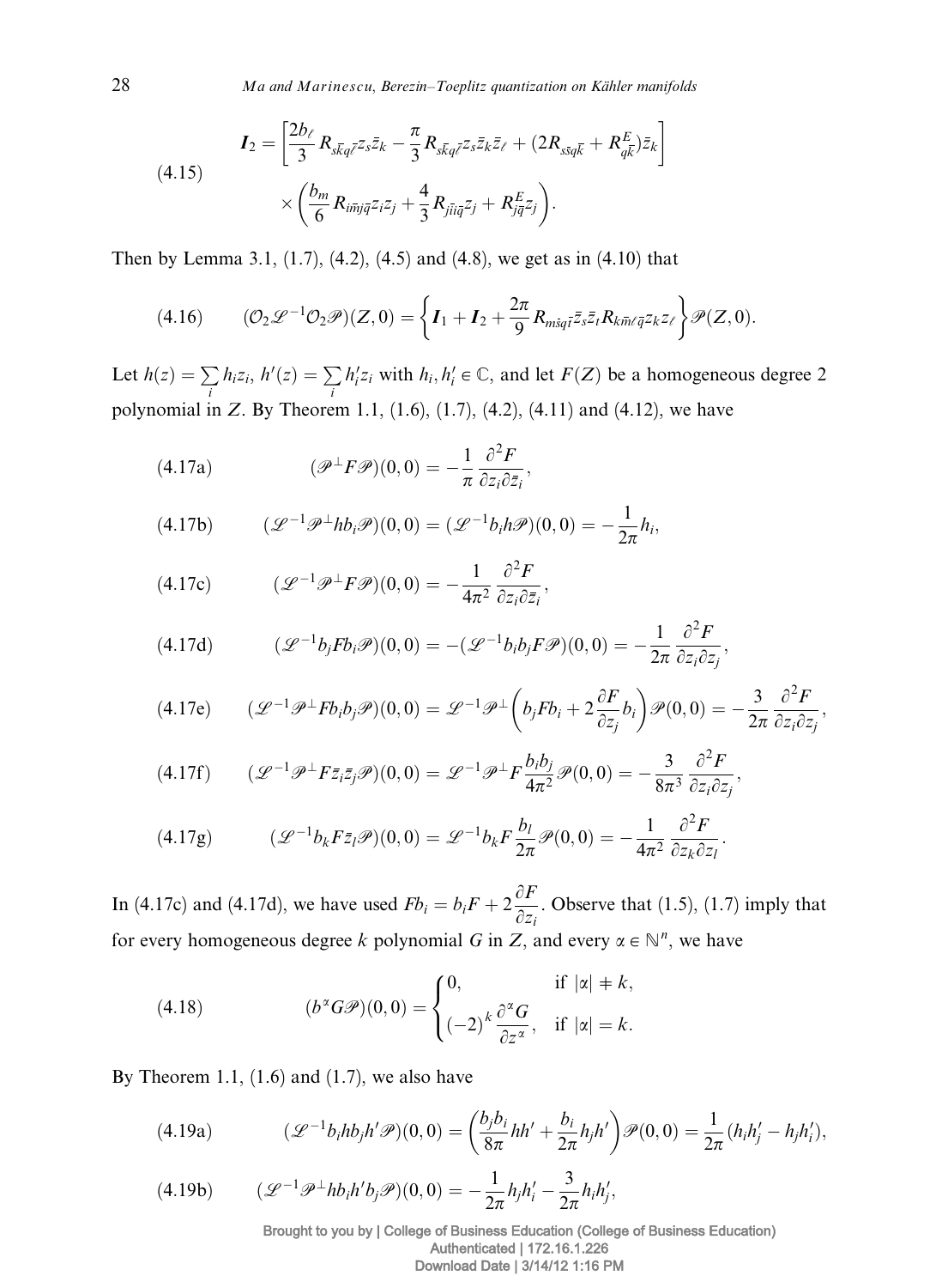$$
\begin{aligned}
(4.15) \qquad \boldsymbol{I}_2 = & \left[\frac{2b_\ell}{3} R_{s\bar{k}q\bar{\ell}} z_s \bar{z}_k - \frac{\pi}{3} R_{s\bar{k}q\bar{\ell}} z_s \bar{z}_k \bar{z}_\ell + (2R_{s\bar{s}q\bar{k}} + R^E_{q\bar{k}}) \bar{z}_k\right] \\
& \times \left(\frac{b_m}{6} R_{i\bar{m}j\bar{q}} z_i z_j + \frac{4}{3} R_{j\bar{i}i\bar{q}} z_j + R^E_{j\bar{q}} z_j\right).
\end{aligned}
$$

Then by Lemma 3.1, (1.7), (4.2), (4.5) and (4.8), we get as in (4.10) that

$$
(4.16) \qquad (\mathcal{O}_2 \mathscr{L}^{-1} \mathcal{O}_2 \mathscr{P})(Z,0) = \left\{\boldsymbol{I}_1 + \boldsymbol{I}_2 + \frac{2\pi}{9} R_{m\bar{s}q\bar{t}} \bar{z}_s \bar{z}_t R_{k\bar{m}\ell\bar{q}} z_k z_\ell\right\} \mathscr{P}(Z,0).
$$

Let $h(z) = \sum_i h_i z_i$, $h'(z) = \sum_i h'_i z_i$ with $h_i, h'_i \in \mathbb{C}$, and let $F(Z)$ be a homogeneous degree 2 polynomial in $Z$. By Theorem 1.1, (1.6), (1.7), (4.2), (4.11) and (4.12), we have

$$
(4.17\text{a}) \qquad (\mathscr{P}^\perp F \mathscr{P})(0,0) = -\frac{1}{\pi} \frac{\partial^2 F}{\partial z_i \partial \bar{z}_i},
$$

$$
(4.17\text{b}) \qquad (\mathscr{L}^{-1} \mathscr{P}^\perp h b_i \mathscr{P})(0,0) = (\mathscr{L}^{-1} b_i h \mathscr{P})(0,0) = -\frac{1}{2\pi} h_i,
$$

$$
(4.17\text{c}) \qquad (\mathscr{L}^{-1} \mathscr{P}^\perp F \mathscr{P})(0,0) = -\frac{1}{4\pi^2} \frac{\partial^2 F}{\partial z_i \partial \bar{z}_i},
$$

$$
(4.17\text{d}) \qquad (\mathscr{L}^{-1} b_j F b_i \mathscr{P})(0,0) = -(\mathscr{L}^{-1} b_i b_j F \mathscr{P})(0,0) = -\frac{1}{2\pi} \frac{\partial^2 F}{\partial z_i \partial z_j},
$$

$$
(4.17\text{e}) \qquad (\mathscr{L}^{-1} \mathscr{P}^\perp F b_i b_j \mathscr{P})(0,0) = \mathscr{L}^{-1} \mathscr{P}^\perp \left(b_j F b_i + 2 \frac{\partial F}{\partial z_j} b_i\right) \mathscr{P}(0,0) = -\frac{3}{2\pi} \frac{\partial^2 F}{\partial z_i \partial z_j},
$$

$$
(4.17\text{f}) \qquad (\mathscr{L}^{-1} \mathscr{P}^\perp F \bar{z}_i \bar{z}_j \mathscr{P})(0,0) = \mathscr{L}^{-1} \mathscr{P}^\perp F \frac{b_i b_j}{4\pi^2} \mathscr{P}(0,0) = -\frac{3}{8\pi^3} \frac{\partial^2 F}{\partial z_i \partial z_j},
$$

$$
(4.17\text{g}) \qquad (\mathscr{L}^{-1} b_k F \bar{z}_l \mathscr{P})(0,0) = \mathscr{L}^{-1} b_k F \frac{b_l}{2\pi} \mathscr{P}(0,0) = -\frac{1}{4\pi^2} \frac{\partial^2 F}{\partial z_k \partial z_l}.
$$

In (4.17c) and (4.17d), we have used $F b_i = b_i F + 2 \frac{\partial F}{\partial z_i}$. Observe that (1.5), (1.7) imply that for every homogeneous degree $k$ polynomial $G$ in $Z$, and every $\alpha \in \mathbb{N}^n$, we have

$$
(4.18) \qquad (b^\alpha G \mathscr{P})(0,0) = \begin{cases} 0, & \text{if } |\alpha| \neq k, \\ (-2)^k \dfrac{\partial^\alpha G}{\partial z^\alpha}, & \text{if } |\alpha| = k. \end{cases}
$$

By Theorem 1.1, (1.6) and (1.7), we also have

$$
(4.19\text{a}) \qquad (\mathscr{L}^{-1} b_i h b_j h' \mathscr{P})(0,0) = \left(\frac{b_j b_i}{8\pi} h h' + \frac{b_i}{2\pi} h_j h'\right) \mathscr{P}(0,0) = \frac{1}{2\pi} (h_i h'_j - h_j h'_i),
$$

$$
(4.19\text{b}) \qquad (\mathscr{L}^{-1} \mathscr{P}^\perp h b_i h' b_j \mathscr{P})(0,0) = -\frac{1}{2\pi} h_j h'_i - \frac{3}{2\pi} h_i h'_j,
$$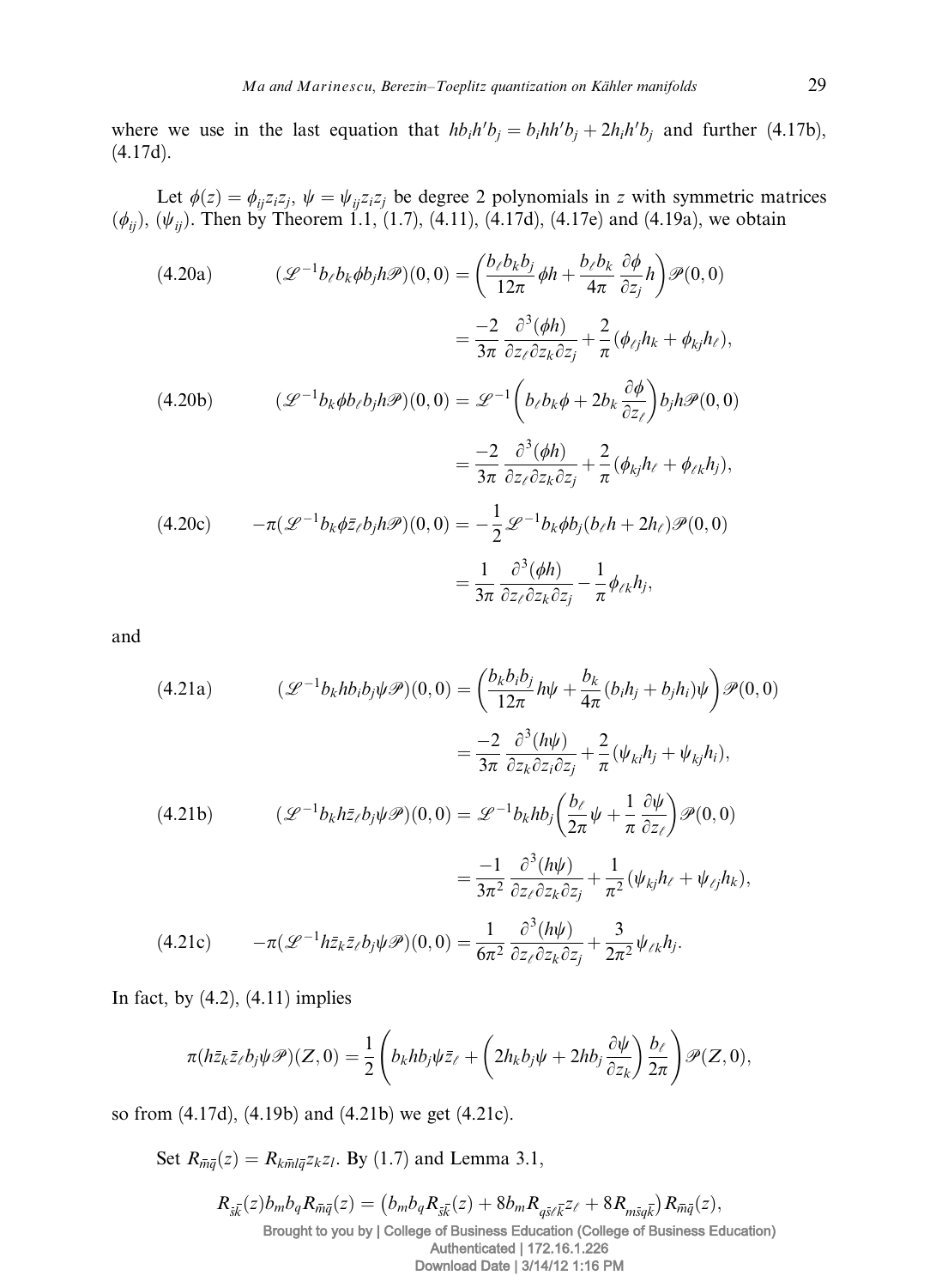where we use in the last equation that $hb_i h' b_j = b_i h h' b_j + 2h_i h' b_j$ and further (4.17b), (4.17d).

Let $\phi(z) = \phi_{ij} z_i z_j$, $\psi = \psi_{ij} z_i z_j$ be degree 2 polynomials in $z$ with symmetric matrices $(\phi_{ij})$, $(\psi_{ij})$. Then by Theorem 1.1, (1.7), (4.11), (4.17d), (4.17e) and (4.19a), we obtain

$$
\begin{aligned}
\text{(4.20a)}\qquad (\mathscr{L}^{-1} b_\ell b_k \phi b_j h \mathscr{P})(0,0) &= \left( \frac{b_\ell b_k b_j}{12\pi} \phi h + \frac{b_\ell b_k}{4\pi} \frac{\partial \phi}{\partial z_j} h \right) \mathscr{P}(0,0) \\
&= \frac{-2}{3\pi} \frac{\partial^3(\phi h)}{\partial z_\ell \partial z_k \partial z_j} + \frac{2}{\pi}(\phi_{\ell j} h_k + \phi_{kj} h_\ell),\\
\text{(4.20b)}\qquad (\mathscr{L}^{-1} b_k \phi b_\ell b_j h \mathscr{P})(0,0) &= \mathscr{L}^{-1}\left( b_\ell b_k \phi + 2b_k \frac{\partial \phi}{\partial z_\ell} \right) b_j h \mathscr{P}(0,0) \\
&= \frac{-2}{3\pi} \frac{\partial^3(\phi h)}{\partial z_\ell \partial z_k \partial z_j} + \frac{2}{\pi}(\phi_{kj} h_\ell + \phi_{\ell k} h_j),\\
\text{(4.20c)}\qquad -\pi(\mathscr{L}^{-1} b_k \phi \bar{z}_\ell b_j h \mathscr{P})(0,0) &= -\frac{1}{2} \mathscr{L}^{-1} b_k \phi b_j (b_\ell h + 2h_\ell) \mathscr{P}(0,0) \\
&= \frac{1}{3\pi} \frac{\partial^3(\phi h)}{\partial z_\ell \partial z_k \partial z_j} - \frac{1}{\pi} \phi_{\ell k} h_j,
\end{aligned}
$$

and

$$
\begin{aligned}
\text{(4.21a)}\qquad (\mathscr{L}^{-1} b_k h b_i b_j \psi \mathscr{P})(0,0) &= \left( \frac{b_k b_i b_j}{12\pi} h\psi + \frac{b_k}{4\pi}(b_i h_j + b_j h_i)\psi \right) \mathscr{P}(0,0) \\
&= \frac{-2}{3\pi} \frac{\partial^3(h\psi)}{\partial z_k \partial z_i \partial z_j} + \frac{2}{\pi}(\psi_{ki} h_j + \psi_{kj} h_i),\\
\text{(4.21b)}\qquad (\mathscr{L}^{-1} b_k h \bar{z}_\ell b_j \psi \mathscr{P})(0,0) &= \mathscr{L}^{-1} b_k h b_j \left( \frac{b_\ell}{2\pi} \psi + \frac{1}{\pi} \frac{\partial \psi}{\partial z_\ell} \right) \mathscr{P}(0,0) \\
&= \frac{-1}{3\pi^2} \frac{\partial^3(h\psi)}{\partial z_\ell \partial z_k \partial z_j} + \frac{1}{\pi^2}(\psi_{kj} h_\ell + \psi_{\ell j} h_k),\\
\text{(4.21c)}\qquad -\pi(\mathscr{L}^{-1} h \bar{z}_k \bar{z}_\ell b_j \psi \mathscr{P})(0,0) &= \frac{1}{6\pi^2} \frac{\partial^3(h\psi)}{\partial z_\ell \partial z_k \partial z_j} + \frac{3}{2\pi^2} \psi_{\ell k} h_j.
\end{aligned}
$$

In fact, by (4.2), (4.11) implies

$$
\pi(h \bar{z}_k \bar{z}_\ell b_j \psi \mathscr{P})(Z,0) = \frac{1}{2}\left( b_k h b_j \psi \bar{z}_\ell + \left( 2h_k b_j \psi + 2h b_j \frac{\partial \psi}{\partial z_k} \right) \frac{b_\ell}{2\pi} \right) \mathscr{P}(Z,0),
$$

so from (4.17d), (4.19b) and (4.21b) we get (4.21c).

Set $R_{\bar{m}\bar{q}}(z) = R_{k\bar{m}l\bar{q}} z_k z_l$. By (1.7) and Lemma 3.1,

$$
R_{\bar{s}\bar{k}}(z) b_m b_q R_{\bar{m}\bar{q}}(z) = \left( b_m b_q R_{\bar{s}\bar{k}}(z) + 8 b_m R_{q\bar{s}\ell\bar{k}} z_\ell + 8 R_{m\bar{s}q\bar{k}} \right) R_{\bar{m}\bar{q}}(z),
$$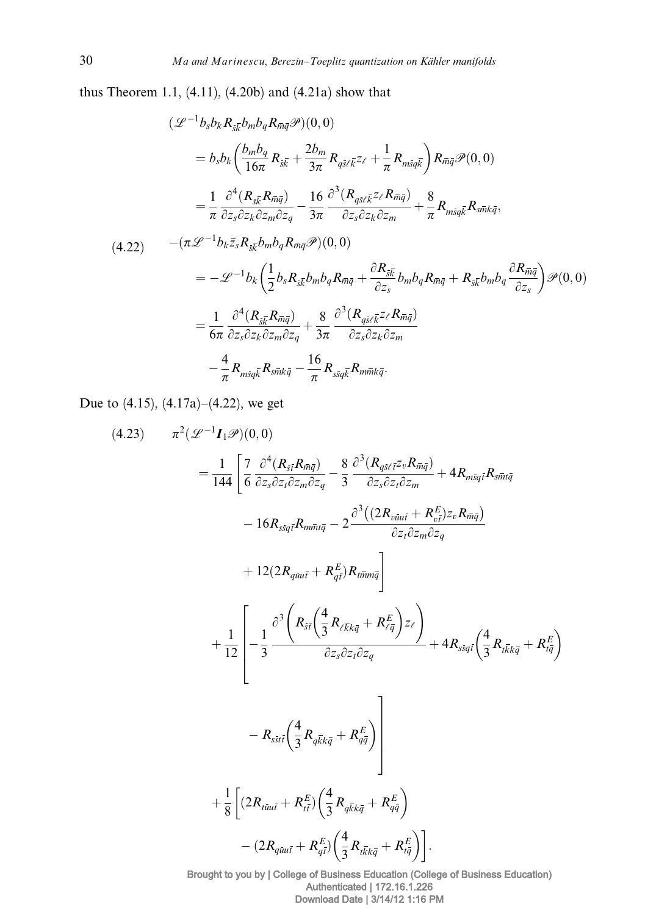thus Theorem 1.1, (4.11), (4.20b) and (4.21a) show that

$$
\begin{aligned}
&(\mathscr{L}^{-1} b_s b_k R_{\bar{s}\bar{k}} b_m b_q R_{\bar{m}\bar{q}} \mathscr{P})(0,0) \\
&\quad = b_s b_k \left( \frac{b_m b_q}{16\pi} R_{\bar{s}\bar{k}} + \frac{2 b_m}{3\pi} R_{q\bar{s}\ell\bar{k}} z_\ell + \frac{1}{\pi} R_{m\bar{s}q\bar{k}} \right) R_{\bar{m}\bar{q}} \mathscr{P}(0,0) \\
&\quad = \frac{1}{\pi} \frac{\partial^4 (R_{\bar{s}\bar{k}} R_{\bar{m}\bar{q}})}{\partial z_s \partial z_k \partial z_m \partial z_q} - \frac{16}{3\pi} \frac{\partial^3 (R_{q\bar{s}\ell\bar{k}} z_\ell R_{\bar{m}\bar{q}})}{\partial z_s \partial z_k \partial z_m} + \frac{8}{\pi} R_{m\bar{s}q\bar{k}} R_{s\bar{m}k\bar{q}},
\end{aligned}
$$

$$
\begin{aligned}
(4.22) \qquad &-(\pi \mathscr{L}^{-1} b_k \bar{z}_s R_{\bar{s}\bar{k}} b_m b_q R_{\bar{m}\bar{q}} \mathscr{P})(0,0) \\
&\quad = -\mathscr{L}^{-1} b_k \left( \frac{1}{2} b_s R_{\bar{s}\bar{k}} b_m b_q R_{\bar{m}\bar{q}} + \frac{\partial R_{\bar{s}\bar{k}}}{\partial z_s} b_m b_q R_{\bar{m}\bar{q}} + R_{\bar{s}\bar{k}} b_m b_q \frac{\partial R_{\bar{m}\bar{q}}}{\partial z_s} \right) \mathscr{P}(0,0) \\
&\quad = \frac{1}{6\pi} \frac{\partial^4 (R_{\bar{s}\bar{k}} R_{\bar{m}\bar{q}})}{\partial z_s \partial z_k \partial z_m \partial z_q} + \frac{8}{3\pi} \frac{\partial^3 (R_{q\bar{s}\ell\bar{k}} z_\ell R_{\bar{m}\bar{q}})}{\partial z_s \partial z_k \partial z_m} \\
&\qquad - \frac{4}{\pi} R_{m\bar{s}q\bar{k}} R_{s\bar{m}k\bar{q}} - \frac{16}{\pi} R_{s\bar{s}q\bar{k}} R_{m\bar{m}k\bar{q}}.
\end{aligned}
$$

Due to (4.15), (4.17a)–(4.22), we get

$$
\begin{aligned}
(4.23) \qquad &\pi^2 (\mathscr{L}^{-1} \boldsymbol{I}_1 \mathscr{P})(0,0) \\
&\quad = \frac{1}{144} \Bigg[ \frac{7}{6} \frac{\partial^4 (R_{\bar{s}\bar{t}} R_{\bar{m}\bar{q}})}{\partial z_s \partial z_t \partial z_m \partial z_q} - \frac{8}{3} \frac{\partial^3 (R_{q\bar{s}\ell\bar{t}} z_v R_{\bar{m}\bar{q}})}{\partial z_s \partial z_t \partial z_m} + 4 R_{m\bar{s}q\bar{t}} R_{s\bar{m}t\bar{q}} \\
&\qquad - 16 R_{s\bar{s}q\bar{t}} R_{m\bar{m}t\bar{q}} - 2 \frac{\partial^3 \big( (2 R_{v\bar{u}u\bar{t}} + R^E_{v\bar{t}}) z_v R_{\bar{m}\bar{q}} \big)}{\partial z_t \partial z_m \partial z_q} \\
&\qquad + 12 (2 R_{q\bar{u}u\bar{t}} + R^E_{q\bar{t}}) R_{t\bar{m}m\bar{q}} \Bigg] \\
&\quad + \frac{1}{12} \Bigg[ -\frac{1}{3} \frac{\partial^3 \left( R_{\bar{s}\bar{t}} \left( \frac{4}{3} R_{\ell\bar{k}k\bar{q}} + R^E_{\ell\bar{q}} \right) z_\ell \right)}{\partial z_s \partial z_t \partial z_q} + 4 R_{s\bar{s}q\bar{t}} \left( \frac{4}{3} R_{t\bar{k}k\bar{q}} + R^E_{t\bar{q}} \right) \\
&\qquad - R_{s\bar{s}t\bar{t}} \left( \frac{4}{3} R_{q\bar{k}k\bar{q}} + R^E_{q\bar{q}} \right) \Bigg] \\
&\quad + \frac{1}{8} \Bigg[ (2 R_{t\bar{u}u\bar{t}} + R^E_{t\bar{t}}) \left( \frac{4}{3} R_{q\bar{k}k\bar{q}} + R^E_{q\bar{q}} \right) \\
&\qquad - (2 R_{q\bar{u}u\bar{t}} + R^E_{q\bar{t}}) \left( \frac{4}{3} R_{t\bar{k}k\bar{q}} + R^E_{t\bar{q}} \right) \Bigg].
\end{aligned}
$$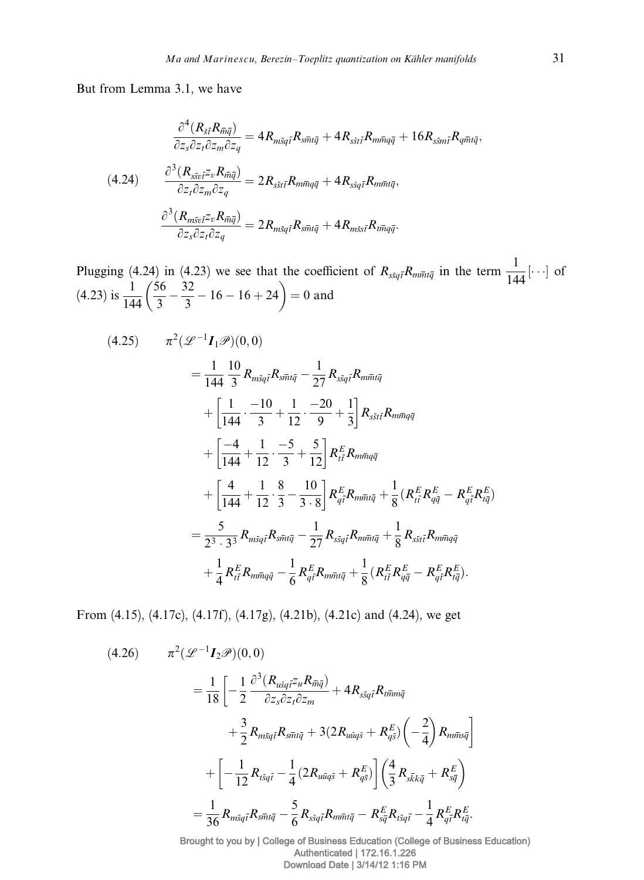But from Lemma 3.1, we have

$$
(4.24)\qquad
\begin{aligned}
\frac{\partial^4(R_{\bar{s}\bar{t}}R_{\bar{m}\bar{q}})}{\partial z_s \partial z_t \partial z_m \partial z_q} &= 4R_{m\bar{s}q\bar{t}}R_{s\bar{m}t\bar{q}} + 4R_{s\bar{s}t\bar{t}}R_{m\bar{m}q\bar{q}} + 16R_{s\bar{s}m\bar{t}}R_{q\bar{m}t\bar{q}},\\
\frac{\partial^3(R_{s\bar{s}v\bar{t}}z_v R_{\bar{m}\bar{q}})}{\partial z_t \partial z_m \partial z_q} &= 2R_{s\bar{s}t\bar{t}}R_{m\bar{m}q\bar{q}} + 4R_{s\bar{s}q\bar{t}}R_{m\bar{m}t\bar{q}},\\
\frac{\partial^3(R_{m\bar{s}v\bar{t}}z_v R_{\bar{m}\bar{q}})}{\partial z_s \partial z_t \partial z_q} &= 2R_{m\bar{s}q\bar{t}}R_{s\bar{m}t\bar{q}} + 4R_{m\bar{s}s\bar{t}}R_{t\bar{m}q\bar{q}}.
\end{aligned}
$$

Plugging (4.24) in (4.23) we see that the coefficient of $R_{s\bar{s}q\bar{t}}R_{m\bar{m}t\bar{q}}$ in the term $\frac{1}{144}[\cdots]$ of (4.23) is $\frac{1}{144}\left(\frac{56}{3} - \frac{32}{3} - 16 - 16 + 24\right) = 0$ and

$$
(4.25)\qquad
\begin{aligned}
\pi^2(\mathscr{L}^{-1}\boldsymbol{I}_1\mathscr{P})(0,0)
&= \frac{1}{144}\,\frac{10}{3}\,R_{m\bar{s}q\bar{t}}R_{s\bar{m}t\bar{q}} - \frac{1}{27}R_{s\bar{s}q\bar{t}}R_{m\bar{m}t\bar{q}}\\
&\quad + \left[\frac{1}{144}\cdot\frac{-10}{3} + \frac{1}{12}\cdot\frac{-20}{9} + \frac{1}{3}\right]R_{s\bar{s}t\bar{t}}R_{m\bar{m}q\bar{q}}\\
&\quad + \left[\frac{-4}{144} + \frac{1}{12}\cdot\frac{-5}{3} + \frac{5}{12}\right]R^E_{t\bar{t}}R_{m\bar{m}q\bar{q}}\\
&\quad + \left[\frac{4}{144} + \frac{1}{12}\cdot\frac{8}{3} - \frac{10}{3\cdot 8}\right]R^E_{q\bar{t}}R_{m\bar{m}t\bar{q}} + \frac{1}{8}\left(R^E_{t\bar{t}}R^E_{q\bar{q}} - R^E_{q\bar{t}}R^E_{t\bar{q}}\right)\\
&= \frac{5}{2^3\cdot 3^3}R_{m\bar{s}q\bar{t}}R_{s\bar{m}t\bar{q}} - \frac{1}{27}R_{s\bar{s}q\bar{t}}R_{m\bar{m}t\bar{q}} + \frac{1}{8}R_{s\bar{s}t\bar{t}}R_{m\bar{m}q\bar{q}}\\
&\quad + \frac{1}{4}R^E_{t\bar{t}}R_{m\bar{m}q\bar{q}} - \frac{1}{6}R^E_{q\bar{t}}R_{m\bar{m}t\bar{q}} + \frac{1}{8}\left(R^E_{t\bar{t}}R^E_{q\bar{q}} - R^E_{q\bar{t}}R^E_{t\bar{q}}\right).
\end{aligned}
$$

From (4.15), (4.17c), (4.17f), (4.17g), (4.21b), (4.21c) and (4.24), we get

$$
(4.26)\qquad
\begin{aligned}
\pi^2(\mathscr{L}^{-1}\boldsymbol{I}_2\mathscr{P})(0,0)
&= \frac{1}{18}\left[-\frac{1}{2}\,\frac{\partial^3(R_{u\bar{s}q\bar{t}}z_u R_{\bar{m}\bar{q}})}{\partial z_s \partial z_t \partial z_m} + 4R_{s\bar{s}q\bar{t}}R_{t\bar{m}m\bar{q}}\right.\\
&\qquad \left. + \frac{3}{2}R_{m\bar{s}q\bar{t}}R_{s\bar{m}t\bar{q}} + 3(2R_{u\bar{u}q\bar{s}} + R^E_{q\bar{s}})\left(-\frac{2}{4}\right)R_{m\bar{m}s\bar{q}}\right]\\
&\quad + \left[-\frac{1}{12}R_{t\bar{s}q\bar{t}} - \frac{1}{4}(2R_{u\bar{u}q\bar{s}} + R^E_{q\bar{s}})\right]\left(\frac{4}{3}R_{s\bar{k}k\bar{q}} + R^E_{s\bar{q}}\right)\\
&= \frac{1}{36}R_{m\bar{s}q\bar{t}}R_{s\bar{m}t\bar{q}} - \frac{5}{6}R_{s\bar{s}q\bar{t}}R_{m\bar{m}t\bar{q}} - R^E_{s\bar{q}}R_{t\bar{s}q\bar{t}} - \frac{1}{4}R^E_{q\bar{t}}R^E_{t\bar{q}}.
\end{aligned}
$$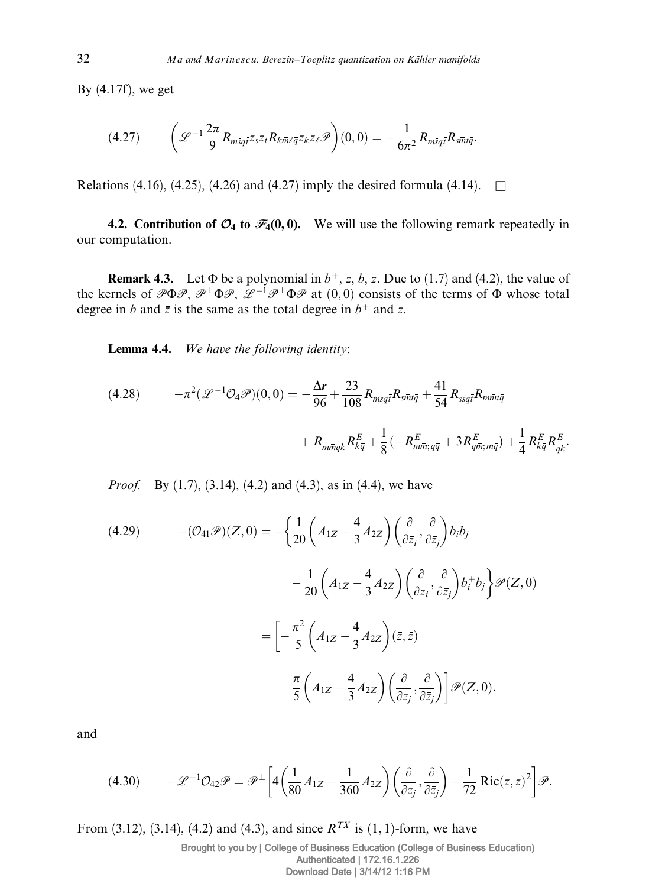By (4.17f), we get

$$\left(\mathscr{L}^{-1}\frac{2\pi}{9}R_{m\bar{s}q\bar{t}}\bar{z}_s\bar{z}_t R_{k\bar{m}\ell\bar{q}}z_k z_\ell\mathscr{P}\right)(0,0) = -\frac{1}{6\pi^2}R_{m\bar{s}q\bar{t}}R_{s\bar{m}t\bar{q}}. \tag{4.27}$$

Relations (4.16), (4.25), (4.26) and (4.27) imply the desired formula (4.14). □

**4.2. Contribution of $\mathscr{O}_4$ to $\mathscr{F}_4(0,0)$.** We will use the following remark repeatedly in our computation.

**Remark 4.3.** Let $\Phi$ be a polynomial in $b^+$, $z$, $b$, $\bar{z}$. Due to (1.7) and (4.2), the value of the kernels of $\mathscr{P}\Phi\mathscr{P}$, $\mathscr{P}^\perp\Phi\mathscr{P}$, $\mathscr{L}^{-1}\mathscr{P}^\perp\Phi\mathscr{P}$ at $(0,0)$ consists of the terms of $\Phi$ whose total degree in $b$ and $\bar{z}$ is the same as the total degree in $b^+$ and $z$.

**Lemma 4.4.** *We have the following identity*:

$$\begin{aligned}
-\pi^2(\mathscr{L}^{-1}\mathscr{O}_4\mathscr{P})(0,0) = &-\frac{\Delta \boldsymbol{r}}{96} + \frac{23}{108}R_{m\bar{s}q\bar{t}}R_{s\bar{m}t\bar{q}} + \frac{41}{54}R_{s\bar{s}q\bar{t}}R_{m\bar{m}t\bar{q}} \\
&+ R_{m\bar{m}q\bar{k}}R^E_{k\bar{q}} + \frac{1}{8}(-R^E_{m\bar{m};q\bar{q}} + 3R^E_{q\bar{m};m\bar{q}}) + \frac{1}{4}R^E_{k\bar{q}}R^E_{q\bar{k}}.
\end{aligned} \tag{4.28}$$

*Proof.* By (1.7), (3.14), (4.2) and (4.3), as in (4.4), we have

$$\begin{aligned}
-(\mathscr{O}_{41}\mathscr{P})(Z,0) &= -\left\{\frac{1}{20}\left(A_{1Z} - \frac{4}{3}A_{2Z}\right)\left(\frac{\partial}{\partial\bar{z}_i},\frac{\partial}{\partial\bar{z}_j}\right)b_i b_j \right.\\
&\qquad \left. - \frac{1}{20}\left(A_{1Z} - \frac{4}{3}A_{2Z}\right)\left(\frac{\partial}{\partial z_i},\frac{\partial}{\partial\bar{z}_j}\right)b_i^+ b_j\right\}\mathscr{P}(Z,0) \\
&= \left[-\frac{\pi^2}{5}\left(A_{1Z} - \frac{4}{3}A_{2Z}\right)(\bar{z},\bar{z}) \right.\\
&\qquad \left. + \frac{\pi}{5}\left(A_{1Z} - \frac{4}{3}A_{2Z}\right)\left(\frac{\partial}{\partial z_j},\frac{\partial}{\partial\bar{z}_j}\right)\right]\mathscr{P}(Z,0).
\end{aligned} \tag{4.29}$$

and

$$-\mathscr{L}^{-1}\mathscr{O}_{42}\mathscr{P} = \mathscr{P}^\perp\left[4\left(\frac{1}{80}A_{1Z} - \frac{1}{360}A_{2Z}\right)\left(\frac{\partial}{\partial z_j},\frac{\partial}{\partial\bar{z}_j}\right) - \frac{1}{72}\operatorname{Ric}(z,\bar{z})^2\right]\mathscr{P}. \tag{4.30}$$

From (3.12), (3.14), (4.2) and (4.3), and since $R^{TX}$ is $(1,1)$-form, we have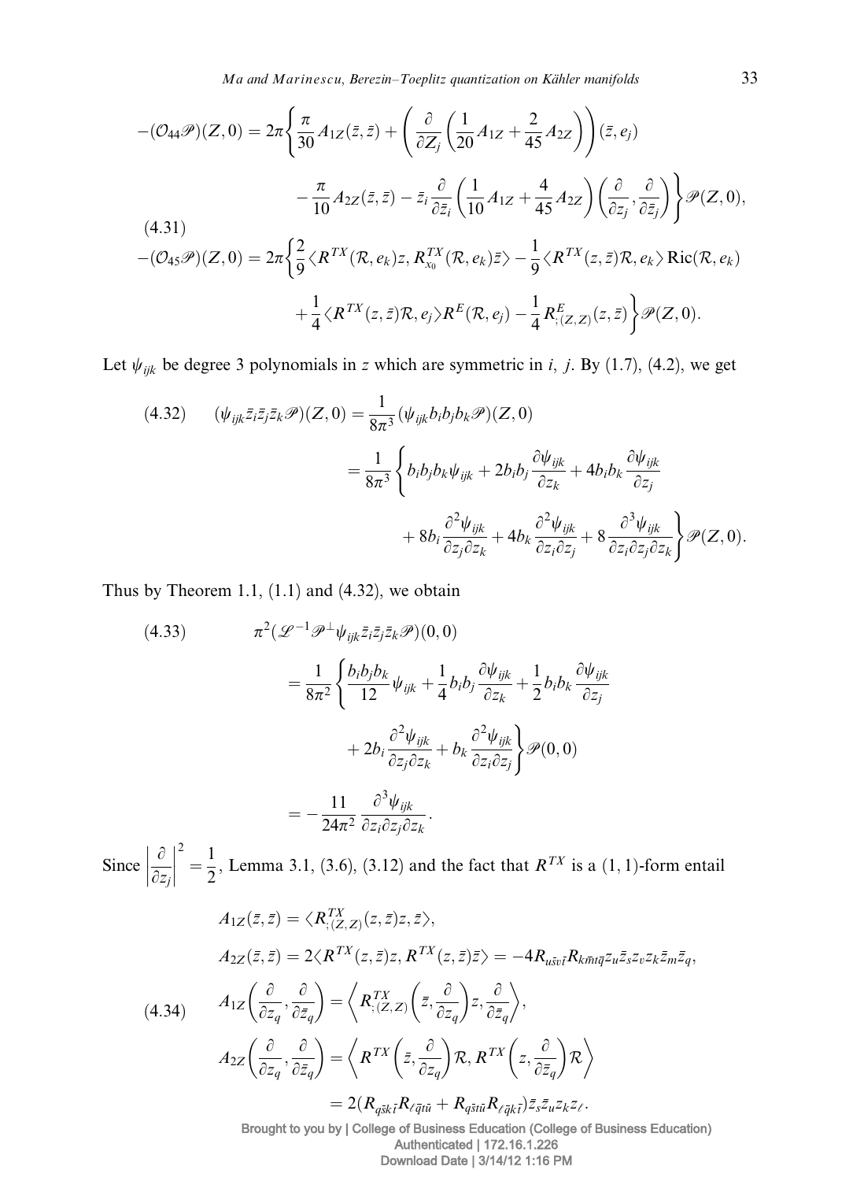$$
(4.31)\quad
\begin{aligned}
-(\mathcal{O}_{44}\mathscr{P})(Z,0) &= 2\pi\Bigg\{\frac{\pi}{30}A_{1Z}(\bar{z},\bar{z}) + \left(\frac{\partial}{\partial Z_j}\left(\frac{1}{20}A_{1Z}+\frac{2}{45}A_{2Z}\right)\right)(\bar{z},e_j) \\
&\quad - \frac{\pi}{10}A_{2Z}(\bar{z},\bar{z}) - \bar{z}_i\frac{\partial}{\partial \bar{z}_i}\left(\frac{1}{10}A_{1Z}+\frac{4}{45}A_{2Z}\right)\left(\frac{\partial}{\partial z_j},\frac{\partial}{\partial \bar{z}_j}\right)\Bigg\}\mathscr{P}(Z,0), \\
-(\mathcal{O}_{45}\mathscr{P})(Z,0) &= 2\pi\Bigg\{\frac{2}{9}\langle R^{TX}(\mathcal{R},e_k)z, R^{TX}_{x_0}(\mathcal{R},e_k)\bar{z}\rangle - \frac{1}{9}\langle R^{TX}(z,\bar{z})\mathcal{R},e_k\rangle \operatorname{Ric}(\mathcal{R},e_k) \\
&\quad + \frac{1}{4}\langle R^{TX}(z,\bar{z})\mathcal{R},e_j\rangle R^E(\mathcal{R},e_j) - \frac{1}{4}R^E_{;(Z,Z)}(z,\bar{z})\Bigg\}\mathscr{P}(Z,0).
\end{aligned}
$$

Let $\psi_{ijk}$ be degree 3 polynomials in $z$ which are symmetric in $i$, $j$. By (1.7), (4.2), we get

$$
(4.32)\quad
\begin{aligned}
(\psi_{ijk}\bar{z}_i\bar{z}_j\bar{z}_k\mathscr{P})(Z,0) &= \frac{1}{8\pi^3}(\psi_{ijk}b_ib_jb_k\mathscr{P})(Z,0) \\
&= \frac{1}{8\pi^3}\Bigg\{b_ib_jb_k\psi_{ijk} + 2b_ib_j\frac{\partial\psi_{ijk}}{\partial z_k} + 4b_ib_k\frac{\partial\psi_{ijk}}{\partial z_j} \\
&\quad + 8b_i\frac{\partial^2\psi_{ijk}}{\partial z_j\partial z_k} + 4b_k\frac{\partial^2\psi_{ijk}}{\partial z_i\partial z_j} + 8\frac{\partial^3\psi_{ijk}}{\partial z_i\partial z_j\partial z_k}\Bigg\}\mathscr{P}(Z,0).
\end{aligned}
$$

Thus by Theorem 1.1, (1.1) and (4.32), we obtain

$$
(4.33)\quad
\begin{aligned}
&\pi^2(\mathscr{L}^{-1}\mathscr{P}^{\perp}\psi_{ijk}\bar{z}_i\bar{z}_j\bar{z}_k\mathscr{P})(0,0) \\
&= \frac{1}{8\pi^2}\Bigg\{\frac{b_ib_jb_k}{12}\psi_{ijk} + \frac{1}{4}b_ib_j\frac{\partial\psi_{ijk}}{\partial z_k} + \frac{1}{2}b_ib_k\frac{\partial\psi_{ijk}}{\partial z_j} \\
&\quad + 2b_i\frac{\partial^2\psi_{ijk}}{\partial z_j\partial z_k} + b_k\frac{\partial^2\psi_{ijk}}{\partial z_i\partial z_j}\Bigg\}\mathscr{P}(0,0) \\
&= -\frac{11}{24\pi^2}\frac{\partial^3\psi_{ijk}}{\partial z_i\partial z_j\partial z_k}.
\end{aligned}
$$

Since $\left|\frac{\partial}{\partial z_j}\right|^2 = \frac{1}{2}$, Lemma 3.1, (3.6), (3.12) and the fact that $R^{TX}$ is a $(1,1)$-form entail

$$
(4.34)\quad
\begin{aligned}
A_{1Z}(\bar{z},\bar{z}) &= \langle R^{TX}_{;(Z,Z)}(z,\bar{z})z,\bar{z}\rangle, \\
A_{2Z}(\bar{z},\bar{z}) &= 2\langle R^{TX}(z,\bar{z})z, R^{TX}(z,\bar{z})\bar{z}\rangle = -4R_{u\bar{s}v\bar{t}}R_{k\bar{m}t\bar{q}}z_u\bar{z}_sz_vz_k\bar{z}_m\bar{z}_q, \\
A_{1Z}\left(\frac{\partial}{\partial z_q},\frac{\partial}{\partial \bar{z}_q}\right) &= \left\langle R^{TX}_{;(Z,Z)}\left(\bar{z},\frac{\partial}{\partial z_q}\right)z,\frac{\partial}{\partial \bar{z}_q}\right\rangle, \\
A_{2Z}\left(\frac{\partial}{\partial z_q},\frac{\partial}{\partial \bar{z}_q}\right) &= \left\langle R^{TX}\left(\bar{z},\frac{\partial}{\partial z_q}\right)\mathcal{R}, R^{TX}\left(z,\frac{\partial}{\partial \bar{z}_q}\right)\mathcal{R}\right\rangle \\
&= 2(R_{q\bar{s}k\bar{t}}R_{\ell\bar{q}t\bar{u}} + R_{q\bar{s}t\bar{u}}R_{\ell\bar{q}k\bar{t}})\bar{z}_s\bar{z}_uz_kz_\ell.
\end{aligned}
$$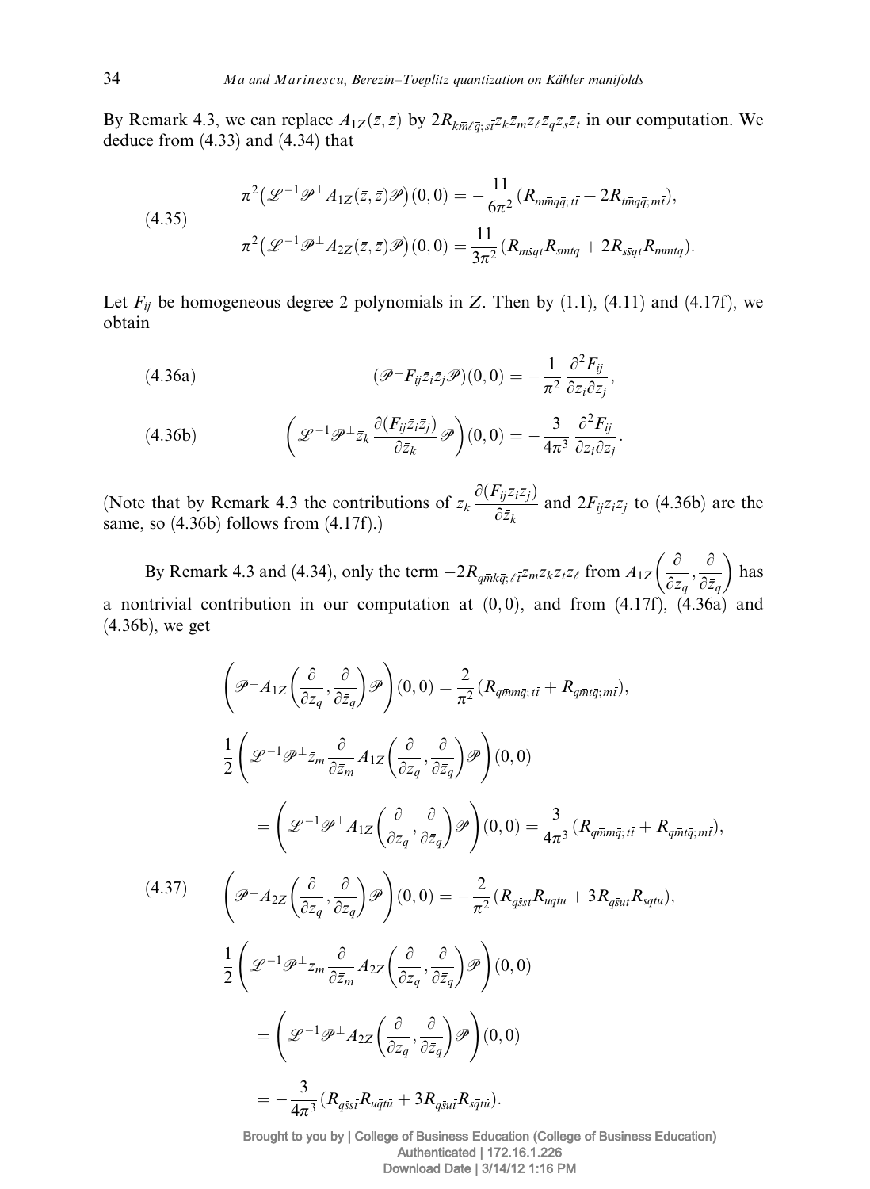By Remark 4.3, we can replace $A_{1Z}(\bar{z},\bar{z})$ by $2R_{k\bar{m}\ell\bar{q};s\bar{t}}z_k\bar{z}_m z_\ell \bar{z}_q z_s \bar{z}_t$ in our computation. We deduce from (4.33) and (4.34) that

$$
\begin{aligned}
\pi^2\big(\mathscr{L}^{-1}\mathscr{P}^{\perp}A_{1Z}(\bar{z},\bar{z})\mathscr{P}\big)(0,0) &= -\frac{11}{6\pi^2}(R_{m\bar{m}q\bar{q};t\bar{t}} + 2R_{t\bar{m}q\bar{q};m\bar{t}}),\\
\pi^2\big(\mathscr{L}^{-1}\mathscr{P}^{\perp}A_{2Z}(\bar{z},\bar{z})\mathscr{P}\big)(0,0) &= \frac{11}{3\pi^2}(R_{m\bar{s}q\bar{t}}R_{s\bar{m}t\bar{q}} + 2R_{s\bar{s}q\bar{t}}R_{m\bar{m}t\bar{q}}).
\end{aligned}
\tag{4.35}
$$

Let $F_{ij}$ be homogeneous degree 2 polynomials in $Z$. Then by (1.1), (4.11) and (4.17f), we obtain

$$
(\mathscr{P}^{\perp}F_{ij}\bar{z}_i\bar{z}_j\mathscr{P})(0,0) = -\frac{1}{\pi^2}\frac{\partial^2 F_{ij}}{\partial z_i \partial z_j},
\tag{4.36a}
$$

$$
\left(\mathscr{L}^{-1}\mathscr{P}^{\perp}\bar{z}_k\frac{\partial(F_{ij}\bar{z}_i\bar{z}_j)}{\partial\bar{z}_k}\mathscr{P}\right)(0,0) = -\frac{3}{4\pi^3}\frac{\partial^2 F_{ij}}{\partial z_i \partial z_j}.
\tag{4.36b}
$$

(Note that by Remark 4.3 the contributions of $\bar{z}_k\dfrac{\partial(F_{ij}\bar{z}_i\bar{z}_j)}{\partial\bar{z}_k}$ and $2F_{ij}\bar{z}_i\bar{z}_j$ to (4.36b) are the same, so (4.36b) follows from (4.17f).)

By Remark 4.3 and (4.34), only the term $-2R_{q\bar{m}k\bar{q};\ell\bar{t}}\bar{z}_m z_k \bar{z}_t z_\ell$ from $A_{1Z}\left(\dfrac{\partial}{\partial z_q},\dfrac{\partial}{\partial\bar{z}_q}\right)$ has a nontrivial contribution in our computation at $(0,0)$, and from (4.17f), (4.36a) and (4.36b), we get

$$
\begin{aligned}
&\left(\mathscr{P}^{\perp}A_{1Z}\left(\frac{\partial}{\partial z_q},\frac{\partial}{\partial\bar{z}_q}\right)\mathscr{P}\right)(0,0) = \frac{2}{\pi^2}(R_{q\bar{m}m\bar{q};t\bar{t}} + R_{q\bar{m}t\bar{q};m\bar{t}}),\\
&\frac{1}{2}\left(\mathscr{L}^{-1}\mathscr{P}^{\perp}\bar{z}_m\frac{\partial}{\partial\bar{z}_m}A_{1Z}\left(\frac{\partial}{\partial z_q},\frac{\partial}{\partial\bar{z}_q}\right)\mathscr{P}\right)(0,0)\\
&\qquad = \left(\mathscr{L}^{-1}\mathscr{P}^{\perp}A_{1Z}\left(\frac{\partial}{\partial z_q},\frac{\partial}{\partial\bar{z}_q}\right)\mathscr{P}\right)(0,0) = \frac{3}{4\pi^3}(R_{q\bar{m}m\bar{q};t\bar{t}} + R_{q\bar{m}t\bar{q};m\bar{t}}),\\
&\left(\mathscr{P}^{\perp}A_{2Z}\left(\frac{\partial}{\partial z_q},\frac{\partial}{\partial\bar{z}_q}\right)\mathscr{P}\right)(0,0) = -\frac{2}{\pi^2}(R_{q\bar{s}s\bar{t}}R_{u\bar{q}t\bar{u}} + 3R_{q\bar{s}u\bar{t}}R_{s\bar{q}t\bar{u}}),\\
&\frac{1}{2}\left(\mathscr{L}^{-1}\mathscr{P}^{\perp}\bar{z}_m\frac{\partial}{\partial\bar{z}_m}A_{2Z}\left(\frac{\partial}{\partial z_q},\frac{\partial}{\partial\bar{z}_q}\right)\mathscr{P}\right)(0,0)\\
&\qquad = \left(\mathscr{L}^{-1}\mathscr{P}^{\perp}A_{2Z}\left(\frac{\partial}{\partial z_q},\frac{\partial}{\partial\bar{z}_q}\right)\mathscr{P}\right)(0,0)\\
&\qquad = -\frac{3}{4\pi^3}(R_{q\bar{s}s\bar{t}}R_{u\bar{q}t\bar{u}} + 3R_{q\bar{s}u\bar{t}}R_{s\bar{q}t\bar{u}}).
\end{aligned}
\tag{4.37}
$$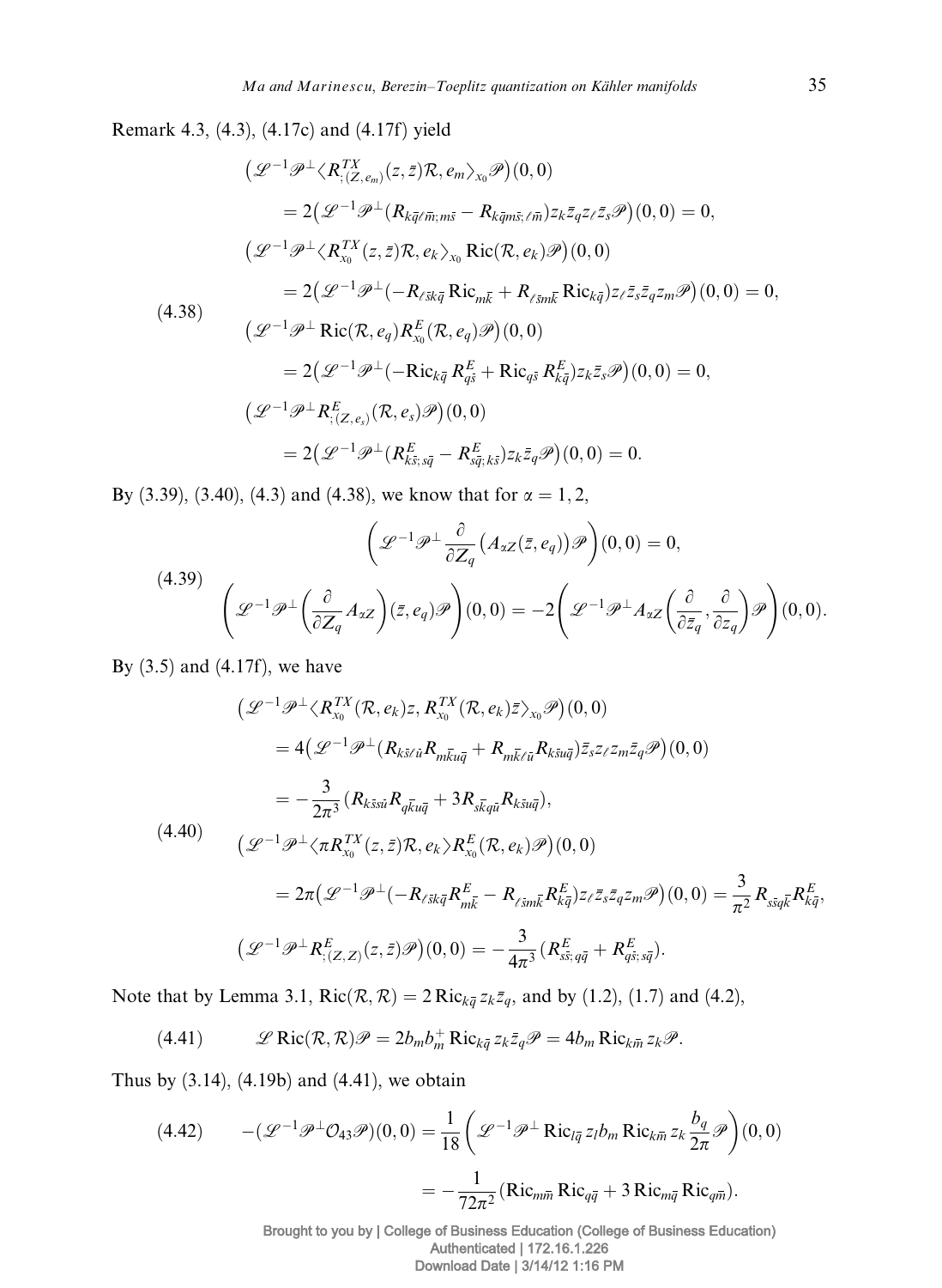Remark 4.3, (4.3), (4.17c) and (4.17f) yield

$$
\begin{aligned}
&\big(\mathscr{L}^{-1}\mathscr{P}^{\perp}\langle R^{TX}_{;(Z,e_m)}(z,\bar{z})\mathcal{R}, e_m\rangle_{x_0}\mathscr{P}\big)(0,0)\\
&\quad = 2\big(\mathscr{L}^{-1}\mathscr{P}^{\perp}(R_{k\bar{q}\ell\bar{m};m\bar{s}} - R_{k\bar{q}m\bar{s};\ell\bar{m}})z_k\bar{z}_q z_\ell \bar{z}_s\mathscr{P}\big)(0,0) = 0,\\
&\big(\mathscr{L}^{-1}\mathscr{P}^{\perp}\langle R^{TX}_{x_0}(z,\bar{z})\mathcal{R}, e_k\rangle_{x_0}\operatorname{Ric}(\mathcal{R}, e_k)\mathscr{P}\big)(0,0)\\
&\quad = 2\big(\mathscr{L}^{-1}\mathscr{P}^{\perp}(-R_{\ell\bar{s}k\bar{q}}\operatorname{Ric}_{m\bar{k}} + R_{\ell\bar{s}m\bar{k}}\operatorname{Ric}_{k\bar{q}})z_\ell\bar{z}_s\bar{z}_q z_m\mathscr{P}\big)(0,0) = 0,\\
&\big(\mathscr{L}^{-1}\mathscr{P}^{\perp}\operatorname{Ric}(\mathcal{R}, e_q)R^E_{x_0}(\mathcal{R}, e_q)\mathscr{P}\big)(0,0)\\
&\quad = 2\big(\mathscr{L}^{-1}\mathscr{P}^{\perp}(-\operatorname{Ric}_{k\bar{q}}R^E_{q\bar{s}} + \operatorname{Ric}_{q\bar{s}}R^E_{k\bar{q}})z_k\bar{z}_s\mathscr{P}\big)(0,0) = 0,\\
&\big(\mathscr{L}^{-1}\mathscr{P}^{\perp}R^E_{;(Z,e_s)}(\mathcal{R}, e_s)\mathscr{P}\big)(0,0)\\
&\quad = 2\big(\mathscr{L}^{-1}\mathscr{P}^{\perp}(R^E_{k\bar{s};s\bar{q}} - R^E_{s\bar{q};k\bar{s}})z_k\bar{z}_q\mathscr{P}\big)(0,0) = 0.
\end{aligned}
\tag{4.38}
$$

By (3.39), (3.40), (4.3) and (4.38), we know that for $\alpha = 1, 2$,

$$
\begin{aligned}
&\left(\mathscr{L}^{-1}\mathscr{P}^{\perp}\frac{\partial}{\partial Z_q}\big(A_{\alpha Z}(\bar{z}, e_q)\big)\mathscr{P}\right)(0,0) = 0,\\
&\left(\mathscr{L}^{-1}\mathscr{P}^{\perp}\left(\frac{\partial}{\partial Z_q}A_{\alpha Z}\right)(\bar{z}, e_q)\mathscr{P}\right)(0,0) = -2\left(\mathscr{L}^{-1}\mathscr{P}^{\perp}A_{\alpha Z}\left(\frac{\partial}{\partial \bar{z}_q}, \frac{\partial}{\partial z_q}\right)\mathscr{P}\right)(0,0).
\end{aligned}
\tag{4.39}
$$

By (3.5) and (4.17f), we have

$$
\begin{aligned}
&\big(\mathscr{L}^{-1}\mathscr{P}^{\perp}\langle R^{TX}_{x_0}(\mathcal{R}, e_k)z, R^{TX}_{x_0}(\mathcal{R}, e_k)\bar{z}\rangle_{x_0}\mathscr{P}\big)(0,0)\\
&\quad = 4\big(\mathscr{L}^{-1}\mathscr{P}^{\perp}(R_{k\bar{s}\ell\bar{u}}R_{m\bar{k}u\bar{q}} + R_{m\bar{k}\ell\bar{u}}R_{k\bar{s}u\bar{q}})\bar{z}_s z_\ell z_m\bar{z}_q\mathscr{P}\big)(0,0)\\
&\quad = -\frac{3}{2\pi^3}(R_{k\bar{s}s\bar{u}}R_{q\bar{k}u\bar{q}} + 3R_{s\bar{k}q\bar{u}}R_{k\bar{s}u\bar{q}}),\\
&\big(\mathscr{L}^{-1}\mathscr{P}^{\perp}\langle \pi R^{TX}_{x_0}(z,\bar{z})\mathcal{R}, e_k\rangle R^E_{x_0}(\mathcal{R}, e_k)\mathscr{P}\big)(0,0)\\
&\quad = 2\pi\big(\mathscr{L}^{-1}\mathscr{P}^{\perp}(-R_{\ell\bar{s}k\bar{q}}R^E_{m\bar{k}} - R_{\ell\bar{s}m\bar{k}}R^E_{k\bar{q}})z_\ell\bar{z}_s\bar{z}_q z_m\mathscr{P}\big)(0,0) = \frac{3}{\pi^2}R_{s\bar{s}q\bar{k}}R^E_{k\bar{q}},\\
&\big(\mathscr{L}^{-1}\mathscr{P}^{\perp}R^E_{;(Z,Z)}(z,\bar{z})\mathscr{P}\big)(0,0) = -\frac{3}{4\pi^3}(R^E_{s\bar{s};q\bar{q}} + R^E_{q\bar{s};s\bar{q}}).
\end{aligned}
\tag{4.40}
$$

Note that by Lemma 3.1, $\operatorname{Ric}(\mathcal{R}, \mathcal{R}) = 2\operatorname{Ric}_{k\bar{q}}z_k\bar{z}_q$, and by (1.2), (1.7) and (4.2),

$$
\mathscr{L}\operatorname{Ric}(\mathcal{R}, \mathcal{R})\mathscr{P} = 2b_m b_m^{+}\operatorname{Ric}_{k\bar{q}}z_k\bar{z}_q\mathscr{P} = 4b_m\operatorname{Ric}_{k\bar{m}}z_k\mathscr{P}.
\tag{4.41}
$$

Thus by (3.14), (4.19b) and (4.41), we obtain

$$
\begin{aligned}
-(\mathscr{L}^{-1}\mathscr{P}^{\perp}\mathcal{O}_{43}\mathscr{P})(0,0) &= \frac{1}{18}\left(\mathscr{L}^{-1}\mathscr{P}^{\perp}\operatorname{Ric}_{l\bar{q}}z_l b_m\operatorname{Ric}_{k\bar{m}}z_k\frac{b_q}{2\pi}\mathscr{P}\right)(0,0)\\
&= -\frac{1}{72\pi^2}(\operatorname{Ric}_{m\bar{m}}\operatorname{Ric}_{q\bar{q}} + 3\operatorname{Ric}_{m\bar{q}}\operatorname{Ric}_{q\bar{m}}).
\end{aligned}
\tag{4.42}
$$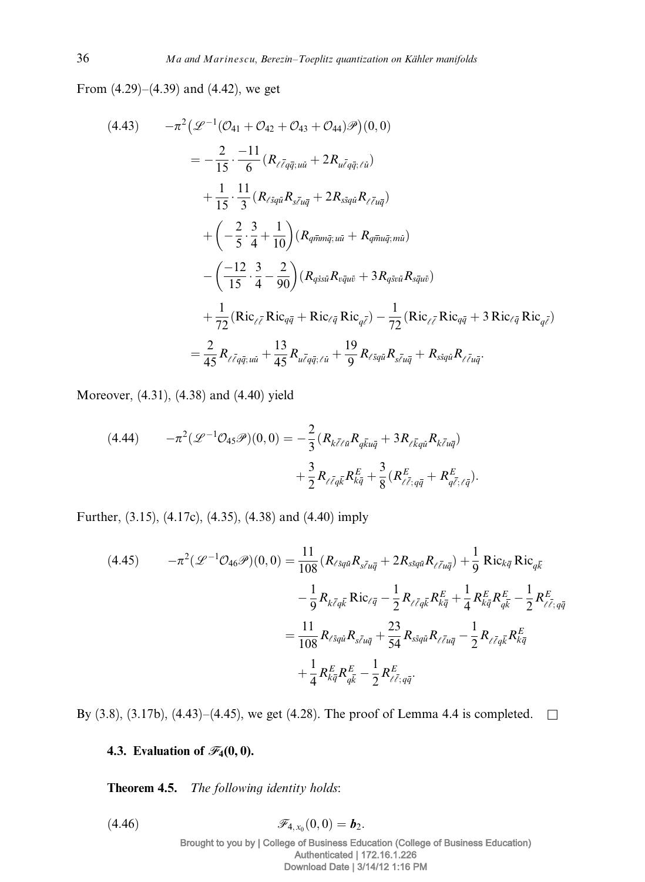From (4.29)–(4.39) and (4.42), we get

$$
\begin{aligned}
(4.43) \qquad -\pi^2\big(\mathscr{L}^{-1}(\mathcal{O}_{41}+\mathcal{O}_{42}+\mathcal{O}_{43}+\mathcal{O}_{44})\mathscr{P}\big)(0,0)
&= -\frac{2}{15}\cdot\frac{-11}{6}\big(R_{\ell\bar{\ell}q\bar{q};u\bar{u}}+2R_{u\bar{\ell}q\bar{q};\ell\bar{u}}\big)\\
&\quad+\frac{1}{15}\cdot\frac{11}{3}\big(R_{\ell\bar{s}q\bar{u}}R_{s\bar{\ell}u\bar{q}}+2R_{s\bar{s}q\bar{u}}R_{\ell\bar{\ell}u\bar{q}}\big)\\
&\quad+\left(-\frac{2}{5}\cdot\frac{3}{4}+\frac{1}{10}\right)\big(R_{q\bar{m}m\bar{q};u\bar{u}}+R_{q\bar{m}u\bar{q};m\bar{u}}\big)\\
&\quad-\left(\frac{-12}{15}\cdot\frac{3}{4}-\frac{2}{90}\right)\big(R_{q\bar{s}s\bar{u}}R_{v\bar{q}u\bar{v}}+3R_{q\bar{s}v\bar{u}}R_{s\bar{q}u\bar{v}}\big)\\
&\quad+\frac{1}{72}\big(\mathrm{Ric}_{\ell\bar{\ell}}\,\mathrm{Ric}_{q\bar{q}}+\mathrm{Ric}_{\ell\bar{q}}\,\mathrm{Ric}_{q\bar{\ell}}\big)-\frac{1}{72}\big(\mathrm{Ric}_{\ell\bar{\ell}}\,\mathrm{Ric}_{q\bar{q}}+3\,\mathrm{Ric}_{\ell\bar{q}}\,\mathrm{Ric}_{q\bar{\ell}}\big)\\
&=\frac{2}{45}R_{\ell\bar{\ell}q\bar{q};u\bar{u}}+\frac{13}{45}R_{u\bar{\ell}q\bar{q};\ell\bar{u}}+\frac{19}{9}R_{\ell\bar{s}q\bar{u}}R_{s\bar{\ell}u\bar{q}}+R_{s\bar{s}q\bar{u}}R_{\ell\bar{\ell}u\bar{q}}.
\end{aligned}
$$

Moreover, (4.31), (4.38) and (4.40) yield

$$
\begin{aligned}
(4.44) \qquad -\pi^2(\mathscr{L}^{-1}\mathcal{O}_{45}\mathscr{P})(0,0) &= -\frac{2}{3}\big(R_{k\bar{\ell}\ell\bar{u}}R_{q\bar{k}u\bar{q}}+3R_{\ell\bar{k}q\bar{u}}R_{k\bar{\ell}u\bar{q}}\big)\\
&\quad+\frac{3}{2}R_{\ell\bar{\ell}q\bar{k}}R^E_{k\bar{q}}+\frac{3}{8}\big(R^E_{\ell\bar{\ell};q\bar{q}}+R^E_{q\bar{\ell};\ell\bar{q}}\big).
\end{aligned}
$$

Further, (3.15), (4.17c), (4.35), (4.38) and (4.40) imply

$$
\begin{aligned}
(4.45) \qquad -\pi^2(\mathscr{L}^{-1}\mathcal{O}_{46}\mathscr{P})(0,0) &= \frac{11}{108}\big(R_{\ell\bar{s}q\bar{u}}R_{s\bar{\ell}u\bar{q}}+2R_{s\bar{s}q\bar{u}}R_{\ell\bar{\ell}u\bar{q}}\big)+\frac{1}{9}\,\mathrm{Ric}_{k\bar{q}}\,\mathrm{Ric}_{q\bar{k}}\\
&\quad-\frac{1}{9}R_{k\bar{\ell}q\bar{k}}\,\mathrm{Ric}_{\ell\bar{q}}-\frac{1}{2}R_{\ell\bar{\ell}q\bar{k}}R^E_{k\bar{q}}+\frac{1}{4}R^E_{k\bar{q}}R^E_{q\bar{k}}-\frac{1}{2}R^E_{\ell\bar{\ell};q\bar{q}}\\
&=\frac{11}{108}R_{\ell\bar{s}q\bar{u}}R_{s\bar{\ell}u\bar{q}}+\frac{23}{54}R_{s\bar{s}q\bar{u}}R_{\ell\bar{\ell}u\bar{q}}-\frac{1}{2}R_{\ell\bar{\ell}q\bar{k}}R^E_{k\bar{q}}\\
&\quad+\frac{1}{4}R^E_{k\bar{q}}R^E_{q\bar{k}}-\frac{1}{2}R^E_{\ell\bar{\ell};q\bar{q}}.
\end{aligned}
$$

By (3.8), (3.17b), (4.43)–(4.45), we get (4.28). The proof of Lemma 4.4 is completed. □

### 4.3. Evaluation of $\mathscr{F}_4(0,0)$.

**Theorem 4.5.** *The following identity holds*:

$$
(4.46) \qquad \mathscr{F}_{4,x_0}(0,0)=\boldsymbol{b}_2.
$$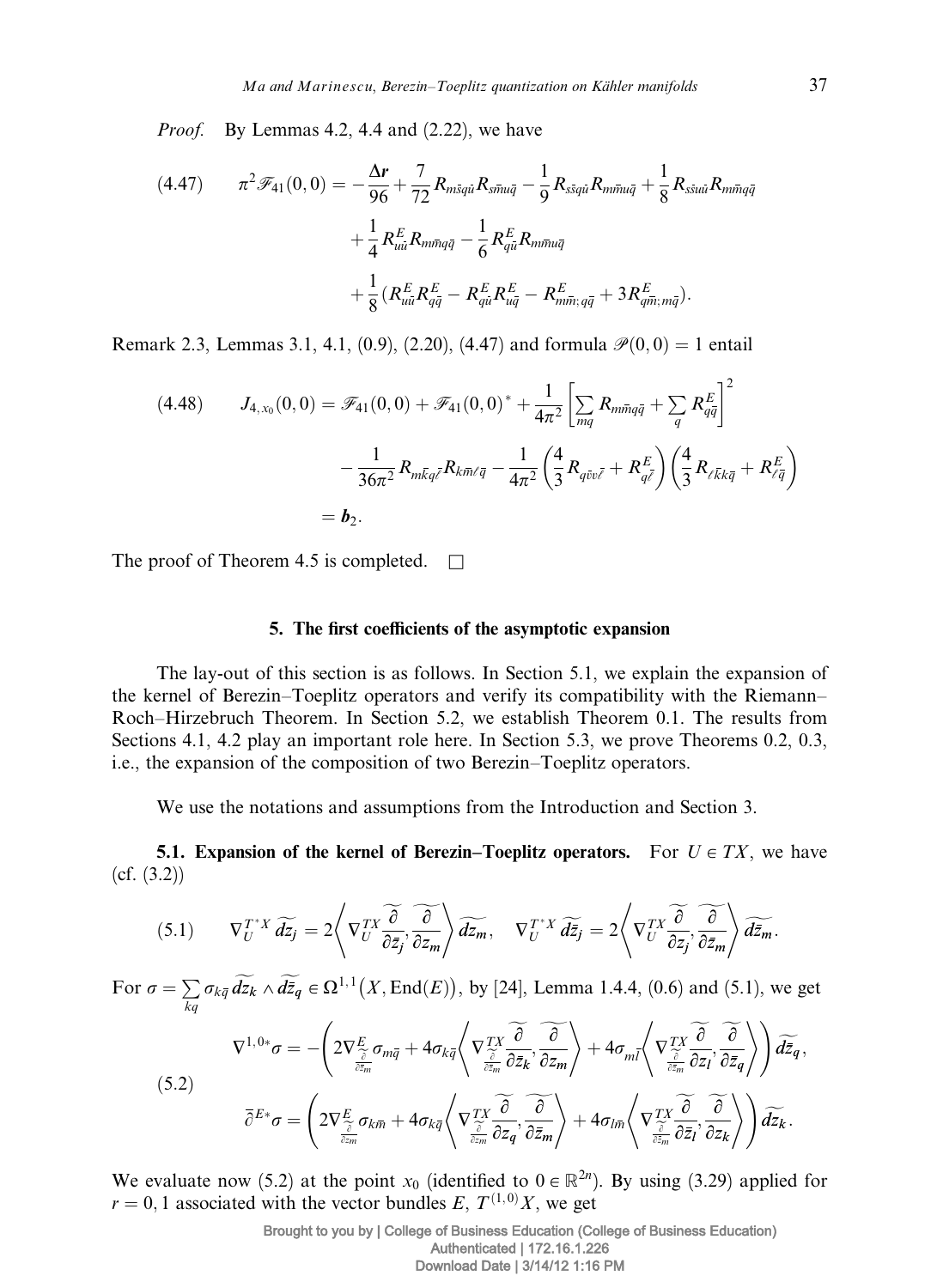*Proof.* By Lemmas 4.2, 4.4 and (2.22), we have

$$
\begin{aligned}
(4.47)\qquad \pi^2 \mathscr{F}_{41}(0,0) = & -\frac{\Delta \boldsymbol{r}}{96} + \frac{7}{72} R_{m\bar{s}q\bar{u}} R_{s\bar{m}u\bar{q}} - \frac{1}{9} R_{s\bar{s}q\bar{u}} R_{m\bar{m}u\bar{q}} + \frac{1}{8} R_{s\bar{s}u\bar{u}} R_{m\bar{m}q\bar{q}} \\
& + \frac{1}{4} R^E_{u\bar{u}} R_{m\bar{m}q\bar{q}} - \frac{1}{6} R^E_{q\bar{u}} R_{m\bar{m}u\bar{q}} \\
& + \frac{1}{8} (R^E_{u\bar{u}} R^E_{q\bar{q}} - R^E_{q\bar{u}} R^E_{u\bar{q}} - R^E_{m\bar{m};q\bar{q}} + 3 R^E_{q\bar{m};m\bar{q}}).
\end{aligned}
$$

Remark 2.3, Lemmas 3.1, 4.1, (0.9), (2.20), (4.47) and formula $\mathscr{P}(0,0) = 1$ entail

$$
\begin{aligned}
(4.48)\qquad J_{4,x_0}(0,0) = & \, \mathscr{F}_{41}(0,0) + \mathscr{F}_{41}(0,0)^* + \frac{1}{4\pi^2} \left[ \sum_{mq} R_{m\bar{m}q\bar{q}} + \sum_q R^E_{q\bar{q}} \right]^2 \\
& - \frac{1}{36\pi^2} R_{m\bar{k}q\bar{\ell}} R_{k\bar{m}\ell\bar{q}} - \frac{1}{4\pi^2} \left( \frac{4}{3} R_{q\bar{v}v\bar{\ell}} + R^E_{q\bar{\ell}} \right) \left( \frac{4}{3} R_{\ell\bar{k}k\bar{q}} + R^E_{\ell\bar{q}} \right) \\
= & \, \boldsymbol{b}_2.
\end{aligned}
$$

The proof of Theorem 4.5 is completed. $\square$

## 5. The first coefficients of the asymptotic expansion

The lay-out of this section is as follows. In Section 5.1, we explain the expansion of the kernel of Berezin–Toeplitz operators and verify its compatibility with the Riemann–Roch–Hirzebruch Theorem. In Section 5.2, we establish Theorem 0.1. The results from Sections 4.1, 4.2 play an important role here. In Section 5.3, we prove Theorems 0.2, 0.3, i.e., the expansion of the composition of two Berezin–Toeplitz operators.

We use the notations and assumptions from the Introduction and Section 3.

**5.1. Expansion of the kernel of Berezin–Toeplitz operators.** For $U \in TX$, we have (cf. (3.2))

$$
(5.1)\qquad \nabla^{T^*X}_U \widetilde{dz_j} = 2 \left\langle \nabla^{TX}_U \widetilde{\frac{\partial}{\partial \bar{z}_j}}, \widetilde{\frac{\partial}{\partial z_m}} \right\rangle \widetilde{dz_m}, \quad \nabla^{T^*X}_U \widetilde{d\bar{z}_j} = 2 \left\langle \nabla^{TX}_U \widetilde{\frac{\partial}{\partial z_j}}, \widetilde{\frac{\partial}{\partial \bar{z}_m}} \right\rangle \widetilde{d\bar{z}_m}.
$$

For $\sigma = \sum_{kq} \sigma_{k\bar{q}} \widetilde{dz_k} \wedge \widetilde{d\bar{z}_q} \in \Omega^{1,1}(X, \operatorname{End}(E))$, by [24], Lemma 1.4.4, (0.6) and (5.1), we get

$$
\begin{aligned}
\nabla^{1,0*}\sigma &= -\left( 2\nabla^E_{\widetilde{\frac{\partial}{\partial \bar{z}_m}}} \sigma_{m\bar{q}} + 4\sigma_{k\bar{q}} \left\langle \nabla^{TX}_{\widetilde{\frac{\partial}{\partial \bar{z}_m}}} \widetilde{\frac{\partial}{\partial \bar{z}_k}}, \widetilde{\frac{\partial}{\partial z_m}} \right\rangle + 4\sigma_{m\bar{l}} \left\langle \nabla^{TX}_{\widetilde{\frac{\partial}{\partial \bar{z}_m}}} \widetilde{\frac{\partial}{\partial z_l}}, \widetilde{\frac{\partial}{\partial \bar{z}_q}} \right\rangle \right) \widetilde{d\bar{z}_q}, \\
(5.2)\qquad & \\
\bar{\partial}^{E*}\sigma &= \left( 2\nabla^E_{\widetilde{\frac{\partial}{\partial z_m}}} \sigma_{k\bar{m}} + 4\sigma_{k\bar{q}} \left\langle \nabla^{TX}_{\widetilde{\frac{\partial}{\partial z_m}}} \widetilde{\frac{\partial}{\partial z_q}}, \widetilde{\frac{\partial}{\partial \bar{z}_m}} \right\rangle + 4\sigma_{l\bar{m}} \left\langle \nabla^{TX}_{\widetilde{\frac{\partial}{\partial z_m}}} \widetilde{\frac{\partial}{\partial \bar{z}_l}}, \widetilde{\frac{\partial}{\partial z_k}} \right\rangle \right) \widetilde{dz_k}.
\end{aligned}
$$

We evaluate now (5.2) at the point $x_0$ (identified to $0 \in \mathbb{R}^{2n}$). By using (3.29) applied for $r = 0, 1$ associated with the vector bundles $E$, $T^{(1,0)}X$, we get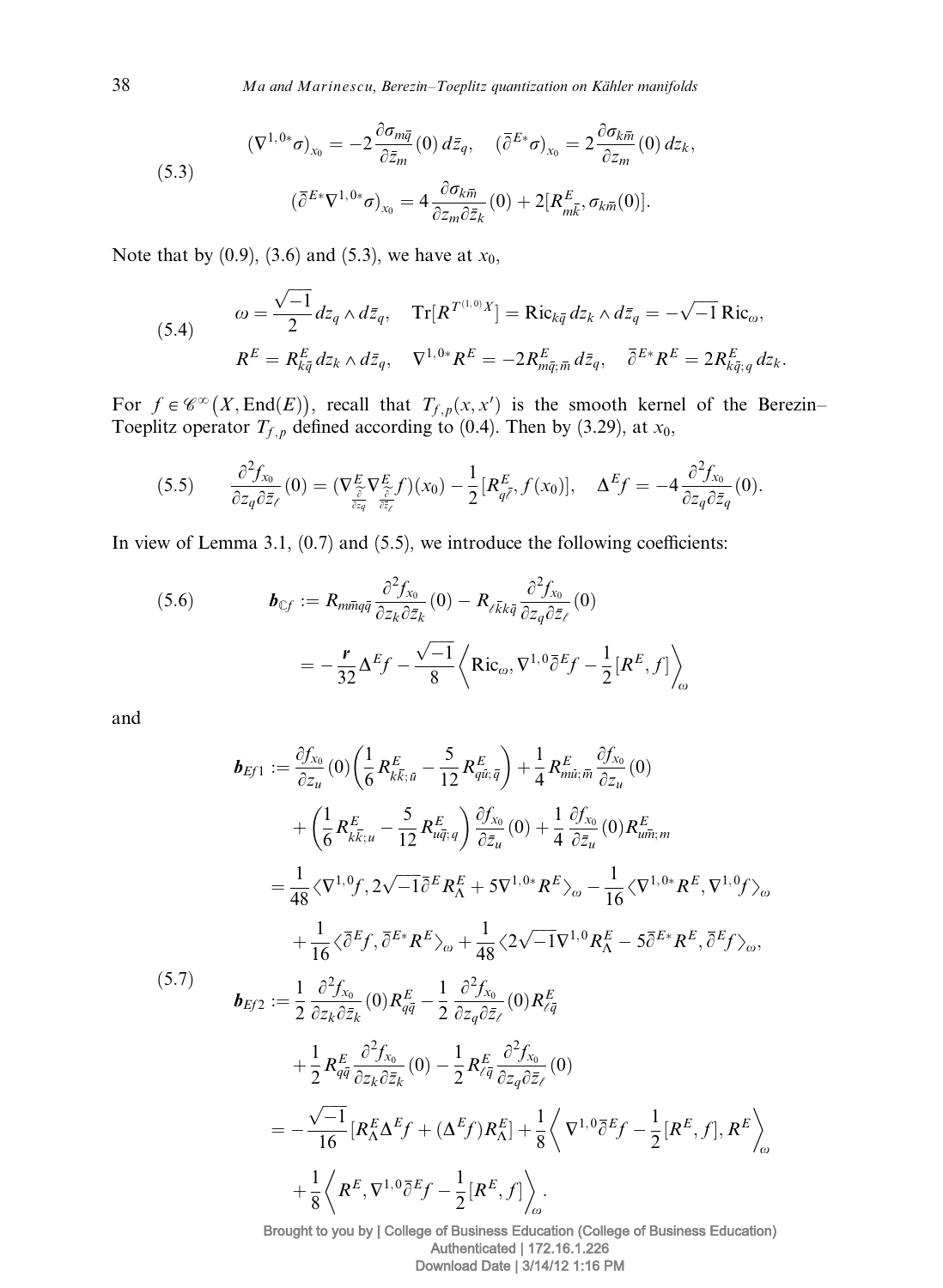$$
(5.3) \qquad \begin{aligned}
&(\nabla^{1,0*}\sigma)_{x_0} = -2\frac{\partial \sigma_{m\bar{q}}}{\partial \bar{z}_m}(0)\, d\bar{z}_q, \quad (\overline{\partial}^{E*}\sigma)_{x_0} = 2\frac{\partial \sigma_{k\bar{m}}}{\partial z_m}(0)\, dz_k,\\
&(\overline{\partial}^{E*}\nabla^{1,0*}\sigma)_{x_0} = 4\frac{\partial \sigma_{k\bar{m}}}{\partial z_m \partial \bar{z}_k}(0) + 2[R^E_{m\bar{k}}, \sigma_{k\bar{m}}(0)].
\end{aligned}
$$

Note that by (0.9), (3.6) and (5.3), we have at $x_0$,

$$
(5.4) \qquad \begin{aligned}
&\omega = \frac{\sqrt{-1}}{2} dz_q \wedge d\bar{z}_q, \quad \operatorname{Tr}[R^{T^{(1,0)}X}] = \operatorname{Ric}_{k\bar{q}}\, dz_k \wedge d\bar{z}_q = -\sqrt{-1}\operatorname{Ric}_\omega,\\
&R^E = R^E_{k\bar{q}}\, dz_k \wedge d\bar{z}_q, \quad \nabla^{1,0*}R^E = -2R^E_{m\bar{q};\bar{m}}\, d\bar{z}_q, \quad \overline{\partial}^{E*}R^E = 2R^E_{k\bar{q};q}\, dz_k.
\end{aligned}
$$

For $f \in \mathscr{C}^\infty(X, \operatorname{End}(E))$, recall that $T_{f,p}(x,x')$ is the smooth kernel of the Berezin–Toeplitz operator $T_{f,p}$ defined according to (0.4). Then by (3.29), at $x_0$,

$$
(5.5) \qquad \frac{\partial^2 f_{x_0}}{\partial z_q \partial \bar{z}_\ell}(0) = (\nabla^E_{\widetilde{\frac{\partial}{\partial z_q}}}\nabla^E_{\widetilde{\frac{\partial}{\partial \bar{z}_\ell}}} f)(x_0) - \frac{1}{2}[R^E_{q\bar{\ell}}, f(x_0)], \quad \Delta^E f = -4\frac{\partial^2 f_{x_0}}{\partial z_q \partial \bar{z}_q}(0).
$$

In view of Lemma 3.1, (0.7) and (5.5), we introduce the following coefficients:

$$
(5.6) \qquad \begin{aligned}
\boldsymbol{b}_{\mathbb{C}f} &:= R_{m\bar{m}q\bar{q}}\frac{\partial^2 f_{x_0}}{\partial z_k \partial \bar{z}_k}(0) - R_{\ell\bar{k}k\bar{q}}\frac{\partial^2 f_{x_0}}{\partial z_q \partial \bar{z}_\ell}(0)\\
&= -\frac{\boldsymbol{r}}{32}\Delta^E f - \frac{\sqrt{-1}}{8}\left\langle \operatorname{Ric}_\omega, \nabla^{1,0}\overline{\partial}^E f - \frac{1}{2}[R^E, f]\right\rangle_\omega
\end{aligned}
$$

and

$$
(5.7) \qquad \begin{aligned}
\boldsymbol{b}_{Ef1} &:= \frac{\partial f_{x_0}}{\partial z_u}(0)\left(\frac{1}{6}R^E_{k\bar{k};\bar{u}} - \frac{5}{12}R^E_{q\bar{u};\bar{q}}\right) + \frac{1}{4}R^E_{m\bar{u};\bar{m}}\frac{\partial f_{x_0}}{\partial z_u}(0)\\
&\quad + \left(\frac{1}{6}R^E_{k\bar{k};u} - \frac{5}{12}R^E_{u\bar{q};q}\right)\frac{\partial f_{x_0}}{\partial \bar{z}_u}(0) + \frac{1}{4}\frac{\partial f_{x_0}}{\partial \bar{z}_u}(0)R^E_{u\bar{m};m}\\
&= \frac{1}{48}\langle \nabla^{1,0}f, 2\sqrt{-1}\overline{\partial}^E R^E_\Lambda + 5\nabla^{1,0*}R^E\rangle_\omega - \frac{1}{16}\langle \nabla^{1,0*}R^E, \nabla^{1,0}f\rangle_\omega\\
&\quad + \frac{1}{16}\langle \overline{\partial}^E f, \overline{\partial}^{E*}R^E\rangle_\omega + \frac{1}{48}\langle 2\sqrt{-1}\nabla^{1,0}R^E_\Lambda - 5\overline{\partial}^{E*}R^E, \overline{\partial}^E f\rangle_\omega,\\
\boldsymbol{b}_{Ef2} &:= \frac{1}{2}\frac{\partial^2 f_{x_0}}{\partial z_k \partial \bar{z}_k}(0)R^E_{q\bar{q}} - \frac{1}{2}\frac{\partial^2 f_{x_0}}{\partial z_q \partial \bar{z}_\ell}(0)R^E_{\ell\bar{q}}\\
&\quad + \frac{1}{2}R^E_{q\bar{q}}\frac{\partial^2 f_{x_0}}{\partial z_k \partial \bar{z}_k}(0) - \frac{1}{2}R^E_{\ell\bar{q}}\frac{\partial^2 f_{x_0}}{\partial z_q \partial \bar{z}_\ell}(0)\\
&= -\frac{\sqrt{-1}}{16}[R^E_\Lambda \Delta^E f + (\Delta^E f)R^E_\Lambda] + \frac{1}{8}\left\langle \nabla^{1,0}\overline{\partial}^E f - \frac{1}{2}[R^E, f], R^E\right\rangle_\omega\\
&\quad + \frac{1}{8}\left\langle R^E, \nabla^{1,0}\overline{\partial}^E f - \frac{1}{2}[R^E, f]\right\rangle_\omega.
\end{aligned}
$$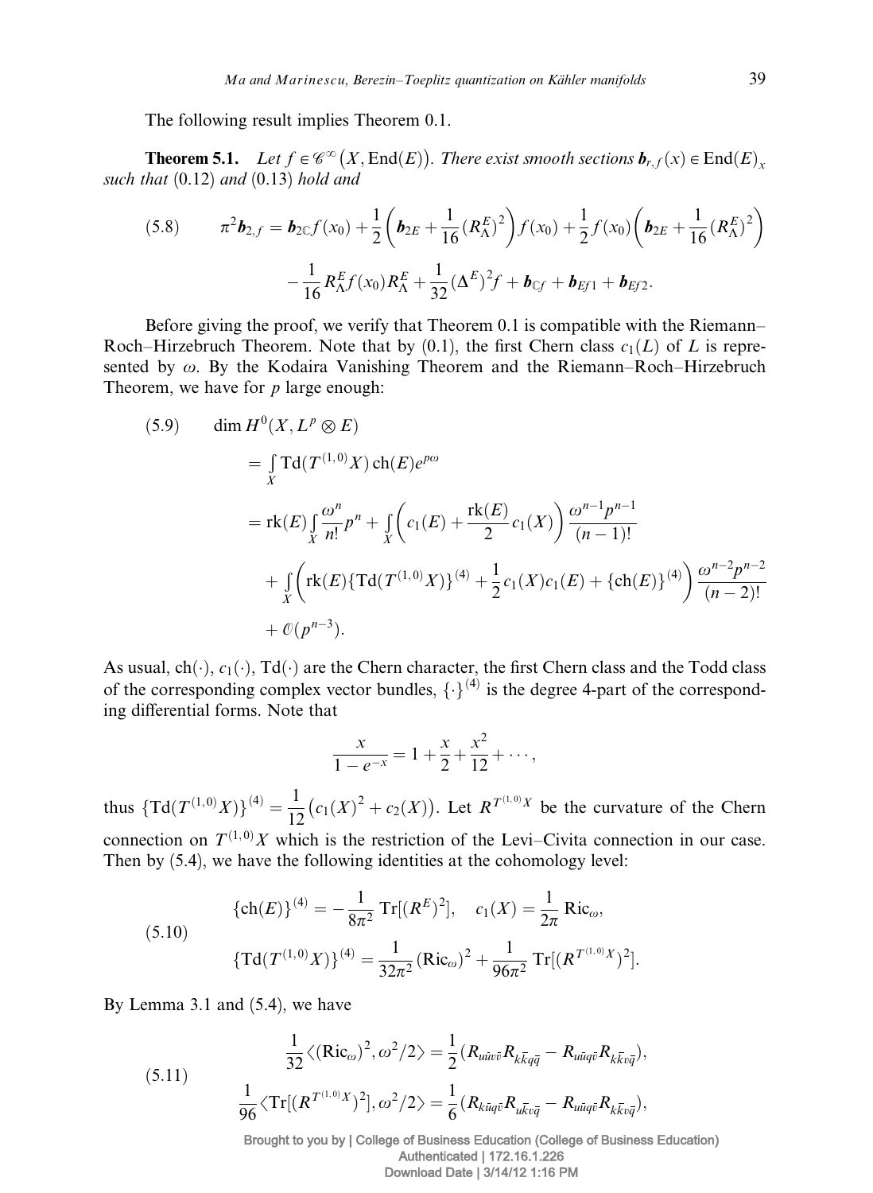The following result implies Theorem 0.1.

**Theorem 5.1.** *Let $f \in \mathscr{C}^\infty(X, \mathrm{End}(E))$. There exist smooth sections $\boldsymbol{b}_{r,f}(x) \in \mathrm{End}(E)_x$ such that* (0.12) *and* (0.13) *hold and*

$$
(5.8) \qquad \pi^2 \boldsymbol{b}_{2,f} = \boldsymbol{b}_{2\mathbb{C}} f(x_0) + \frac{1}{2}\left(\boldsymbol{b}_{2E} + \frac{1}{16}(R^E_\Lambda)^2\right) f(x_0) + \frac{1}{2} f(x_0) \left(\boldsymbol{b}_{2E} + \frac{1}{16}(R^E_\Lambda)^2\right)
$$
$$
- \frac{1}{16} R^E_\Lambda f(x_0) R^E_\Lambda + \frac{1}{32}(\Delta^E)^2 f + \boldsymbol{b}_{\mathbb{C}f} + \boldsymbol{b}_{Ef1} + \boldsymbol{b}_{Ef2}.
$$

Before giving the proof, we verify that Theorem 0.1 is compatible with the Riemann–Roch–Hirzebruch Theorem. Note that by (0.1), the first Chern class $c_1(L)$ of $L$ is represented by $\omega$. By the Kodaira Vanishing Theorem and the Riemann–Roch–Hirzebruch Theorem, we have for $p$ large enough:

$$
\begin{aligned}
(5.9) \qquad & \dim H^0(X, L^p \otimes E) \\
&= \int_X \mathrm{Td}(T^{(1,0)}X)\,\mathrm{ch}(E) e^{p\omega} \\
&= \mathrm{rk}(E) \int_X \frac{\omega^n}{n!} p^n + \int_X \left( c_1(E) + \frac{\mathrm{rk}(E)}{2} c_1(X) \right) \frac{\omega^{n-1} p^{n-1}}{(n-1)!} \\
&\quad + \int_X \left( \mathrm{rk}(E) \{\mathrm{Td}(T^{(1,0)}X)\}^{(4)} + \frac{1}{2} c_1(X) c_1(E) + \{\mathrm{ch}(E)\}^{(4)} \right) \frac{\omega^{n-2} p^{n-2}}{(n-2)!} \\
&\quad + \mathscr{O}(p^{n-3}).
\end{aligned}
$$

As usual, $\mathrm{ch}(\cdot)$, $c_1(\cdot)$, $\mathrm{Td}(\cdot)$ are the Chern character, the first Chern class and the Todd class of the corresponding complex vector bundles, $\{\cdot\}^{(4)}$ is the degree 4-part of the corresponding differential forms. Note that

$$
\frac{x}{1 - e^{-x}} = 1 + \frac{x}{2} + \frac{x^2}{12} + \cdots,
$$

thus $\{\mathrm{Td}(T^{(1,0)}X)\}^{(4)} = \frac{1}{12}\big(c_1(X)^2 + c_2(X)\big)$. Let $R^{T^{(1,0)}X}$ be the curvature of the Chern connection on $T^{(1,0)}X$ which is the restriction of the Levi–Civita connection in our case. Then by (5.4), we have the following identities at the cohomology level:

$$
(5.10) \qquad
\begin{aligned}
&\{\mathrm{ch}(E)\}^{(4)} = -\frac{1}{8\pi^2} \mathrm{Tr}[(R^E)^2], \quad c_1(X) = \frac{1}{2\pi} \mathrm{Ric}_\omega, \\
&\{\mathrm{Td}(T^{(1,0)}X)\}^{(4)} = \frac{1}{32\pi^2} (\mathrm{Ric}_\omega)^2 + \frac{1}{96\pi^2} \mathrm{Tr}[(R^{T^{(1,0)}X})^2].
\end{aligned}
$$

By Lemma 3.1 and (5.4), we have

$$
(5.11) \qquad
\begin{aligned}
&\frac{1}{32} \langle (\mathrm{Ric}_\omega)^2, \omega^2/2 \rangle = \frac{1}{2}(R_{u\bar{u}v\bar{v}} R_{k\bar{k}q\bar{q}} - R_{u\bar{u}q\bar{v}} R_{k\bar{k}v\bar{q}}), \\
&\frac{1}{96} \langle \mathrm{Tr}[(R^{T^{(1,0)}X})^2], \omega^2/2 \rangle = \frac{1}{6}(R_{k\bar{u}q\bar{v}} R_{u\bar{k}v\bar{q}} - R_{u\bar{u}q\bar{v}} R_{k\bar{k}v\bar{q}}),
\end{aligned}
$$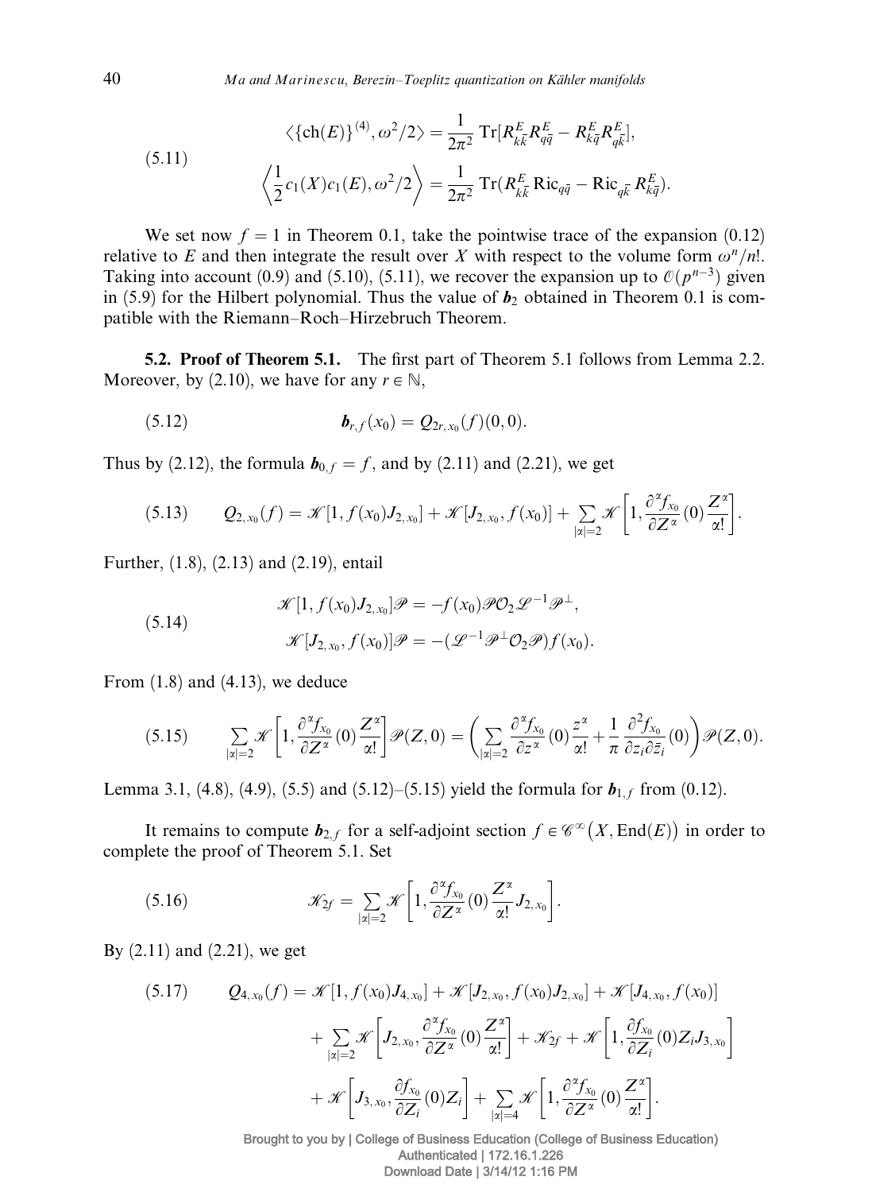$$
\begin{aligned}
&\langle \{\mathrm{ch}(E)\}^{(4)}, \omega^2/2\rangle = \frac{1}{2\pi^2}\,\mathrm{Tr}[R^E_{k\bar{k}}R^E_{q\bar{q}} - R^E_{k\bar{q}}R^E_{q\bar{k}}],\\
&\left\langle \frac{1}{2}c_1(X)c_1(E), \omega^2/2\right\rangle = \frac{1}{2\pi^2}\,\mathrm{Tr}(R^E_{k\bar{k}}\,\mathrm{Ric}_{q\bar{q}} - \mathrm{Ric}_{q\bar{k}}\,R^E_{k\bar{q}}).
\end{aligned} \tag{5.11}
$$

We set now $f = 1$ in Theorem 0.1, take the pointwise trace of the expansion (0.12) relative to $E$ and then integrate the result over $X$ with respect to the volume form $\omega^n/n!$. Taking into account (0.9) and (5.10), (5.11), we recover the expansion up to $\mathcal{O}(p^{n-3})$ given in (5.9) for the Hilbert polynomial. Thus the value of $\boldsymbol{b}_2$ obtained in Theorem 0.1 is compatible with the Riemann–Roch–Hirzebruch Theorem.

**5.2. Proof of Theorem 5.1.** The first part of Theorem 5.1 follows from Lemma 2.2. Moreover, by (2.10), we have for any $r \in \mathbb{N}$,

$$
\boldsymbol{b}_{r,f}(x_0) = Q_{2r,x_0}(f)(0,0). \tag{5.12}
$$

Thus by (2.12), the formula $\boldsymbol{b}_{0,f} = f$, and by (2.11) and (2.21), we get

$$
Q_{2,x_0}(f) = \mathscr{K}[1, f(x_0)J_{2,x_0}] + \mathscr{K}[J_{2,x_0}, f(x_0)] + \sum_{|\alpha|=2} \mathscr{K}\left[1, \frac{\partial^\alpha f_{x_0}}{\partial Z^\alpha}(0)\frac{Z^\alpha}{\alpha!}\right]. \tag{5.13}
$$

Further, (1.8), (2.13) and (2.19), entail

$$
\begin{aligned}
&\mathscr{K}[1, f(x_0)J_{2,x_0}]\mathscr{P} = -f(x_0)\mathscr{P}\mathcal{O}_2\mathscr{L}^{-1}\mathscr{P}^\perp,\\
&\mathscr{K}[J_{2,x_0}, f(x_0)]\mathscr{P} = -(\mathscr{L}^{-1}\mathscr{P}^\perp\mathcal{O}_2\mathscr{P})f(x_0).
\end{aligned} \tag{5.14}
$$

From (1.8) and (4.13), we deduce

$$
\sum_{|\alpha|=2} \mathscr{K}\left[1, \frac{\partial^\alpha f_{x_0}}{\partial Z^\alpha}(0)\frac{Z^\alpha}{\alpha!}\right]\mathscr{P}(Z,0) = \left(\sum_{|\alpha|=2}\frac{\partial^\alpha f_{x_0}}{\partial z^\alpha}(0)\frac{z^\alpha}{\alpha!} + \frac{1}{\pi}\frac{\partial^2 f_{x_0}}{\partial z_i \partial \bar{z}_i}(0)\right)\mathscr{P}(Z,0). \tag{5.15}
$$

Lemma 3.1, (4.8), (4.9), (5.5) and (5.12)–(5.15) yield the formula for $\boldsymbol{b}_{1,f}$ from (0.12).

It remains to compute $\boldsymbol{b}_{2,f}$ for a self-adjoint section $f \in \mathscr{C}^\infty(X, \mathrm{End}(E))$ in order to complete the proof of Theorem 5.1. Set

$$
\mathscr{K}_{2f} = \sum_{|\alpha|=2} \mathscr{K}\left[1, \frac{\partial^\alpha f_{x_0}}{\partial Z^\alpha}(0)\frac{Z^\alpha}{\alpha!}J_{2,x_0}\right]. \tag{5.16}
$$

By (2.11) and (2.21), we get

$$
\begin{aligned}
Q_{4,x_0}(f) = {} & \mathscr{K}[1, f(x_0)J_{4,x_0}] + \mathscr{K}[J_{2,x_0}, f(x_0)J_{2,x_0}] + \mathscr{K}[J_{4,x_0}, f(x_0)]\\
& + \sum_{|\alpha|=2}\mathscr{K}\left[J_{2,x_0}, \frac{\partial^\alpha f_{x_0}}{\partial Z^\alpha}(0)\frac{Z^\alpha}{\alpha!}\right] + \mathscr{K}_{2f} + \mathscr{K}\left[1, \frac{\partial f_{x_0}}{\partial Z_i}(0)Z_i J_{3,x_0}\right]\\
& + \mathscr{K}\left[J_{3,x_0}, \frac{\partial f_{x_0}}{\partial Z_i}(0)Z_i\right] + \sum_{|\alpha|=4}\mathscr{K}\left[1, \frac{\partial^\alpha f_{x_0}}{\partial Z^\alpha}(0)\frac{Z^\alpha}{\alpha!}\right].
\end{aligned} \tag{5.17}
$$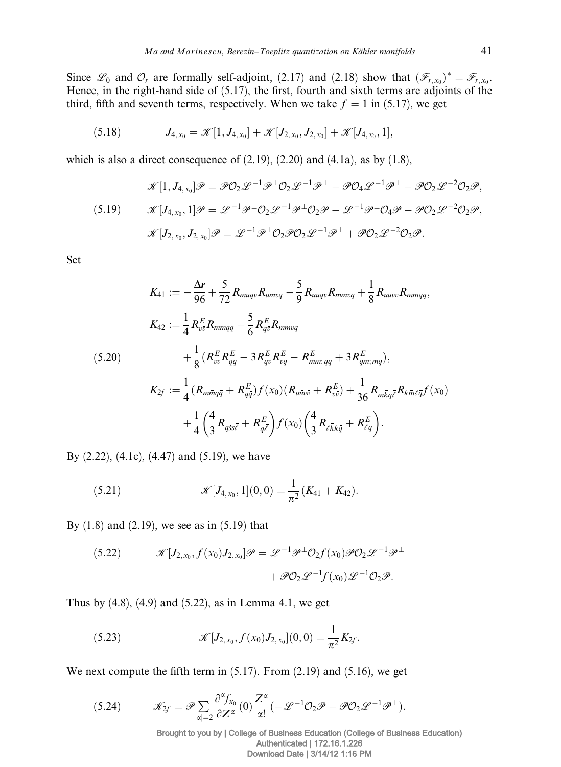Since $\mathscr{L}_0$ and $\mathcal{O}_r$ are formally self-adjoint, (2.17) and (2.18) show that $(\mathscr{F}_{r,x_0})^* = \mathscr{F}_{r,x_0}$. Hence, in the right-hand side of (5.17), the first, fourth and sixth terms are adjoints of the third, fifth and seventh terms, respectively. When we take $f = 1$ in (5.17), we get

$$J_{4,x_0} = \mathscr{K}[1, J_{4,x_0}] + \mathscr{K}[J_{2,x_0}, J_{2,x_0}] + \mathscr{K}[J_{4,x_0}, 1], \tag{5.18}$$

which is also a direct consequence of (2.19), (2.20) and (4.1a), as by (1.8),

$$\begin{aligned}
&\mathscr{K}[1, J_{4,x_0}]\mathscr{P} = \mathscr{P}\mathcal{O}_2\mathscr{L}^{-1}\mathscr{P}^{\perp}\mathcal{O}_2\mathscr{L}^{-1}\mathscr{P}^{\perp} - \mathscr{P}\mathcal{O}_4\mathscr{L}^{-1}\mathscr{P}^{\perp} - \mathscr{P}\mathcal{O}_2\mathscr{L}^{-2}\mathcal{O}_2\mathscr{P},\\
&\mathscr{K}[J_{4,x_0}, 1]\mathscr{P} = \mathscr{L}^{-1}\mathscr{P}^{\perp}\mathcal{O}_2\mathscr{L}^{-1}\mathscr{P}^{\perp}\mathcal{O}_2\mathscr{P} - \mathscr{L}^{-1}\mathscr{P}^{\perp}\mathcal{O}_4\mathscr{P} - \mathscr{P}\mathcal{O}_2\mathscr{L}^{-2}\mathcal{O}_2\mathscr{P},\\
&\mathscr{K}[J_{2,x_0}, J_{2,x_0}]\mathscr{P} = \mathscr{L}^{-1}\mathscr{P}^{\perp}\mathcal{O}_2\mathscr{P}\mathcal{O}_2\mathscr{L}^{-1}\mathscr{P}^{\perp} + \mathscr{P}\mathcal{O}_2\mathscr{L}^{-2}\mathcal{O}_2\mathscr{P}.
\end{aligned} \tag{5.19}$$

Set

$$\begin{aligned}
K_{41} &:= -\frac{\Delta \boldsymbol{r}}{96} + \frac{5}{72}R_{m\bar{u}q\bar{v}}R_{u\bar{m}v\bar{q}} - \frac{5}{9}R_{u\bar{u}q\bar{v}}R_{m\bar{m}v\bar{q}} + \frac{1}{8}R_{u\bar{u}v\bar{v}}R_{m\bar{m}q\bar{q}},\\
K_{42} &:= \frac{1}{4}R^E_{v\bar{v}}R_{m\bar{m}q\bar{q}} - \frac{5}{6}R^E_{q\bar{v}}R_{m\bar{m}v\bar{q}}\\
&\quad + \frac{1}{8}\big(R^E_{v\bar{v}}R^E_{q\bar{q}} - 3R^E_{q\bar{v}}R^E_{v\bar{q}} - R^E_{m\bar{m};q\bar{q}} + 3R^E_{q\bar{m};m\bar{q}}\big),\\
K_{2f} &:= \frac{1}{4}\big(R_{m\bar{m}q\bar{q}} + R^E_{q\bar{q}}\big)f(x_0)\big(R_{u\bar{u}v\bar{v}} + R^E_{v\bar{v}}\big) + \frac{1}{36}R_{m\bar{k}q\bar{\ell}}R_{k\bar{m}\ell\bar{q}}f(x_0)\\
&\quad + \frac{1}{4}\left(\frac{4}{3}R_{q\bar{s}s\bar{\ell}} + R^E_{q\bar{\ell}}\right)f(x_0)\left(\frac{4}{3}R_{\ell\bar{k}k\bar{q}} + R^E_{\ell\bar{q}}\right).
\end{aligned} \tag{5.20}$$

By (2.22), (4.1c), (4.47) and (5.19), we have

$$\mathscr{K}[J_{4,x_0}, 1](0,0) = \frac{1}{\pi^2}(K_{41} + K_{42}). \tag{5.21}$$

By (1.8) and (2.19), we see as in (5.19) that

$$\begin{aligned}
\mathscr{K}[J_{2,x_0}, f(x_0)J_{2,x_0}]\mathscr{P} = {}& \mathscr{L}^{-1}\mathscr{P}^{\perp}\mathcal{O}_2 f(x_0)\mathscr{P}\mathcal{O}_2\mathscr{L}^{-1}\mathscr{P}^{\perp}\\
&+ \mathscr{P}\mathcal{O}_2\mathscr{L}^{-1}f(x_0)\mathscr{L}^{-1}\mathcal{O}_2\mathscr{P}.
\end{aligned} \tag{5.22}$$

Thus by (4.8), (4.9) and (5.22), as in Lemma 4.1, we get

$$\mathscr{K}[J_{2,x_0}, f(x_0)J_{2,x_0}](0,0) = \frac{1}{\pi^2}K_{2f}. \tag{5.23}$$

We next compute the fifth term in (5.17). From (2.19) and (5.16), we get

$$\mathscr{K}_{2f} = \mathscr{P}\sum_{|\alpha|=2}\frac{\partial^\alpha f_{x_0}}{\partial Z^\alpha}(0)\frac{Z^\alpha}{\alpha!}\big(-\mathscr{L}^{-1}\mathcal{O}_2\mathscr{P} - \mathscr{P}\mathcal{O}_2\mathscr{L}^{-1}\mathscr{P}^{\perp}\big). \tag{5.24}$$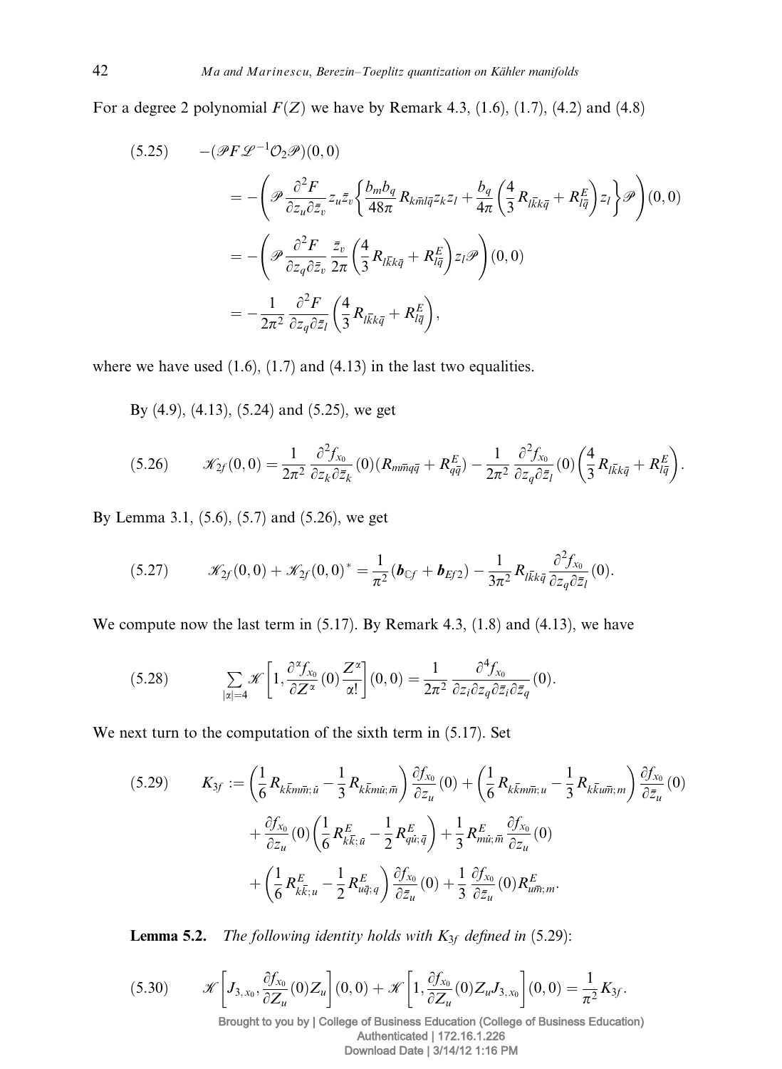For a degree 2 polynomial $F(Z)$ we have by Remark 4.3, (1.6), (1.7), (4.2) and (4.8)

$$
\begin{aligned}
(5.25)\qquad -(\mathscr{P}F\mathscr{L}^{-1}\mathcal{O}_2\mathscr{P})(0,0)
&= -\left(\mathscr{P}\frac{\partial^2 F}{\partial z_u \partial \bar{z}_v} z_u \bar{z}_v \left\{ \frac{b_m b_q}{48\pi} R_{k\bar{m}l\bar{q}} z_k z_l + \frac{b_q}{4\pi}\left(\frac{4}{3}R_{l\bar{k}k\bar{q}} + R^E_{l\bar{q}}\right) z_l \right\} \mathscr{P}\right)(0,0) \\
&= -\left(\mathscr{P}\frac{\partial^2 F}{\partial z_q \partial \bar{z}_v} \frac{\bar{z}_v}{2\pi}\left(\frac{4}{3}R_{l\bar{k}k\bar{q}} + R^E_{l\bar{q}}\right) z_l \mathscr{P}\right)(0,0) \\
&= -\frac{1}{2\pi^2}\frac{\partial^2 F}{\partial z_q \partial \bar{z}_l}\left(\frac{4}{3}R_{l\bar{k}k\bar{q}} + R^E_{l\bar{q}}\right),
\end{aligned}
$$

where we have used (1.6), (1.7) and (4.13) in the last two equalities.

By (4.9), (4.13), (5.24) and (5.25), we get

$$
(5.26)\qquad \mathscr{K}_{2f}(0,0) = \frac{1}{2\pi^2}\frac{\partial^2 f_{x_0}}{\partial z_k \partial \bar{z}_k}(0)(R_{m\bar{m}q\bar{q}} + R^E_{q\bar{q}}) - \frac{1}{2\pi^2}\frac{\partial^2 f_{x_0}}{\partial z_q \partial \bar{z}_l}(0)\left(\frac{4}{3}R_{l\bar{k}k\bar{q}} + R^E_{l\bar{q}}\right).
$$

By Lemma 3.1, (5.6), (5.7) and (5.26), we get

$$
(5.27)\qquad \mathscr{K}_{2f}(0,0) + \mathscr{K}_{2f}(0,0)^* = \frac{1}{\pi^2}(\boldsymbol{b}_{\mathbb{C}f} + \boldsymbol{b}_{Ef2}) - \frac{1}{3\pi^2}R_{l\bar{k}k\bar{q}}\frac{\partial^2 f_{x_0}}{\partial z_q \partial \bar{z}_l}(0).
$$

We compute now the last term in (5.17). By Remark 4.3, (1.8) and (4.13), we have

$$
(5.28)\qquad \sum_{|\alpha|=4}\mathscr{K}\left[1, \frac{\partial^\alpha f_{x_0}}{\partial Z^\alpha}(0)\frac{Z^\alpha}{\alpha!}\right](0,0) = \frac{1}{2\pi^2}\frac{\partial^4 f_{x_0}}{\partial z_i \partial z_q \partial \bar{z}_i \partial \bar{z}_q}(0).
$$

We next turn to the computation of the sixth term in (5.17). Set

$$
\begin{aligned}
(5.29)\qquad K_{3f} := {}&\left(\frac{1}{6}R_{k\bar{k}m\bar{m};\bar{u}} - \frac{1}{3}R_{k\bar{k}m\bar{u};\bar{m}}\right)\frac{\partial f_{x_0}}{\partial z_u}(0) + \left(\frac{1}{6}R_{k\bar{k}m\bar{m};u} - \frac{1}{3}R_{k\bar{k}u\bar{m};m}\right)\frac{\partial f_{x_0}}{\partial \bar{z}_u}(0) \\
&+ \frac{\partial f_{x_0}}{\partial z_u}(0)\left(\frac{1}{6}R^E_{k\bar{k};\bar{u}} - \frac{1}{2}R^E_{q\bar{u};\bar{q}}\right) + \frac{1}{3}R^E_{m\bar{u};\bar{m}}\frac{\partial f_{x_0}}{\partial z_u}(0) \\
&+ \left(\frac{1}{6}R^E_{k\bar{k};u} - \frac{1}{2}R^E_{u\bar{q};q}\right)\frac{\partial f_{x_0}}{\partial \bar{z}_u}(0) + \frac{1}{3}\frac{\partial f_{x_0}}{\partial \bar{z}_u}(0)R^E_{u\bar{m};m}.
\end{aligned}
$$

**Lemma 5.2.** *The following identity holds with $K_{3f}$ defined in* (5.29):

$$
(5.30)\qquad \mathscr{K}\left[J_{3,x_0}, \frac{\partial f_{x_0}}{\partial Z_u}(0)Z_u\right](0,0) + \mathscr{K}\left[1, \frac{\partial f_{x_0}}{\partial Z_u}(0)Z_u J_{3,x_0}\right](0,0) = \frac{1}{\pi^2}K_{3f}.
$$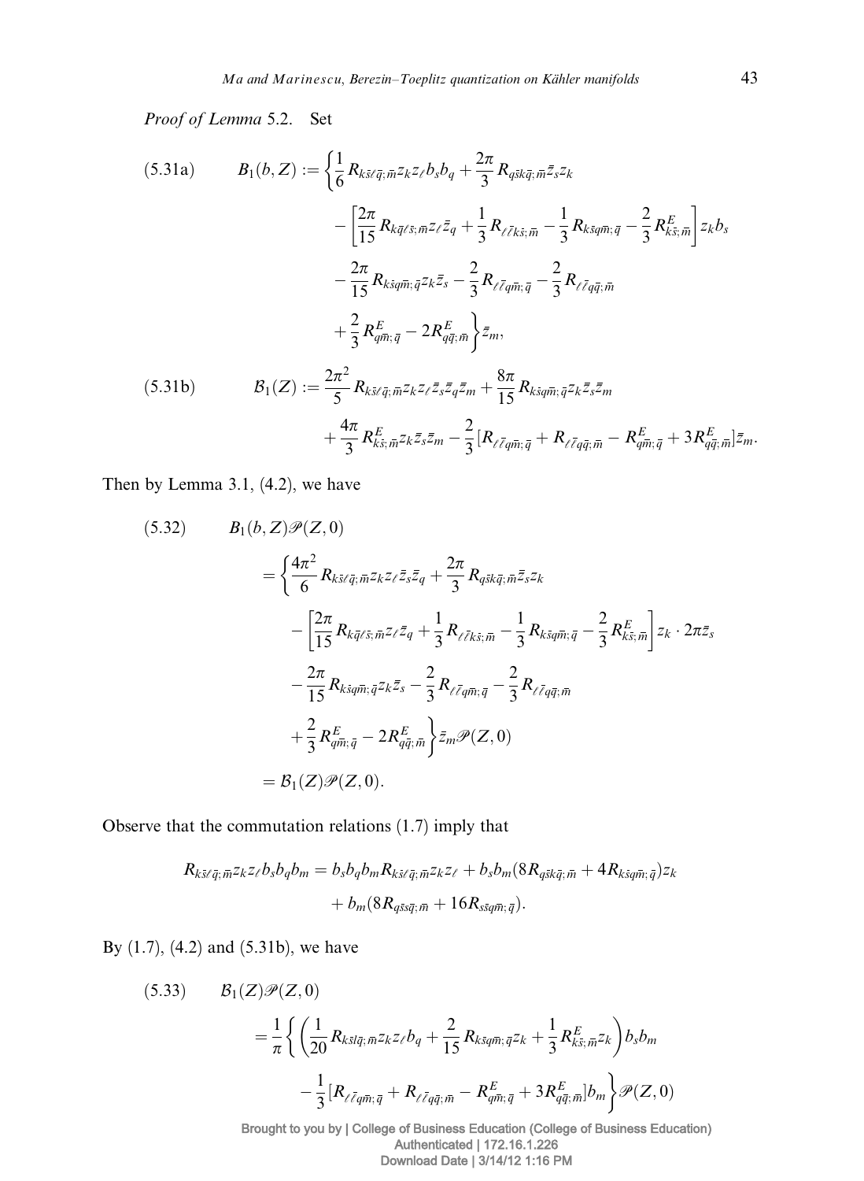*Proof of Lemma* 5.2. Set

$$
\begin{aligned}
(5.31\text{a}) \qquad B_1(b,Z) := \Big\{ & \frac{1}{6} R_{k\bar{s}\ell\bar{q};\bar{m}} z_k z_\ell b_s b_q + \frac{2\pi}{3} R_{q\bar{s}k\bar{q};\bar{m}} \bar{z}_s z_k \\
& - \left[ \frac{2\pi}{15} R_{k\bar{q}\ell\bar{s};\bar{m}} z_\ell \bar{z}_q + \frac{1}{3} R_{\ell\bar{\ell}k\bar{s};\bar{m}} - \frac{1}{3} R_{k\bar{s}q\bar{m};\bar{q}} - \frac{2}{3} R^E_{k\bar{s};\bar{m}} \right] z_k b_s \\
& - \frac{2\pi}{15} R_{k\bar{s}q\bar{m};\bar{q}} z_k \bar{z}_s - \frac{2}{3} R_{\ell\bar{\ell}q\bar{m};\bar{q}} - \frac{2}{3} R_{\ell\bar{\ell}q\bar{q};\bar{m}} \\
& + \frac{2}{3} R^E_{q\bar{m};\bar{q}} - 2 R^E_{q\bar{q};\bar{m}} \Big\} \bar{z}_m,
\end{aligned}
$$

$$
\begin{aligned}
(5.31\text{b}) \qquad \mathcal{B}_1(Z) := & \frac{2\pi^2}{5} R_{k\bar{s}\ell\bar{q};\bar{m}} z_k z_\ell \bar{z}_s \bar{z}_q \bar{z}_m + \frac{8\pi}{15} R_{k\bar{s}q\bar{m};\bar{q}} z_k \bar{z}_s \bar{z}_m \\
& + \frac{4\pi}{3} R^E_{k\bar{s};\bar{m}} z_k \bar{z}_s \bar{z}_m - \frac{2}{3} [R_{\ell\bar{\ell}q\bar{m};\bar{q}} + R_{\ell\bar{\ell}q\bar{q};\bar{m}} - R^E_{q\bar{m};\bar{q}} + 3 R^E_{q\bar{q};\bar{m}}] \bar{z}_m.
\end{aligned}
$$

Then by Lemma 3.1, (4.2), we have

$$
\begin{aligned}
(5.32) \qquad & B_1(b,Z)\mathscr{P}(Z,0) \\
& = \Big\{ \frac{4\pi^2}{6} R_{k\bar{s}\ell\bar{q};\bar{m}} z_k z_\ell \bar{z}_s \bar{z}_q + \frac{2\pi}{3} R_{q\bar{s}k\bar{q};\bar{m}} \bar{z}_s z_k \\
& \quad - \left[ \frac{2\pi}{15} R_{k\bar{q}\ell\bar{s};\bar{m}} z_\ell \bar{z}_q + \frac{1}{3} R_{\ell\bar{\ell}k\bar{s};\bar{m}} - \frac{1}{3} R_{k\bar{s}q\bar{m};\bar{q}} - \frac{2}{3} R^E_{k\bar{s};\bar{m}} \right] z_k \cdot 2\pi \bar{z}_s \\
& \quad - \frac{2\pi}{15} R_{k\bar{s}q\bar{m};\bar{q}} z_k \bar{z}_s - \frac{2}{3} R_{\ell\bar{\ell}q\bar{m};\bar{q}} - \frac{2}{3} R_{\ell\bar{\ell}q\bar{q};\bar{m}} \\
& \quad + \frac{2}{3} R^E_{q\bar{m};\bar{q}} - 2 R^E_{q\bar{q};\bar{m}} \Big\} \bar{z}_m \mathscr{P}(Z,0) \\
& = \mathcal{B}_1(Z)\mathscr{P}(Z,0).
\end{aligned}
$$

Observe that the commutation relations (1.7) imply that

$$
\begin{aligned}
R_{k\bar{s}\ell\bar{q};\bar{m}} z_k z_\ell b_s b_q b_m = \; & b_s b_q b_m R_{k\bar{s}\ell\bar{q};\bar{m}} z_k z_\ell + b_s b_m (8 R_{q\bar{s}k\bar{q};\bar{m}} + 4 R_{k\bar{s}q\bar{m};\bar{q}}) z_k \\
& + b_m (8 R_{q\bar{s}s\bar{q};\bar{m}} + 16 R_{s\bar{s}q\bar{m};\bar{q}}).
\end{aligned}
$$

By (1.7), (4.2) and (5.31b), we have

$$
\begin{aligned}
(5.33) \qquad & \mathcal{B}_1(Z)\mathscr{P}(Z,0) \\
& = \frac{1}{\pi} \Big\{ \left( \frac{1}{20} R_{k\bar{s}l\bar{q};\bar{m}} z_k z_\ell b_q + \frac{2}{15} R_{k\bar{s}q\bar{m};\bar{q}} z_k + \frac{1}{3} R^E_{k\bar{s};\bar{m}} z_k \right) b_s b_m \\
& \quad - \frac{1}{3} [R_{\ell\bar{\ell}q\bar{m};\bar{q}} + R_{\ell\bar{\ell}q\bar{q};\bar{m}} - R^E_{q\bar{m};\bar{q}} + 3 R^E_{q\bar{q};\bar{m}}] b_m \Big\} \mathscr{P}(Z,0)
\end{aligned}
$$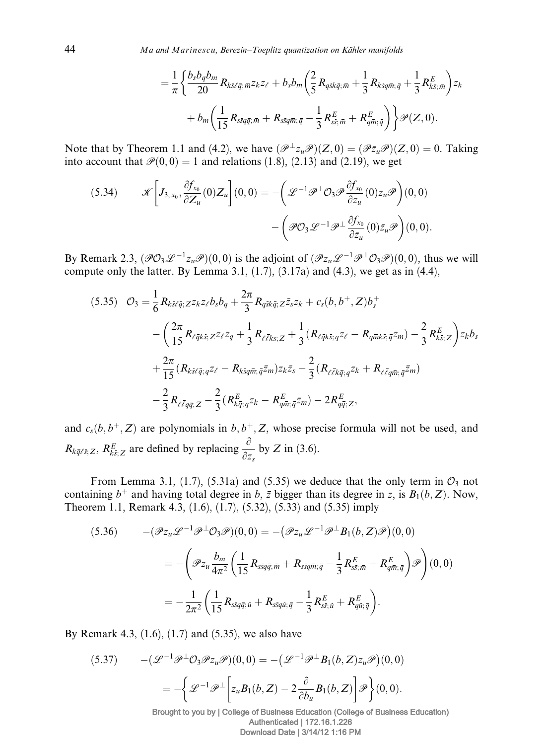$$= \frac{1}{\pi}\left\{\frac{b_s b_q b_m}{20} R_{k\bar{s}\ell\bar{q};\bar{m}} z_k z_\ell + b_s b_m \left(\frac{2}{5} R_{q\bar{s}k\bar{q};\bar{m}} + \frac{1}{3} R_{k\bar{s}q\bar{m};\bar{q}} + \frac{1}{3} R^E_{k\bar{s};\bar{m}}\right) z_k \right.$$

$$\left. + b_m \left(\frac{1}{15} R_{s\bar{s}q\bar{q};\bar{m}} + R_{s\bar{s}q\bar{m};\bar{q}} - \frac{1}{3} R^E_{s\bar{s};\bar{m}} + R^E_{q\bar{m};\bar{q}}\right)\right\} \mathscr{P}(Z,0).$$

Note that by Theorem 1.1 and (4.2), we have $(\mathscr{P}^\perp z_u \mathscr{P})(Z,0) = (\mathscr{P}\bar{z}_u\mathscr{P})(Z,0) = 0$. Taking into account that $\mathscr{P}(0,0) = 1$ and relations (1.8), (2.13) and (2.19), we get

$$(5.34) \qquad \mathscr{K}\left[J_{3,x_0}, \frac{\partial f_{x_0}}{\partial Z_u}(0) Z_u\right](0,0) = -\left(\mathscr{L}^{-1}\mathscr{P}^\perp \mathcal{O}_3 \mathscr{P} \frac{\partial f_{x_0}}{\partial z_u}(0) z_u \mathscr{P}\right)(0,0)$$
$$- \left(\mathscr{P}\mathcal{O}_3 \mathscr{L}^{-1}\mathscr{P}^\perp \frac{\partial f_{x_0}}{\partial \bar{z}_u}(0) \bar{z}_u \mathscr{P}\right)(0,0).$$

By Remark 2.3, $(\mathscr{P}\mathcal{O}_3\mathscr{L}^{-1}\bar{z}_u\mathscr{P})(0,0)$ is the adjoint of $(\mathscr{P}z_u\mathscr{L}^{-1}\mathscr{P}^\perp\mathcal{O}_3\mathscr{P})(0,0)$, thus we will compute only the latter. By Lemma 3.1, (1.7), (3.17a) and (4.3), we get as in (4.4),

$$(5.35) \quad \mathcal{O}_3 = \frac{1}{6} R_{k\bar{s}\ell\bar{q};Z} z_k z_\ell b_s b_q + \frac{2\pi}{3} R_{q\bar{s}k\bar{q};Z} \bar{z}_s z_k + c_s(b, b^+, Z) b_s^+$$
$$- \left(\frac{2\pi}{15} R_{\ell\bar{q}k\bar{s};Z} z_\ell \bar{z}_q + \frac{1}{3} R_{\ell\bar{\ell}k\bar{s};Z} + \frac{1}{3}(R_{\ell\bar{q}k\bar{s};q} z_\ell - R_{q\bar{m}k\bar{s};\bar{q}} \bar{z}_m) - \frac{2}{3} R^E_{k\bar{s};Z}\right) z_k b_s$$
$$+ \frac{2\pi}{15}(R_{k\bar{s}\ell\bar{q};q} z_\ell - R_{k\bar{s}q\bar{m};\bar{q}} \bar{z}_m) z_k \bar{z}_s - \frac{2}{3}(R_{\ell\bar{\ell}k\bar{q};q} z_k + R_{\ell\bar{\ell}q\bar{m};\bar{q}} \bar{z}_m)$$
$$- \frac{2}{3} R_{\ell\bar{\ell}q\bar{q};Z} - \frac{2}{3}(R^E_{k\bar{q};q} z_k - R^E_{q\bar{m};\bar{q}} \bar{z}_m) - 2R^E_{q\bar{q};Z},$$

and $c_s(b, b^+, Z)$ are polynomials in $b, b^+, Z$, whose precise formula will not be used, and $R_{k\bar{q}\ell\bar{s};Z}$, $R^E_{k\bar{s};Z}$ are defined by replacing $\dfrac{\partial}{\partial z_s}$ by $Z$ in (3.6).

From Lemma 3.1, (1.7), (5.31a) and (5.35) we deduce that the only term in $\mathcal{O}_3$ not containing $b^+$ and having total degree in $b$, $\bar{z}$ bigger than its degree in $z$, is $B_1(b, Z)$. Now, Theorem 1.1, Remark 4.3, (1.6), (1.7), (5.32), (5.33) and (5.35) imply

$$(5.36) \qquad -(\mathscr{P}z_u\mathscr{L}^{-1}\mathscr{P}^\perp\mathcal{O}_3\mathscr{P})(0,0) = -\big(\mathscr{P}z_u\mathscr{L}^{-1}\mathscr{P}^\perp B_1(b,Z)\mathscr{P}\big)(0,0)$$
$$= -\left(\mathscr{P}z_u \frac{b_m}{4\pi^2}\left(\frac{1}{15} R_{s\bar{s}q\bar{q};\bar{m}} + R_{s\bar{s}q\bar{m};\bar{q}} - \frac{1}{3} R^E_{s\bar{s};\bar{m}} + R^E_{q\bar{m};\bar{q}}\right)\mathscr{P}\right)(0,0)$$
$$= -\frac{1}{2\pi^2}\left(\frac{1}{15} R_{s\bar{s}q\bar{q};\bar{u}} + R_{s\bar{s}q\bar{u};\bar{q}} - \frac{1}{3} R^E_{s\bar{s};\bar{u}} + R^E_{q\bar{u};\bar{q}}\right).$$

By Remark 4.3, (1.6), (1.7) and (5.35), we also have

$$(5.37) \qquad -(\mathscr{L}^{-1}\mathscr{P}^\perp\mathcal{O}_3\mathscr{P}z_u\mathscr{P})(0,0) = -\big(\mathscr{L}^{-1}\mathscr{P}^\perp B_1(b,Z) z_u\mathscr{P}\big)(0,0)$$
$$= -\left\{\mathscr{L}^{-1}\mathscr{P}^\perp\left[z_u B_1(b,Z) - 2\frac{\partial}{\partial b_u} B_1(b,Z)\right]\mathscr{P}\right\}(0,0).$$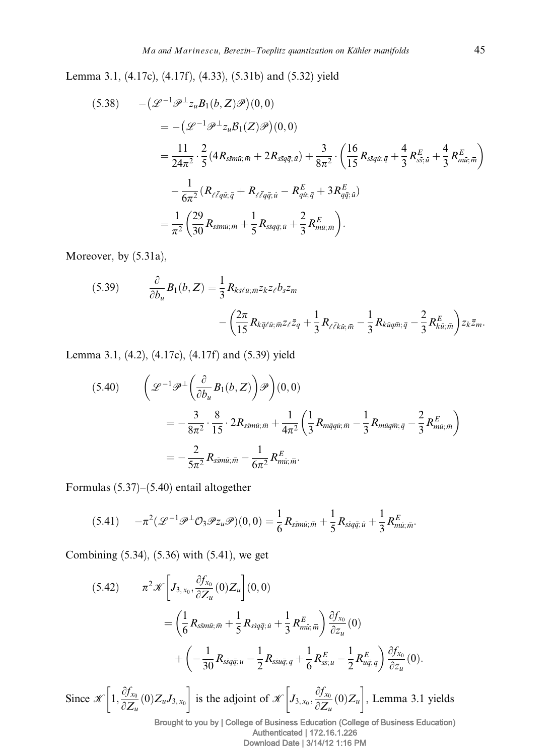Lemma 3.1, (4.17c), (4.17f), (4.33), (5.31b) and (5.32) yield

$$
\begin{aligned}
(5.38)\qquad & -\big(\mathscr{L}^{-1}\mathscr{P}^{\perp} z_u B_1(b,Z)\mathscr{P}\big)(0,0) \\
&= -\big(\mathscr{L}^{-1}\mathscr{P}^{\perp} z_u \mathcal{B}_1(Z)\mathscr{P}\big)(0,0) \\
&= \frac{11}{24\pi^2}\cdot\frac{2}{5}(4R_{s\bar{s}m\bar{u};\bar{m}} + 2R_{s\bar{s}q\bar{q};\bar{u}}) + \frac{3}{8\pi^2}\cdot\left(\frac{16}{15}R_{s\bar{s}q\bar{u};\bar{q}} + \frac{4}{3}R^E_{s\bar{s};\bar{u}} + \frac{4}{3}R^E_{m\bar{u};\bar{m}}\right) \\
&\quad - \frac{1}{6\pi^2}(R_{\ell\bar{\ell}q\bar{u};\bar{q}} + R_{\ell\bar{\ell}q\bar{q};\bar{u}} - R^E_{q\bar{u};\bar{q}} + 3R^E_{q\bar{q};\bar{u}}) \\
&= \frac{1}{\pi^2}\left(\frac{29}{30}R_{s\bar{s}m\bar{u};\bar{m}} + \frac{1}{5}R_{s\bar{s}q\bar{q};\bar{u}} + \frac{2}{3}R^E_{m\bar{u};\bar{m}}\right).
\end{aligned}
$$

Moreover, by (5.31a),

$$
\begin{aligned}
(5.39)\qquad \frac{\partial}{\partial b_u}B_1(b,Z) &= \frac{1}{3}R_{k\bar{s}\ell\bar{u};\bar{m}} z_k z_\ell b_s \bar{z}_m \\
&\quad - \left(\frac{2\pi}{15}R_{k\bar{q}\ell\bar{u};\bar{m}} z_\ell \bar{z}_q + \frac{1}{3}R_{\ell\bar{\ell}k\bar{u};\bar{m}} - \frac{1}{3}R_{k\bar{u}q\bar{m};\bar{q}} - \frac{2}{3}R^E_{k\bar{u};\bar{m}}\right) z_k \bar{z}_m.
\end{aligned}
$$

Lemma 3.1, (4.2), (4.17c), (4.17f) and (5.39) yield

$$
\begin{aligned}
(5.40)\qquad & \left(\mathscr{L}^{-1}\mathscr{P}^{\perp}\left(\frac{\partial}{\partial b_u}B_1(b,Z)\right)\mathscr{P}\right)(0,0) \\
&= -\frac{3}{8\pi^2}\cdot\frac{8}{15}\cdot 2R_{s\bar{s}m\bar{u};\bar{m}} + \frac{1}{4\pi^2}\left(\frac{1}{3}R_{m\bar{q}q\bar{u};\bar{m}} - \frac{1}{3}R_{m\bar{u}q\bar{m};\bar{q}} - \frac{2}{3}R^E_{m\bar{u};\bar{m}}\right) \\
&= -\frac{2}{5\pi^2}R_{s\bar{s}m\bar{u};\bar{m}} - \frac{1}{6\pi^2}R^E_{m\bar{u};\bar{m}}.
\end{aligned}
$$

Formulas (5.37)–(5.40) entail altogether

$$
(5.41)\qquad -\pi^2(\mathscr{L}^{-1}\mathscr{P}^{\perp}\mathcal{O}_3\mathscr{P}z_u\mathscr{P})(0,0) = \frac{1}{6}R_{s\bar{s}m\bar{u};\bar{m}} + \frac{1}{5}R_{s\bar{s}q\bar{q};\bar{u}} + \frac{1}{3}R^E_{m\bar{u};\bar{m}}.
$$

Combining (5.34), (5.36) with (5.41), we get

$$
\begin{aligned}
(5.42)\qquad & \pi^2\mathscr{K}\left[J_{3,x_0}, \frac{\partial f_{x_0}}{\partial Z_u}(0)Z_u\right](0,0) \\
&= \left(\frac{1}{6}R_{s\bar{s}m\bar{u};\bar{m}} + \frac{1}{5}R_{s\bar{s}q\bar{q};\bar{u}} + \frac{1}{3}R^E_{m\bar{u};\bar{m}}\right)\frac{\partial f_{x_0}}{\partial z_u}(0) \\
&\quad + \left(-\frac{1}{30}R_{s\bar{s}q\bar{q};u} - \frac{1}{2}R_{s\bar{s}u\bar{q};q} + \frac{1}{6}R^E_{s\bar{s};u} - \frac{1}{2}R^E_{u\bar{q};q}\right)\frac{\partial f_{x_0}}{\partial \bar{z}_u}(0).
\end{aligned}
$$

Since $\mathscr{K}\left[1, \frac{\partial f_{x_0}}{\partial Z_u}(0)Z_u J_{3,x_0}\right]$ is the adjoint of $\mathscr{K}\left[J_{3,x_0}, \frac{\partial f_{x_0}}{\partial Z_u}(0)Z_u\right]$, Lemma 3.1 yields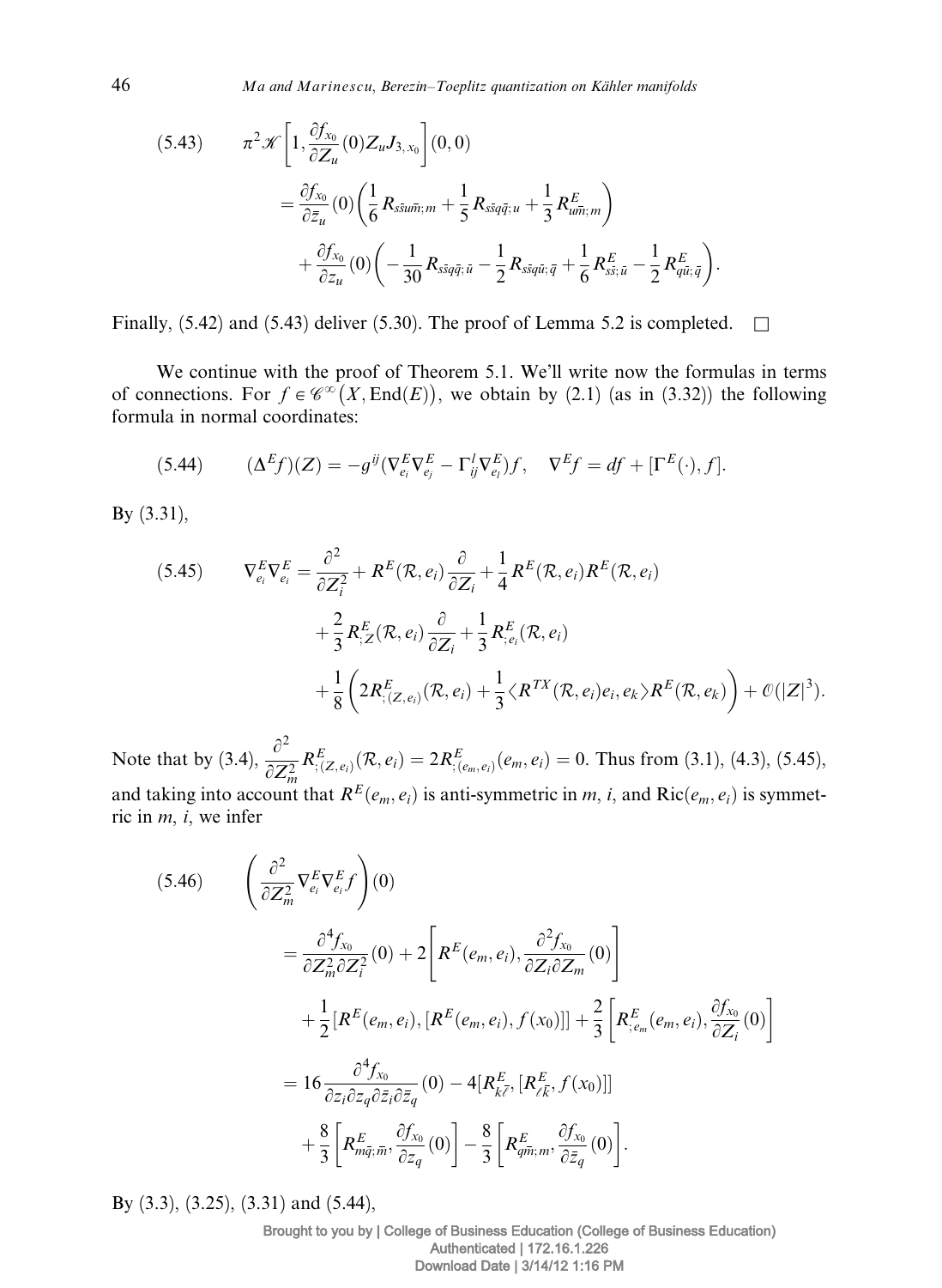$$\begin{aligned}
(5.43)\qquad & \pi^2 \mathscr{K}\left[1, \frac{\partial f_{x_0}}{\partial Z_u}(0) Z_u J_{3,x_0}\right](0,0) \\
&= \frac{\partial f_{x_0}}{\partial \bar{z}_u}(0)\left(\frac{1}{6} R_{s\bar{s}u\bar{m};m} + \frac{1}{5} R_{s\bar{s}q\bar{q};u} + \frac{1}{3} R^E_{u\bar{m};m}\right) \\
&\quad + \frac{\partial f_{x_0}}{\partial z_u}(0)\left(-\frac{1}{30} R_{s\bar{s}q\bar{q};\bar{u}} - \frac{1}{2} R_{s\bar{s}q\bar{u};\bar{q}} + \frac{1}{6} R^E_{s\bar{s};\bar{u}} - \frac{1}{2} R^E_{q\bar{u};\bar{q}}\right).
\end{aligned}$$

Finally, (5.42) and (5.43) deliver (5.30). The proof of Lemma 5.2 is completed. $\square$

We continue with the proof of Theorem 5.1. We'll write now the formulas in terms of connections. For $f \in \mathscr{C}^\infty(X, \mathrm{End}(E))$, we obtain by (2.1) (as in (3.32)) the following formula in normal coordinates:

$$(5.44)\qquad (\Delta^E f)(Z) = -g^{ij}(\nabla^E_{e_i}\nabla^E_{e_j} - \Gamma^l_{ij}\nabla^E_{e_l})f, \quad \nabla^E f = df + [\Gamma^E(\cdot), f].$$

By (3.31),

$$\begin{aligned}
(5.45)\qquad \nabla^E_{e_i}\nabla^E_{e_i} &= \frac{\partial^2}{\partial Z_i^2} + R^E(\mathcal{R}, e_i)\frac{\partial}{\partial Z_i} + \frac{1}{4} R^E(\mathcal{R}, e_i) R^E(\mathcal{R}, e_i) \\
&\quad + \frac{2}{3} R^E_{;Z}(\mathcal{R}, e_i)\frac{\partial}{\partial Z_i} + \frac{1}{3} R^E_{;e_i}(\mathcal{R}, e_i) \\
&\quad + \frac{1}{8}\left(2R^E_{;(Z,e_i)}(\mathcal{R}, e_i) + \frac{1}{3}\langle R^{TX}(\mathcal{R}, e_i)e_i, e_k\rangle R^E(\mathcal{R}, e_k)\right) + \mathscr{O}(|Z|^3).
\end{aligned}$$

Note that by (3.4), $\dfrac{\partial^2}{\partial Z_m^2} R^E_{;(Z,e_i)}(\mathcal{R}, e_i) = 2R^E_{;(e_m,e_i)}(e_m, e_i) = 0$. Thus from (3.1), (4.3), (5.45), and taking into account that $R^E(e_m, e_i)$ is anti-symmetric in $m$, $i$, and $\mathrm{Ric}(e_m, e_i)$ is symmetric in $m$, $i$, we infer

$$\begin{aligned}
(5.46)\qquad & \left(\frac{\partial^2}{\partial Z_m^2}\nabla^E_{e_i}\nabla^E_{e_i} f\right)(0) \\
&= \frac{\partial^4 f_{x_0}}{\partial Z_m^2 \partial Z_i^2}(0) + 2\left[R^E(e_m, e_i), \frac{\partial^2 f_{x_0}}{\partial Z_i \partial Z_m}(0)\right] \\
&\quad + \frac{1}{2}[R^E(e_m, e_i), [R^E(e_m, e_i), f(x_0)]] + \frac{2}{3}\left[R^E_{;e_m}(e_m, e_i), \frac{\partial f_{x_0}}{\partial Z_i}(0)\right] \\
&= 16\frac{\partial^4 f_{x_0}}{\partial z_i \partial z_q \partial \bar{z}_i \partial \bar{z}_q}(0) - 4[R^E_{k\bar{\ell}}, [R^E_{\ell\bar{k}}, f(x_0)]] \\
&\quad + \frac{8}{3}\left[R^E_{m\bar{q};\bar{m}}, \frac{\partial f_{x_0}}{\partial z_q}(0)\right] - \frac{8}{3}\left[R^E_{q\bar{m};m}, \frac{\partial f_{x_0}}{\partial \bar{z}_q}(0)\right].
\end{aligned}$$

By (3.3), (3.25), (3.31) and (5.44),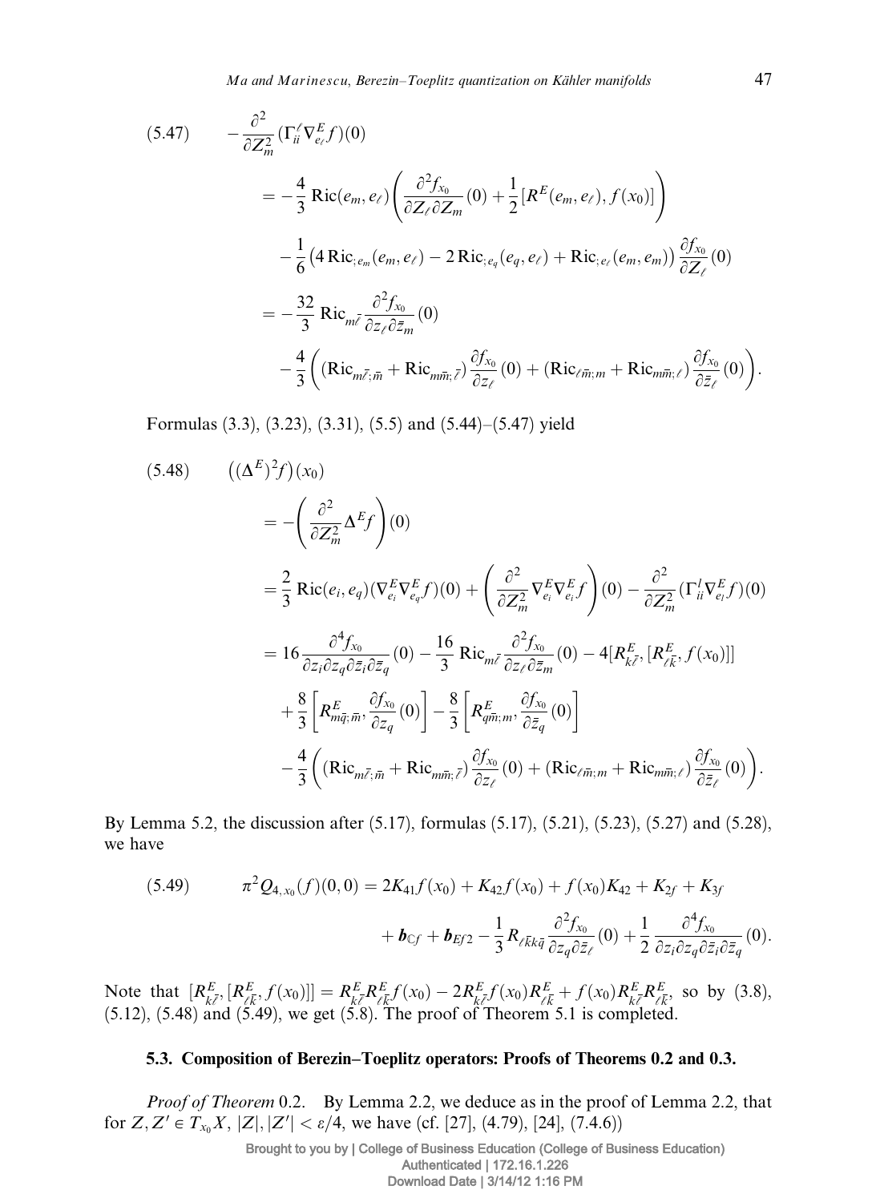$$(5.47)\qquad -\frac{\partial^2}{\partial Z_m^2}(\Gamma_{ii}^{\ell}\nabla_{e_\ell}^E f)(0)$$

$$= -\frac{4}{3}\operatorname{Ric}(e_m, e_\ell)\left(\frac{\partial^2 f_{x_0}}{\partial Z_\ell \partial Z_m}(0) + \frac{1}{2}[R^E(e_m, e_\ell), f(x_0)]\right)$$

$$- \frac{1}{6}\left(4\operatorname{Ric}_{;e_m}(e_m, e_\ell) - 2\operatorname{Ric}_{;e_q}(e_q, e_\ell) + \operatorname{Ric}_{;e_\ell}(e_m, e_m)\right)\frac{\partial f_{x_0}}{\partial Z_\ell}(0)$$

$$= -\frac{32}{3}\operatorname{Ric}_{m\bar{\ell}}\frac{\partial^2 f_{x_0}}{\partial z_\ell \partial \bar{z}_m}(0)$$

$$- \frac{4}{3}\left((\operatorname{Ric}_{m\bar{\ell};\bar{m}} + \operatorname{Ric}_{m\bar{m};\bar{\ell}})\frac{\partial f_{x_0}}{\partial z_\ell}(0) + (\operatorname{Ric}_{\ell\bar{m};m} + \operatorname{Ric}_{m\bar{m};\ell})\frac{\partial f_{x_0}}{\partial \bar{z}_\ell}(0)\right).$$

Formulas (3.3), (3.23), (3.31), (5.5) and (5.44)–(5.47) yield

$$(5.48)\qquad \left((\Delta^E)^2 f\right)(x_0)$$

$$= -\left(\frac{\partial^2}{\partial Z_m^2}\Delta^E f\right)(0)$$

$$= \frac{2}{3}\operatorname{Ric}(e_i, e_q)(\nabla_{e_i}^E \nabla_{e_q}^E f)(0) + \left(\frac{\partial^2}{\partial Z_m^2}\nabla_{e_i}^E \nabla_{e_i}^E f\right)(0) - \frac{\partial^2}{\partial Z_m^2}(\Gamma_{ii}^{l}\nabla_{e_l}^E f)(0)$$

$$= 16\frac{\partial^4 f_{x_0}}{\partial z_i \partial z_q \partial \bar{z}_i \partial \bar{z}_q}(0) - \frac{16}{3}\operatorname{Ric}_{m\bar{\ell}}\frac{\partial^2 f_{x_0}}{\partial z_\ell \partial \bar{z}_m}(0) - 4[R_{k\bar{\ell}}^E, [R_{\ell\bar{k}}^E, f(x_0)]]$$

$$+ \frac{8}{3}\left[R_{m\bar{q};\bar{m}}^E, \frac{\partial f_{x_0}}{\partial z_q}(0)\right] - \frac{8}{3}\left[R_{q\bar{m};m}^E, \frac{\partial f_{x_0}}{\partial \bar{z}_q}(0)\right]$$

$$- \frac{4}{3}\left((\operatorname{Ric}_{m\bar{\ell};\bar{m}} + \operatorname{Ric}_{m\bar{m};\bar{\ell}})\frac{\partial f_{x_0}}{\partial z_\ell}(0) + (\operatorname{Ric}_{\ell\bar{m};m} + \operatorname{Ric}_{m\bar{m};\ell})\frac{\partial f_{x_0}}{\partial \bar{z}_\ell}(0)\right).$$

By Lemma 5.2, the discussion after (5.17), formulas (5.17), (5.21), (5.23), (5.27) and (5.28), we have

$$(5.49)\qquad \pi^2 Q_{4,x_0}(f)(0,0) = 2K_{41}f(x_0) + K_{42}f(x_0) + f(x_0)K_{42} + K_{2f} + K_{3f}$$

$$+ \boldsymbol{b}_{\mathbb{C}f} + \boldsymbol{b}_{Ef2} - \frac{1}{3}R_{\ell\bar{k}k\bar{q}}\frac{\partial^2 f_{x_0}}{\partial z_q \partial \bar{z}_\ell}(0) + \frac{1}{2}\frac{\partial^4 f_{x_0}}{\partial z_i \partial z_q \partial \bar{z}_i \partial \bar{z}_q}(0).$$

Note that $[R_{k\bar{\ell}}^E, [R_{\ell\bar{k}}^E, f(x_0)]] = R_{k\bar{\ell}}^E R_{\ell\bar{k}}^E f(x_0) - 2R_{k\bar{\ell}}^E f(x_0) R_{\ell\bar{k}}^E + f(x_0) R_{k\bar{\ell}}^E R_{\ell\bar{k}}^E$, so by (3.8), (5.12), (5.48) and (5.49), we get (5.8). The proof of Theorem 5.1 is completed.

### 5.3. Composition of Berezin–Toeplitz operators: Proofs of Theorems 0.2 and 0.3.

*Proof of Theorem* 0.2. By Lemma 2.2, we deduce as in the proof of Lemma 2.2, that for $Z, Z' \in T_{x_0}X$, $|Z|, |Z'| < \varepsilon/4$, we have (cf. [27], (4.79), [24], (7.4.6))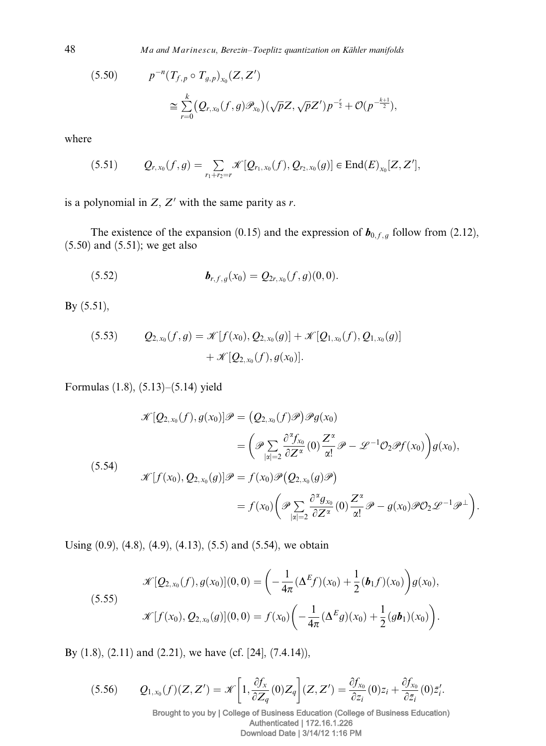$$(5.50)\qquad p^{-n}(T_{f,p}\circ T_{g,p})_{x_0}(Z,Z') \cong \sum_{r=0}^{k} \big(Q_{r,x_0}(f,g)\mathscr{P}_{x_0}\big)(\sqrt{p}Z,\sqrt{p}Z')p^{-\frac{r}{2}} + \mathcal{O}(p^{-\frac{k+1}{2}}),$$

where

$$(5.51)\qquad Q_{r,x_0}(f,g) = \sum_{r_1+r_2=r} \mathscr{K}[Q_{r_1,x_0}(f), Q_{r_2,x_0}(g)] \in \operatorname{End}(E)_{x_0}[Z,Z'],$$

is a polynomial in $Z$, $Z'$ with the same parity as $r$.

The existence of the expansion (0.15) and the expression of $\boldsymbol{b}_{0,f,g}$ follow from (2.12), (5.50) and (5.51); we get also

$$(5.52)\qquad \boldsymbol{b}_{r,f,g}(x_0) = Q_{2r,x_0}(f,g)(0,0).$$

By (5.51),

$$(5.53)\qquad Q_{2,x_0}(f,g) = \mathscr{K}[f(x_0), Q_{2,x_0}(g)] + \mathscr{K}[Q_{1,x_0}(f), Q_{1,x_0}(g)] + \mathscr{K}[Q_{2,x_0}(f), g(x_0)].$$

Formulas (1.8), (5.13)–(5.14) yield

$$(5.54)\qquad \begin{aligned} \mathscr{K}[Q_{2,x_0}(f), g(x_0)]\mathscr{P} &= \big(Q_{2,x_0}(f)\mathscr{P}\big)\mathscr{P}g(x_0) \\ &= \bigg(\mathscr{P}\sum_{|\alpha|=2}\frac{\partial^\alpha f_{x_0}}{\partial Z^\alpha}(0)\frac{Z^\alpha}{\alpha!}\mathscr{P} - \mathscr{L}^{-1}\mathcal{O}_2\mathscr{P}f(x_0)\bigg)g(x_0), \\ \mathscr{K}[f(x_0), Q_{2,x_0}(g)]\mathscr{P} &= f(x_0)\mathscr{P}\big(Q_{2,x_0}(g)\mathscr{P}\big) \\ &= f(x_0)\bigg(\mathscr{P}\sum_{|\alpha|=2}\frac{\partial^\alpha g_{x_0}}{\partial Z^\alpha}(0)\frac{Z^\alpha}{\alpha!}\mathscr{P} - g(x_0)\mathscr{P}\mathcal{O}_2\mathscr{L}^{-1}\mathscr{P}^\perp\bigg). \end{aligned}$$

Using (0.9), (4.8), (4.9), (4.13), (5.5) and (5.54), we obtain

$$(5.55)\qquad \begin{aligned} \mathscr{K}[Q_{2,x_0}(f), g(x_0)](0,0) &= \Big(-\frac{1}{4\pi}(\Delta^E f)(x_0) + \frac{1}{2}(\boldsymbol{b}_1 f)(x_0)\Big)g(x_0), \\ \mathscr{K}[f(x_0), Q_{2,x_0}(g)](0,0) &= f(x_0)\Big(-\frac{1}{4\pi}(\Delta^E g)(x_0) + \frac{1}{2}(g\boldsymbol{b}_1)(x_0)\Big). \end{aligned}$$

By (1.8), (2.11) and (2.21), we have (cf. [24], (7.4.14)),

$$(5.56)\qquad Q_{1,x_0}(f)(Z,Z') = \mathscr{K}\Big[1, \frac{\partial f_x}{\partial Z_q}(0)Z_q\Big](Z,Z') = \frac{\partial f_{x_0}}{\partial z_i}(0)z_i + \frac{\partial f_{x_0}}{\partial \bar{z}_i}(0)\bar{z}'_i.$$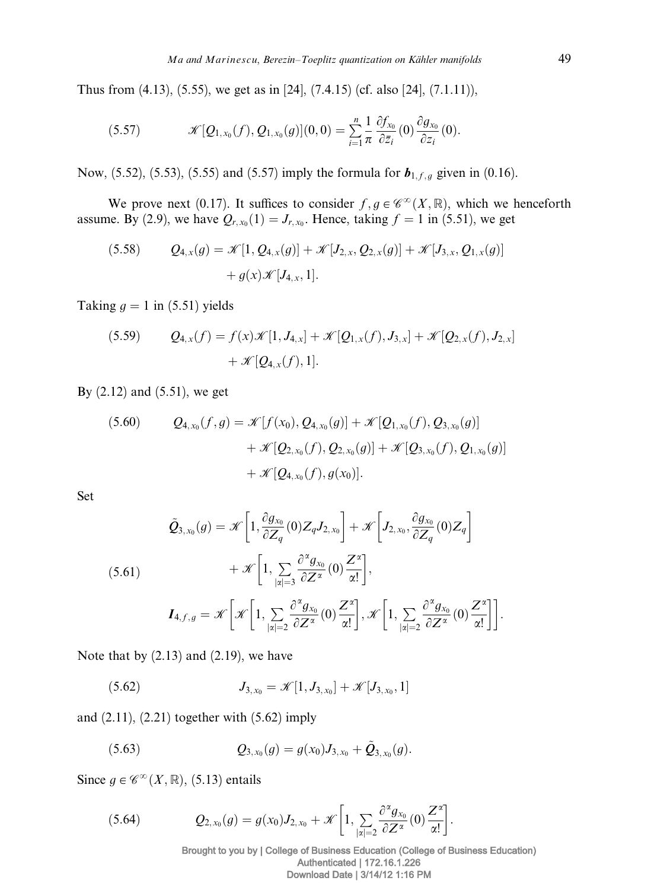Thus from (4.13), (5.55), we get as in [24], (7.4.15) (cf. also [24], (7.1.11)),

$$\mathscr{K}[Q_{1,x_0}(f), Q_{1,x_0}(g)](0,0) = \sum_{i=1}^{n} \frac{1}{\pi} \frac{\partial f_{x_0}}{\partial \bar{z}_i}(0) \frac{\partial g_{x_0}}{\partial z_i}(0). \tag{5.57}$$

Now, (5.52), (5.53), (5.55) and (5.57) imply the formula for $\boldsymbol{b}_{1,f,g}$ given in (0.16).

We prove next (0.17). It suffices to consider $f, g \in \mathscr{C}^\infty(X, \mathbb{R})$, which we henceforth assume. By (2.9), we have $Q_{r,x_0}(1) = J_{r,x_0}$. Hence, taking $f = 1$ in (5.51), we get

$$\begin{aligned} Q_{4,x}(g) = \mathscr{K}[1, Q_{4,x}(g)] + \mathscr{K}[J_{2,x}, Q_{2,x}(g)] + \mathscr{K}[J_{3,x}, Q_{1,x}(g)] \\ + g(x)\mathscr{K}[J_{4,x}, 1]. \end{aligned} \tag{5.58}$$

Taking $g = 1$ in (5.51) yields

$$\begin{aligned} Q_{4,x}(f) = f(x)\mathscr{K}[1, J_{4,x}] + \mathscr{K}[Q_{1,x}(f), J_{3,x}] + \mathscr{K}[Q_{2,x}(f), J_{2,x}] \\ + \mathscr{K}[Q_{4,x}(f), 1]. \end{aligned} \tag{5.59}$$

By (2.12) and (5.51), we get

$$\begin{aligned} Q_{4,x_0}(f,g) = \mathscr{K}[f(x_0), Q_{4,x_0}(g)] + \mathscr{K}[Q_{1,x_0}(f), Q_{3,x_0}(g)] \\ + \mathscr{K}[Q_{2,x_0}(f), Q_{2,x_0}(g)] + \mathscr{K}[Q_{3,x_0}(f), Q_{1,x_0}(g)] \\ + \mathscr{K}[Q_{4,x_0}(f), g(x_0)]. \end{aligned} \tag{5.60}$$

Set

$$\begin{aligned} \tilde{Q}_{3,x_0}(g) &= \mathscr{K}\left[1, \frac{\partial g_{x_0}}{\partial Z_q}(0) Z_q J_{2,x_0}\right] + \mathscr{K}\left[J_{2,x_0}, \frac{\partial g_{x_0}}{\partial Z_q}(0) Z_q\right] \\ &\quad + \mathscr{K}\left[1, \sum_{|\alpha|=3} \frac{\partial^\alpha g_{x_0}}{\partial Z^\alpha}(0) \frac{Z^\alpha}{\alpha!}\right], \\ \boldsymbol{I}_{4,f,g} &= \mathscr{K}\left[\mathscr{K}\left[1, \sum_{|\alpha|=2} \frac{\partial^\alpha g_{x_0}}{\partial Z^\alpha}(0) \frac{Z^\alpha}{\alpha!}\right], \mathscr{K}\left[1, \sum_{|\alpha|=2} \frac{\partial^\alpha g_{x_0}}{\partial Z^\alpha}(0) \frac{Z^\alpha}{\alpha!}\right]\right]. \end{aligned} \tag{5.61}$$

Note that by (2.13) and (2.19), we have

$$J_{3,x_0} = \mathscr{K}[1, J_{3,x_0}] + \mathscr{K}[J_{3,x_0}, 1] \tag{5.62}$$

and (2.11), (2.21) together with (5.62) imply

$$Q_{3,x_0}(g) = g(x_0) J_{3,x_0} + \tilde{Q}_{3,x_0}(g). \tag{5.63}$$

Since $g \in \mathscr{C}^\infty(X, \mathbb{R})$, (5.13) entails

$$Q_{2,x_0}(g) = g(x_0) J_{2,x_0} + \mathscr{K}\left[1, \sum_{|\alpha|=2} \frac{\partial^\alpha g_{x_0}}{\partial Z^\alpha}(0) \frac{Z^\alpha}{\alpha!}\right]. \tag{5.64}$$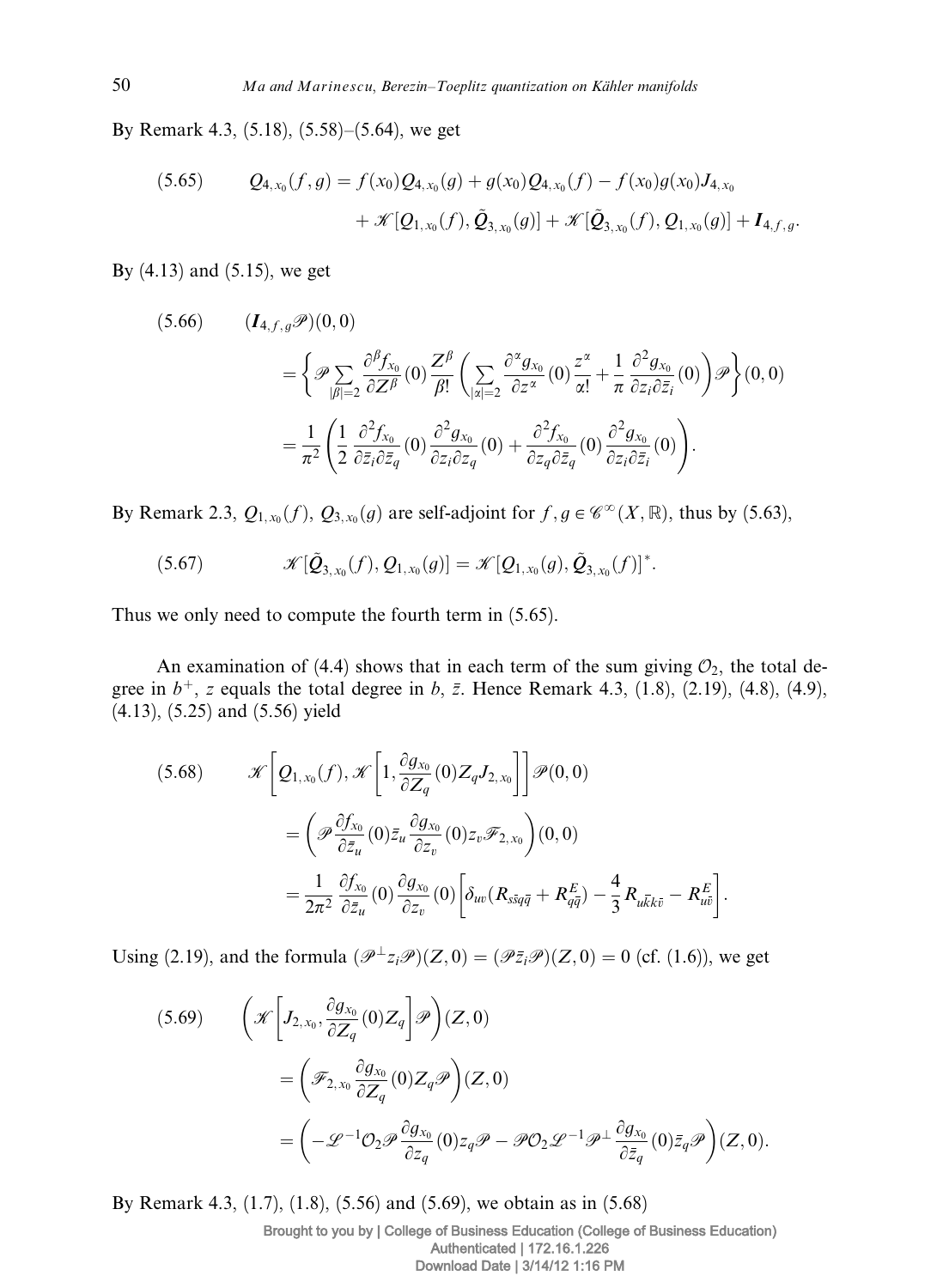By Remark 4.3, (5.18), (5.58)–(5.64), we get

$$(5.65)\qquad Q_{4,x_0}(f,g) = f(x_0)Q_{4,x_0}(g) + g(x_0)Q_{4,x_0}(f) - f(x_0)g(x_0)J_{4,x_0} + \mathscr{K}[Q_{1,x_0}(f), \tilde{\boldsymbol{Q}}_{3,x_0}(g)] + \mathscr{K}[\tilde{\boldsymbol{Q}}_{3,x_0}(f), Q_{1,x_0}(g)] + \boldsymbol{I}_{4,f,g}.$$

By (4.13) and (5.15), we get

$$(5.66)\qquad (\boldsymbol{I}_{4,f,g}\mathscr{P})(0,0) = \left\{\mathscr{P}\sum_{|\beta|=2}\frac{\partial^\beta f_{x_0}}{\partial Z^\beta}(0)\frac{Z^\beta}{\beta!}\left(\sum_{|\alpha|=2}\frac{\partial^\alpha g_{x_0}}{\partial z^\alpha}(0)\frac{z^\alpha}{\alpha!} + \frac{1}{\pi}\frac{\partial^2 g_{x_0}}{\partial z_i \partial \bar{z}_i}(0)\right)\mathscr{P}\right\}(0,0) = \frac{1}{\pi^2}\left(\frac{1}{2}\frac{\partial^2 f_{x_0}}{\partial \bar{z}_i \partial \bar{z}_q}(0)\frac{\partial^2 g_{x_0}}{\partial z_i \partial z_q}(0) + \frac{\partial^2 f_{x_0}}{\partial z_q \partial \bar{z}_q}(0)\frac{\partial^2 g_{x_0}}{\partial z_i \partial \bar{z}_i}(0)\right).$$

By Remark 2.3, $Q_{1,x_0}(f)$, $Q_{3,x_0}(g)$ are self-adjoint for $f, g \in \mathscr{C}^\infty(X, \mathbb{R})$, thus by (5.63),

$$(5.67)\qquad \mathscr{K}[\tilde{\boldsymbol{Q}}_{3,x_0}(f), Q_{1,x_0}(g)] = \mathscr{K}[Q_{1,x_0}(g), \tilde{\boldsymbol{Q}}_{3,x_0}(f)]^*.$$

Thus we only need to compute the fourth term in (5.65).

An examination of (4.4) shows that in each term of the sum giving $\mathcal{O}_2$, the total degree in $b^+$, $z$ equals the total degree in $b$, $\bar{z}$. Hence Remark 4.3, (1.8), (2.19), (4.8), (4.9), (4.13), (5.25) and (5.56) yield

$$(5.68)\qquad \mathscr{K}\left[Q_{1,x_0}(f), \mathscr{K}\left[1, \frac{\partial g_{x_0}}{\partial Z_q}(0)Z_q J_{2,x_0}\right]\right]\mathscr{P}(0,0) = \left(\mathscr{P}\frac{\partial f_{x_0}}{\partial \bar{z}_u}(0)\bar{z}_u \frac{\partial g_{x_0}}{\partial z_v}(0)z_v \mathscr{F}_{2,x_0}\right)(0,0) = \frac{1}{2\pi^2}\frac{\partial f_{x_0}}{\partial \bar{z}_u}(0)\frac{\partial g_{x_0}}{\partial z_v}(0)\left[\delta_{uv}(R_{s\bar{s}q\bar{q}} + R^E_{q\bar{q}}) - \frac{4}{3}R_{u\bar{k}k\bar{v}} - R^E_{u\bar{v}}\right].$$

Using (2.19), and the formula $(\mathscr{P}^\perp z_i \mathscr{P})(Z,0) = (\mathscr{P}\bar{z}_i\mathscr{P})(Z,0) = 0$ (cf. (1.6)), we get

$$(5.69)\qquad \left(\mathscr{K}\left[J_{2,x_0}, \frac{\partial g_{x_0}}{\partial Z_q}(0)Z_q\right]\mathscr{P}\right)(Z,0) = \left(\mathscr{F}_{2,x_0}\frac{\partial g_{x_0}}{\partial Z_q}(0)Z_q\mathscr{P}\right)(Z,0) = \left(-\mathscr{L}^{-1}\mathcal{O}_2\mathscr{P}\frac{\partial g_{x_0}}{\partial z_q}(0)z_q\mathscr{P} - \mathscr{P}\mathcal{O}_2\mathscr{L}^{-1}\mathscr{P}^\perp\frac{\partial g_{x_0}}{\partial \bar{z}_q}(0)\bar{z}_q\mathscr{P}\right)(Z,0).$$

By Remark 4.3, (1.7), (1.8), (5.56) and (5.69), we obtain as in (5.68)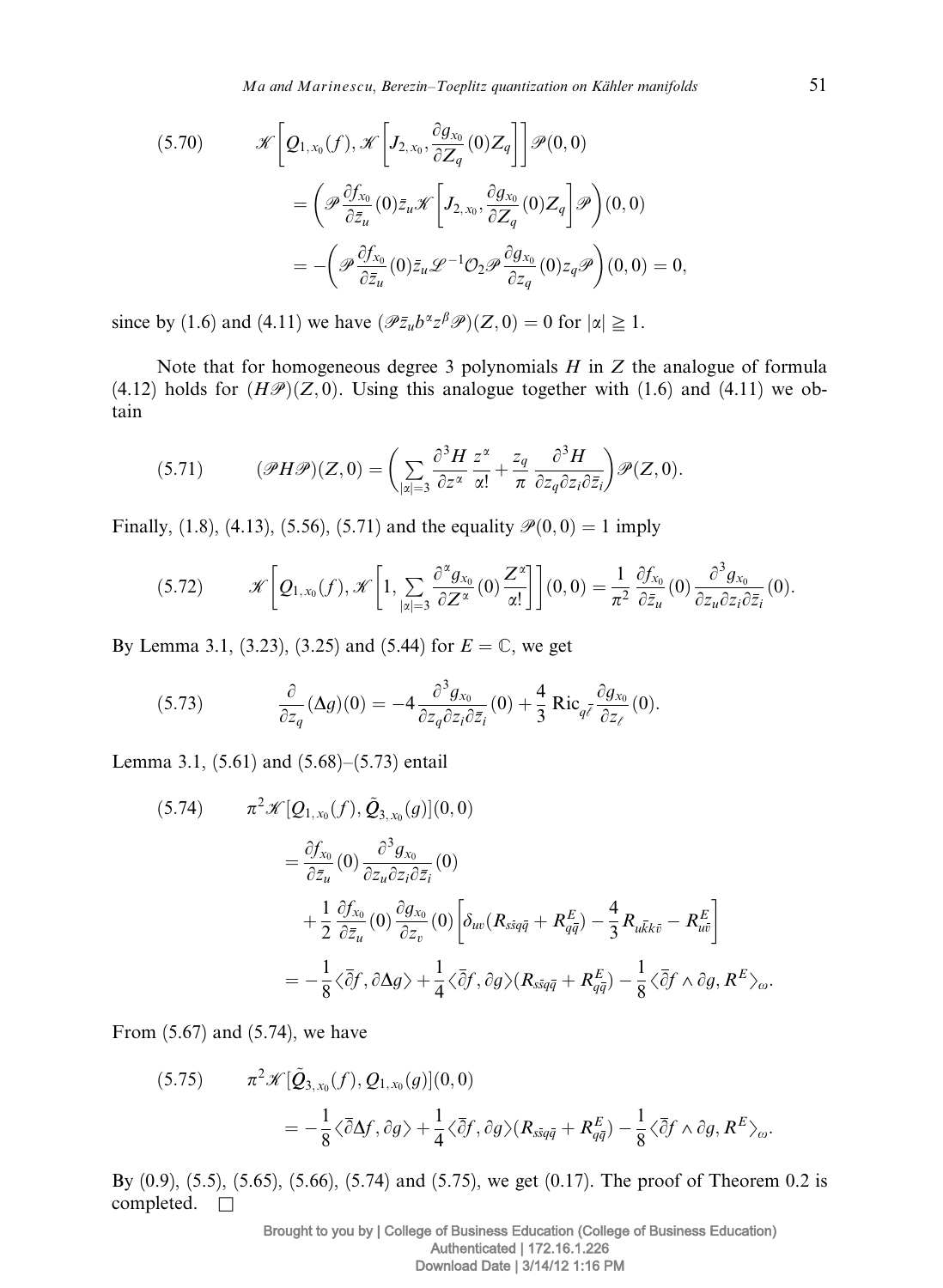$$
\begin{aligned}
(5.70)\qquad & \mathscr{K}\left[Q_{1,x_0}(f), \mathscr{K}\left[J_{2,x_0}, \frac{\partial g_{x_0}}{\partial Z_q}(0) Z_q\right]\right]\mathscr{P}(0,0) \\
&= \left(\mathscr{P}\frac{\partial f_{x_0}}{\partial \bar{z}_u}(0)\bar{z}_u \mathscr{K}\left[J_{2,x_0}, \frac{\partial g_{x_0}}{\partial Z_q}(0) Z_q\right]\mathscr{P}\right)(0,0) \\
&= -\left(\mathscr{P}\frac{\partial f_{x_0}}{\partial \bar{z}_u}(0)\bar{z}_u \mathscr{L}^{-1}\mathscr{O}_2 \mathscr{P}\frac{\partial g_{x_0}}{\partial z_q}(0) z_q \mathscr{P}\right)(0,0) = 0,
\end{aligned}
$$

since by (1.6) and (4.11) we have $(\mathscr{P}\bar{z}_u b^\alpha z^\beta \mathscr{P})(Z,0) = 0$ for $|\alpha| \geqq 1$.

Note that for homogeneous degree 3 polynomials $H$ in $Z$ the analogue of formula (4.12) holds for $(H\mathscr{P})(Z,0)$. Using this analogue together with (1.6) and (4.11) we obtain

$$
(5.71)\qquad (\mathscr{P}H\mathscr{P})(Z,0) = \left(\sum_{|\alpha|=3}\frac{\partial^3 H}{\partial z^\alpha}\frac{z^\alpha}{\alpha!} + \frac{z_q}{\pi}\frac{\partial^3 H}{\partial z_q \partial z_i \partial \bar{z}_i}\right)\mathscr{P}(Z,0).
$$

Finally, (1.8), (4.13), (5.56), (5.71) and the equality $\mathscr{P}(0,0) = 1$ imply

$$
(5.72)\qquad \mathscr{K}\left[Q_{1,x_0}(f), \mathscr{K}\left[1, \sum_{|\alpha|=3}\frac{\partial^\alpha g_{x_0}}{\partial Z^\alpha}(0)\frac{Z^\alpha}{\alpha!}\right]\right](0,0) = \frac{1}{\pi^2}\frac{\partial f_{x_0}}{\partial \bar{z}_u}(0)\frac{\partial^3 g_{x_0}}{\partial z_u \partial z_i \partial \bar{z}_i}(0).
$$

By Lemma 3.1, (3.23), (3.25) and (5.44) for $E = \mathbb{C}$, we get

$$
(5.73)\qquad \frac{\partial}{\partial z_q}(\Delta g)(0) = -4\frac{\partial^3 g_{x_0}}{\partial z_q \partial z_i \partial \bar{z}_i}(0) + \frac{4}{3}\operatorname{Ric}_{q\bar{\ell}}\frac{\partial g_{x_0}}{\partial z_\ell}(0).
$$

Lemma 3.1, (5.61) and (5.68)–(5.73) entail

$$
\begin{aligned}
(5.74)\qquad & \pi^2 \mathscr{K}[Q_{1,x_0}(f), \tilde{Q}_{3,x_0}(g)](0,0) \\
&= \frac{\partial f_{x_0}}{\partial \bar{z}_u}(0)\frac{\partial^3 g_{x_0}}{\partial z_u \partial z_i \partial \bar{z}_i}(0) \\
&\quad + \frac{1}{2}\frac{\partial f_{x_0}}{\partial \bar{z}_u}(0)\frac{\partial g_{x_0}}{\partial z_v}(0)\left[\delta_{uv}(R_{s\bar{s}q\bar{q}} + R^E_{q\bar{q}}) - \frac{4}{3}R_{u\bar{k}k\bar{v}} - R^E_{u\bar{v}}\right] \\
&= -\frac{1}{8}\langle\bar{\partial} f, \partial\Delta g\rangle + \frac{1}{4}\langle\bar{\partial} f, \partial g\rangle(R_{s\bar{s}q\bar{q}} + R^E_{q\bar{q}}) - \frac{1}{8}\langle\bar{\partial} f \wedge \partial g, R^E\rangle_\omega.
\end{aligned}
$$

From (5.67) and (5.74), we have

$$
\begin{aligned}
(5.75)\qquad & \pi^2 \mathscr{K}[\tilde{Q}_{3,x_0}(f), Q_{1,x_0}(g)](0,0) \\
&= -\frac{1}{8}\langle\bar{\partial}\Delta f, \partial g\rangle + \frac{1}{4}\langle\bar{\partial} f, \partial g\rangle(R_{s\bar{s}q\bar{q}} + R^E_{q\bar{q}}) - \frac{1}{8}\langle\bar{\partial} f \wedge \partial g, R^E\rangle_\omega.
\end{aligned}
$$

By (0.9), (5.5), (5.65), (5.66), (5.74) and (5.75), we get (0.17). The proof of Theorem 0.2 is completed. $\square$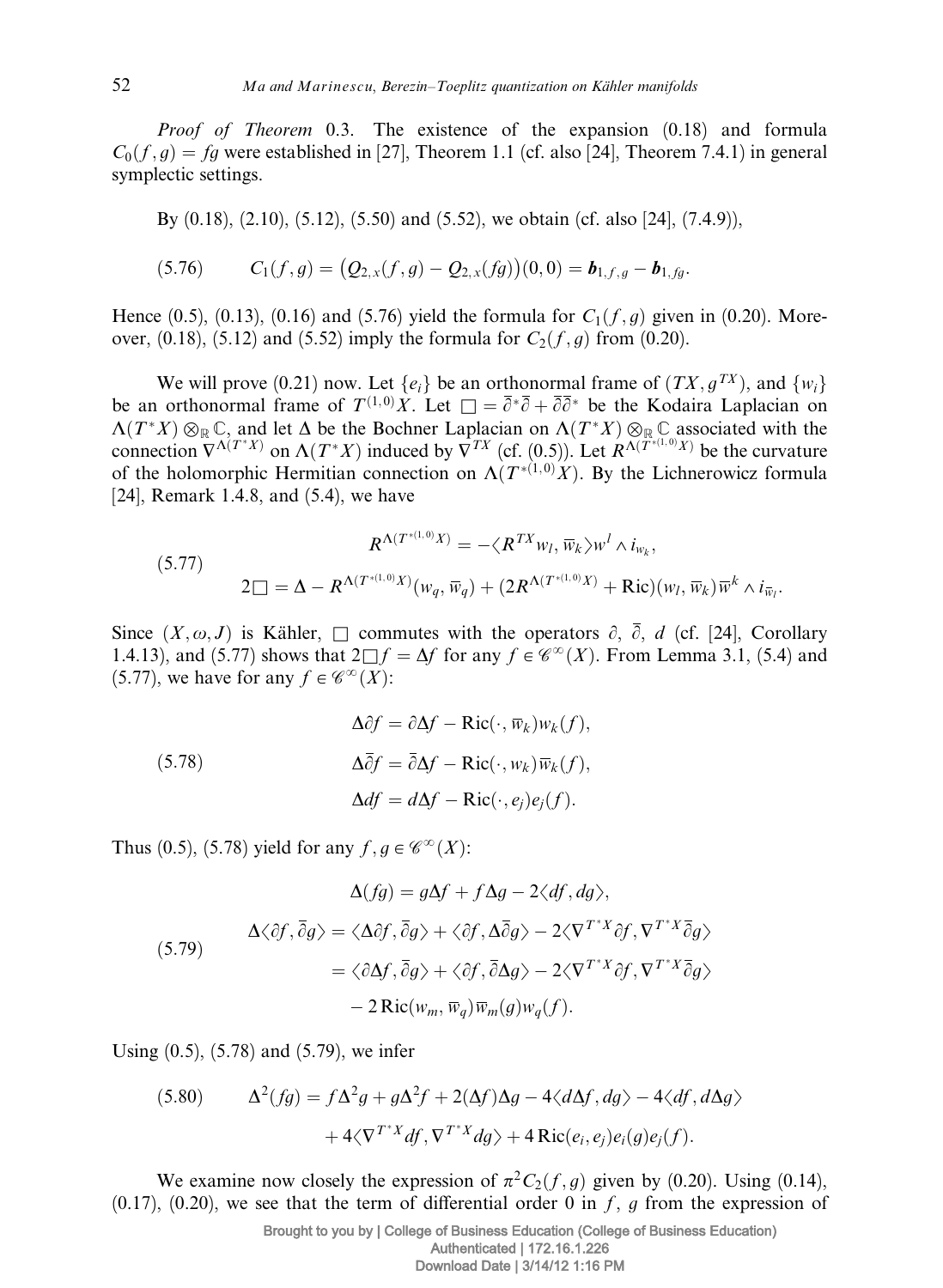*Proof of Theorem* 0.3. The existence of the expansion (0.18) and formula $C_0(f,g) = fg$ were established in [27], Theorem 1.1 (cf. also [24], Theorem 7.4.1) in general symplectic settings.

By (0.18), (2.10), (5.12), (5.50) and (5.52), we obtain (cf. also [24], (7.4.9)),

$$C_1(f,g) = \big(Q_{2,x}(f,g) - Q_{2,x}(fg)\big)(0,0) = \boldsymbol{b}_{1,f,g} - \boldsymbol{b}_{1,fg}. \tag{5.76}$$

Hence (0.5), (0.13), (0.16) and (5.76) yield the formula for $C_1(f,g)$ given in (0.20). Moreover, (0.18), (5.12) and (5.52) imply the formula for $C_2(f,g)$ from (0.20).

We will prove (0.21) now. Let $\{e_i\}$ be an orthonormal frame of $(TX, g^{TX})$, and $\{w_i\}$ be an orthonormal frame of $T^{(1,0)}X$. Let $\square = \overline{\partial}^*\overline{\partial} + \overline{\partial}\,\overline{\partial}^*$ be the Kodaira Laplacian on $\Lambda(T^*X)\otimes_{\mathbb{R}}\mathbb{C}$, and let $\Delta$ be the Bochner Laplacian on $\Lambda(T^*X)\otimes_{\mathbb{R}}\mathbb{C}$ associated with the connection $\nabla^{\Lambda(T^*X)}$ on $\Lambda(T^*X)$ induced by $\nabla^{TX}$ (cf. (0.5)). Let $R^{\Lambda(T^{*(1,0)}X)}$ be the curvature of the holomorphic Hermitian connection on $\Lambda(T^{*(1,0)}X)$. By the Lichnerowicz formula [24], Remark 1.4.8, and (5.4), we have

$$\begin{aligned}
&R^{\Lambda(T^{*(1,0)}X)} = -\langle R^{TX} w_l, \overline{w}_k\rangle w^l \wedge i_{w_k},\\
&2\square = \Delta - R^{\Lambda(T^{*(1,0)}X)}(w_q, \overline{w}_q) + (2R^{\Lambda(T^{*(1,0)}X)} + \mathrm{Ric})(w_l, \overline{w}_k)\overline{w}^k \wedge i_{\overline{w}_l}.
\end{aligned} \tag{5.77}$$

Since $(X,\omega,J)$ is Kähler, $\square$ commutes with the operators $\partial$, $\overline{\partial}$, $d$ (cf. [24], Corollary 1.4.13), and (5.77) shows that $2\square f = \Delta f$ for any $f \in \mathscr{C}^\infty(X)$. From Lemma 3.1, (5.4) and (5.77), we have for any $f \in \mathscr{C}^\infty(X)$:

$$\begin{aligned}
\Delta\partial f &= \partial\Delta f - \mathrm{Ric}(\cdot, \overline{w}_k) w_k(f),\\
\Delta\overline{\partial} f &= \overline{\partial}\Delta f - \mathrm{Ric}(\cdot, w_k)\overline{w}_k(f),\\
\Delta d f &= d\Delta f - \mathrm{Ric}(\cdot, e_j) e_j(f).
\end{aligned} \tag{5.78}$$

Thus (0.5), (5.78) yield for any $f, g \in \mathscr{C}^\infty(X)$:

$$\begin{aligned}
\Delta(fg) &= g\Delta f + f\Delta g - 2\langle df, dg\rangle,\\
\Delta\langle\partial f, \overline{\partial} g\rangle &= \langle\Delta\partial f, \overline{\partial} g\rangle + \langle\partial f, \Delta\overline{\partial} g\rangle - 2\langle\nabla^{T^*X}\partial f, \nabla^{T^*X}\overline{\partial} g\rangle\\
&= \langle\partial\Delta f, \overline{\partial} g\rangle + \langle\partial f, \overline{\partial}\Delta g\rangle - 2\langle\nabla^{T^*X}\partial f, \nabla^{T^*X}\overline{\partial} g\rangle\\
&\quad - 2\,\mathrm{Ric}(w_m, \overline{w}_q)\overline{w}_m(g) w_q(f).
\end{aligned} \tag{5.79}$$

Using (0.5), (5.78) and (5.79), we infer

$$\begin{aligned}
\Delta^2(fg) = f\Delta^2 g + g\Delta^2 f + 2(\Delta f)\Delta g - 4\langle d\Delta f, dg\rangle - 4\langle df, d\Delta g\rangle\\
+ 4\langle\nabla^{T^*X} df, \nabla^{T^*X} dg\rangle + 4\,\mathrm{Ric}(e_i, e_j) e_i(g) e_j(f).
\end{aligned} \tag{5.80}$$

We examine now closely the expression of $\pi^2 C_2(f,g)$ given by (0.20). Using (0.14), (0.17), (0.20), we see that the term of differential order 0 in $f$, $g$ from the expression of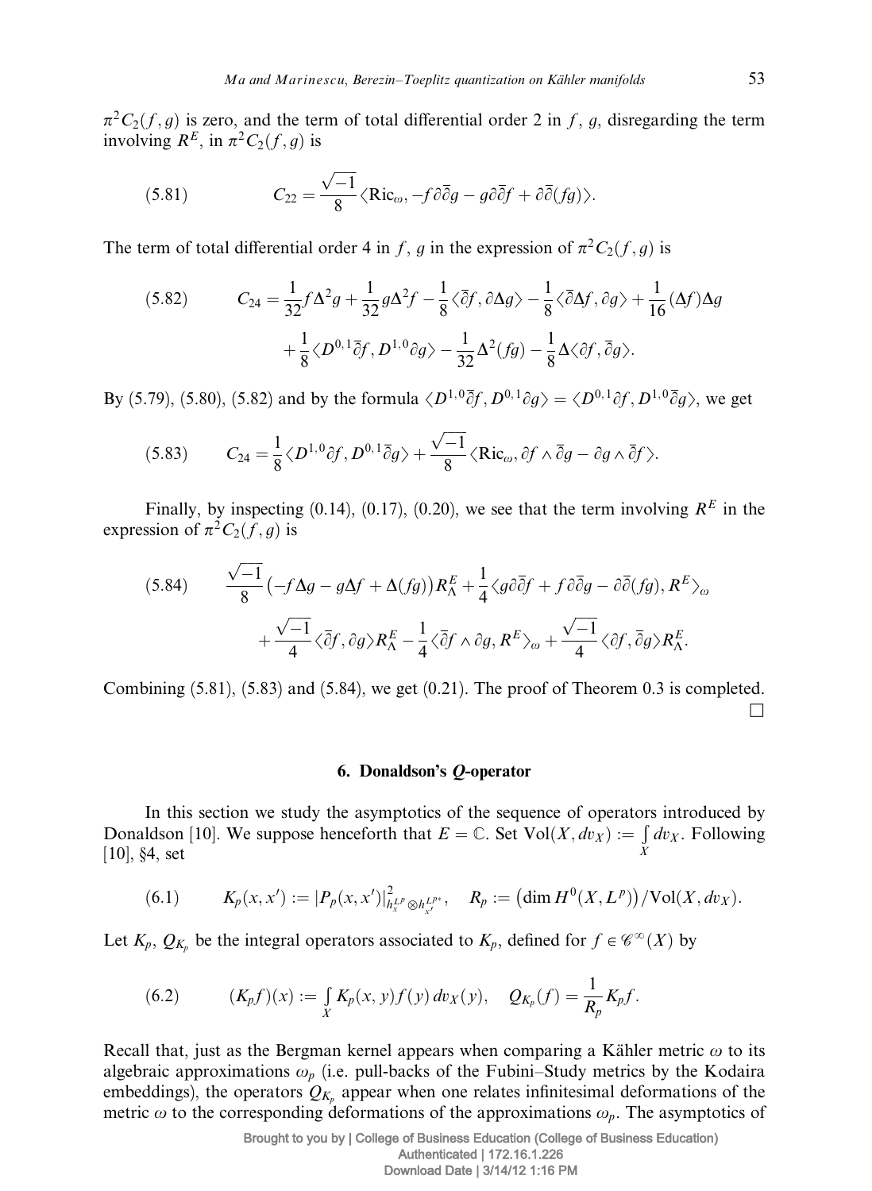$\pi^2 C_2(f,g)$ is zero, and the term of total differential order 2 in $f$, $g$, disregarding the term involving $R^E$, in $\pi^2 C_2(f,g)$ is

$$C_{22} = \frac{\sqrt{-1}}{8}\langle \mathrm{Ric}_\omega, -f\partial\bar{\partial}g - g\partial\bar{\partial}f + \partial\bar{\partial}(fg)\rangle. \tag{5.81}$$

The term of total differential order 4 in $f$, $g$ in the expression of $\pi^2 C_2(f,g)$ is

$$\begin{aligned} C_{24} = {}& \frac{1}{32}f\Delta^2 g + \frac{1}{32}g\Delta^2 f - \frac{1}{8}\langle \bar{\partial}f, \partial\Delta g\rangle - \frac{1}{8}\langle \bar{\partial}\Delta f, \partial g\rangle + \frac{1}{16}(\Delta f)\Delta g \\ & + \frac{1}{8}\langle D^{0,1}\bar{\partial}f, D^{1,0}\partial g\rangle - \frac{1}{32}\Delta^2(fg) - \frac{1}{8}\Delta\langle \partial f, \bar{\partial}g\rangle. \end{aligned} \tag{5.82}$$

By (5.79), (5.80), (5.82) and by the formula $\langle D^{1,0}\bar{\partial}f, D^{0,1}\partial g\rangle = \langle D^{0,1}\partial f, D^{1,0}\bar{\partial}g\rangle$, we get

$$C_{24} = \frac{1}{8}\langle D^{1,0}\partial f, D^{0,1}\bar{\partial}g\rangle + \frac{\sqrt{-1}}{8}\langle \mathrm{Ric}_\omega, \partial f\wedge\bar{\partial}g - \partial g\wedge\bar{\partial}f\rangle. \tag{5.83}$$

Finally, by inspecting (0.14), (0.17), (0.20), we see that the term involving $R^E$ in the expression of $\pi^2 C_2(f,g)$ is

$$\begin{aligned} & \frac{\sqrt{-1}}{8}\big(-f\Delta g - g\Delta f + \Delta(fg)\big)R^E_\Lambda + \frac{1}{4}\langle g\partial\bar{\partial}f + f\partial\bar{\partial}g - \partial\bar{\partial}(fg), R^E\rangle_\omega \\ & \quad + \frac{\sqrt{-1}}{4}\langle \bar{\partial}f, \partial g\rangle R^E_\Lambda - \frac{1}{4}\langle \bar{\partial}f\wedge\partial g, R^E\rangle_\omega + \frac{\sqrt{-1}}{4}\langle \partial f, \bar{\partial}g\rangle R^E_\Lambda. \end{aligned} \tag{5.84}$$

Combining (5.81), (5.83) and (5.84), we get (0.21). The proof of Theorem 0.3 is completed. □

## 6. Donaldson's $Q$-operator

In this section we study the asymptotics of the sequence of operators introduced by Donaldson [10]. We suppose henceforth that $E = \mathbb{C}$. Set $\mathrm{Vol}(X, dv_X) := \int_X dv_X$. Following [10], §4, set

$$K_p(x,x') := |P_p(x,x')|^2_{h^{L^p}_x \otimes h^{L^{p*}}_{x'}}, \quad R_p := \big(\dim H^0(X,L^p)\big)/\mathrm{Vol}(X,dv_X). \tag{6.1}$$

Let $K_p$, $Q_{K_p}$ be the integral operators associated to $K_p$, defined for $f \in \mathscr{C}^\infty(X)$ by

$$(K_p f)(x) := \int_X K_p(x,y) f(y)\, dv_X(y), \quad Q_{K_p}(f) = \frac{1}{R_p}K_p f. \tag{6.2}$$

Recall that, just as the Bergman kernel appears when comparing a Kähler metric $\omega$ to its algebraic approximations $\omega_p$ (i.e. pull-backs of the Fubini–Study metrics by the Kodaira embeddings), the operators $Q_{K_p}$ appear when one relates infinitesimal deformations of the metric $\omega$ to the corresponding deformations of the approximations $\omega_p$. The asymptotics of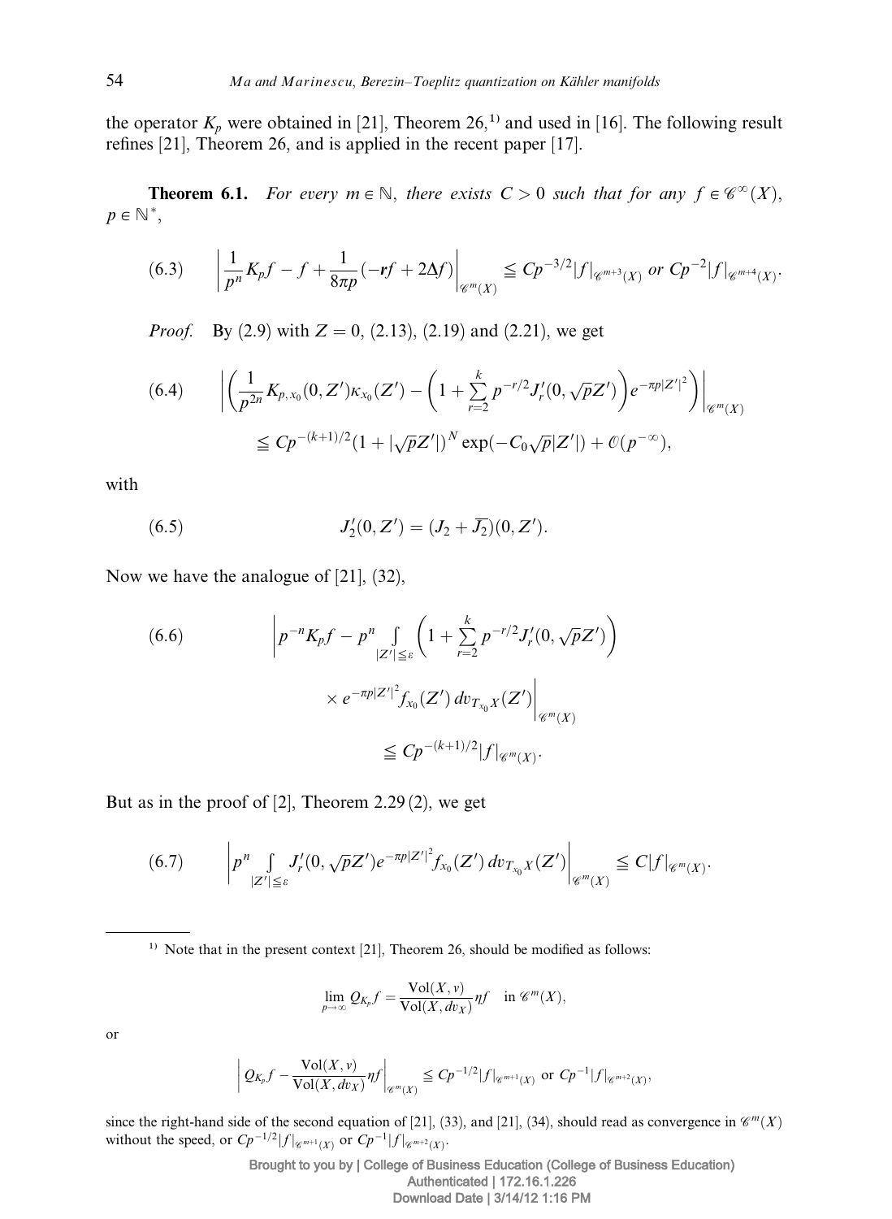the operator $K_p$ were obtained in [21], Theorem 26,[1] and used in [16]. The following result refines [21], Theorem 26, and is applied in the recent paper [17].

**Theorem 6.1.** *For every $m \in \mathbb{N}$, there exists $C > 0$ such that for any $f \in \mathscr{C}^\infty(X)$, $p \in \mathbb{N}^*$,*

$$
(6.3) \qquad \left| \frac{1}{p^n} K_p f - f + \frac{1}{8\pi p}(-\boldsymbol{r} f + 2\Delta f) \right|_{\mathscr{C}^m(X)} \leqq C p^{-3/2} |f|_{\mathscr{C}^{m+3}(X)} \text{ or } C p^{-2} |f|_{\mathscr{C}^{m+4}(X)}.
$$

*Proof.* By (2.9) with $Z = 0$, (2.13), (2.19) and (2.21), we get

$$
(6.4) \qquad \left| \left( \frac{1}{p^{2n}} K_{p,x_0}(0, Z') \kappa_{x_0}(Z') - \left( 1 + \sum_{r=2}^{k} p^{-r/2} J'_r(0, \sqrt{p} Z') \right) e^{-\pi p |Z'|^2} \right) \right|_{\mathscr{C}^m(X)}
$$
$$
\leqq C p^{-(k+1)/2} (1 + |\sqrt{p} Z'|)^N \exp(-C_0 \sqrt{p} |Z'|) + \mathscr{O}(p^{-\infty}),
$$

with

$$
(6.5) \qquad J'_2(0, Z') = (J_2 + \overline{J_2})(0, Z').
$$

Now we have the analogue of [21], (32),

$$
(6.6) \qquad \Bigg| p^{-n} K_p f - p^n \int_{|Z'| \leqq \varepsilon} \left( 1 + \sum_{r=2}^{k} p^{-r/2} J'_r(0, \sqrt{p} Z') \right)
$$
$$
\times e^{-\pi p |Z'|^2} f_{x_0}(Z') \, dv_{T_{x_0}X}(Z') \Bigg|_{\mathscr{C}^m(X)}
$$
$$
\leqq C p^{-(k+1)/2} |f|_{\mathscr{C}^m(X)}.
$$

But as in the proof of [2], Theorem 2.29 (2), we get

$$
(6.7) \qquad \left| p^n \int_{|Z'| \leqq \varepsilon} J'_r(0, \sqrt{p} Z') e^{-\pi p |Z'|^2} f_{x_0}(Z') \, dv_{T_{x_0}X}(Z') \right|_{\mathscr{C}^m(X)} \leqq C |f|_{\mathscr{C}^m(X)}.
$$

---

[1] Note that in the present context [21], Theorem 26, should be modified as follows:

$$
\lim_{p \to \infty} Q_{K_p} f = \frac{\mathrm{Vol}(X, v)}{\mathrm{Vol}(X, dv_X)} \eta f \quad \text{in } \mathscr{C}^m(X),
$$

or

$$
\left| Q_{K_p} f - \frac{\mathrm{Vol}(X, v)}{\mathrm{Vol}(X, dv_X)} \eta f \right|_{\mathscr{C}^m(X)} \leqq C p^{-1/2} |f|_{\mathscr{C}^{m+1}(X)} \text{ or } C p^{-1} |f|_{\mathscr{C}^{m+2}(X)},
$$

since the right-hand side of the second equation of [21], (33), and [21], (34), should read as convergence in $\mathscr{C}^m(X)$ without the speed, or $C p^{-1/2} |f|_{\mathscr{C}^{m+1}(X)}$ or $C p^{-1} |f|_{\mathscr{C}^{m+2}(X)}$.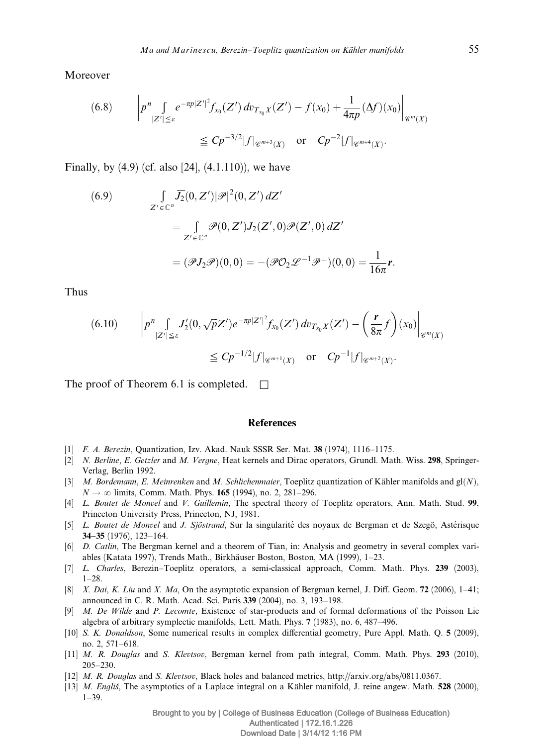Moreover

$$
(6.8)\qquad \left| p^n \int_{|Z'|\leqq \varepsilon} e^{-\pi p|Z'|^2} f_{x_0}(Z')\, dv_{T_{x_0}X}(Z') - f(x_0) + \frac{1}{4\pi p}(\Delta f)(x_0) \right|_{\mathscr{C}^m(X)}
$$

$$
\leqq Cp^{-3/2}|f|_{\mathscr{C}^{m+3}(X)} \quad \text{or} \quad Cp^{-2}|f|_{\mathscr{C}^{m+4}(X)}.
$$

Finally, by (4.9) (cf. also [24], (4.1.110)), we have

$$
(6.9)\qquad \int_{Z'\in\mathbb{C}^n} \overline{J_2}(0,Z')|\mathscr{P}|^2(0,Z')\, dZ'
$$

$$
= \int_{Z'\in\mathbb{C}^n} \mathscr{P}(0,Z')J_2(Z',0)\mathscr{P}(Z',0)\, dZ'
$$

$$
= (\mathscr{P}J_2\mathscr{P})(0,0) = -(\mathscr{P}\mathcal{O}_2\mathscr{L}^{-1}\mathscr{P}^{\perp})(0,0) = \frac{1}{16\pi}\boldsymbol{r}.
$$

Thus

$$
(6.10)\qquad \left| p^n \int_{|Z'|\leqq \varepsilon} J_2'(0,\sqrt{p}Z') e^{-\pi p|Z'|^2} f_{x_0}(Z')\, dv_{T_{x_0}X}(Z') - \left(\frac{\boldsymbol{r}}{8\pi} f\right)(x_0) \right|_{\mathscr{C}^m(X)}
$$

$$
\leqq Cp^{-1/2}|f|_{\mathscr{C}^{m+1}(X)} \quad \text{or} \quad Cp^{-1}|f|_{\mathscr{C}^{m+2}(X)}.
$$

The proof of Theorem 6.1 is completed. $\square$

## References

[1] *F. A. Berezin*, Quantization, Izv. Akad. Nauk SSSR Ser. Mat. **38** (1974), 1116–1175.

[2] *N. Berline*, *E. Getzler* and *M. Vergne*, Heat kernels and Dirac operators, Grundl. Math. Wiss. **298**, Springer-Verlag, Berlin 1992.

[3] *M. Bordemann*, *E. Meinrenken* and *M. Schlichenmaier*, Toeplitz quantization of Kähler manifolds and $\mathrm{gl}(N)$, $N \to \infty$ limits, Comm. Math. Phys. **165** (1994), no. 2, 281–296.

[4] *L. Boutet de Monvel* and *V. Guillemin*, The spectral theory of Toeplitz operators, Ann. Math. Stud. **99**, Princeton University Press, Princeton, NJ, 1981.

[5] *L. Boutet de Monvel* and *J. Sjöstrand*, Sur la singularité des noyaux de Bergman et de Szegö, Astérisque **34–35** (1976), 123–164.

[6] *D. Catlin*, The Bergman kernel and a theorem of Tian, in: Analysis and geometry in several complex variables (Katata 1997), Trends Math., Birkhäuser Boston, Boston, MA (1999), 1–23.

[7] *L. Charles*, Berezin–Toeplitz operators, a semi-classical approach, Comm. Math. Phys. **239** (2003), 1–28.

[8] *X. Dai*, *K. Liu* and *X. Ma*, On the asymptotic expansion of Bergman kernel, J. Diff. Geom. **72** (2006), 1–41; announced in C. R. Math. Acad. Sci. Paris **339** (2004), no. 3, 193–198.

[9] *M. De Wilde* and *P. Lecomte*, Existence of star-products and of formal deformations of the Poisson Lie algebra of arbitrary symplectic manifolds, Lett. Math. Phys. **7** (1983), no. 6, 487–496.

[10] *S. K. Donaldson*, Some numerical results in complex differential geometry, Pure Appl. Math. Q. **5** (2009), no. 2, 571–618.

[11] *M. R. Douglas* and *S. Klevtsov*, Bergman kernel from path integral, Comm. Math. Phys. **293** (2010), 205–230.

[12] *M. R. Douglas* and *S. Klevtsov*, Black holes and balanced metrics, http://arxiv.org/abs/0811.0367.

[13] *M. Engliš*, The asymptotics of a Laplace integral on a Kähler manifold, J. reine angew. Math. **528** (2000), 1–39.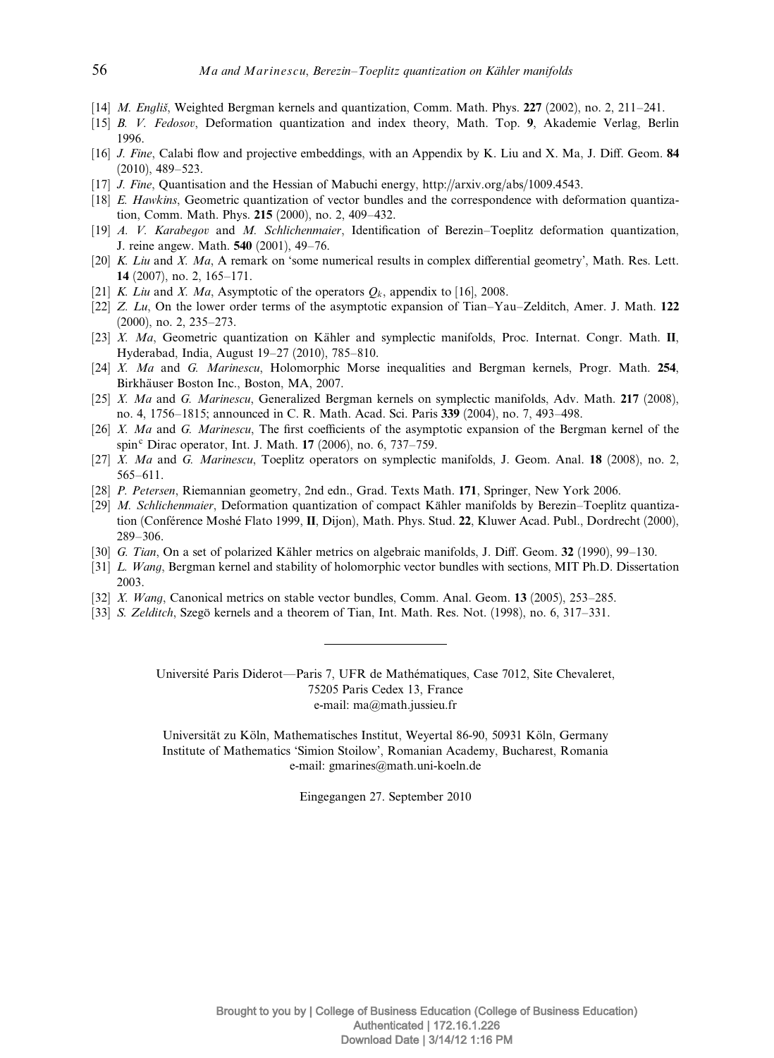[14] *M. Engliš*, Weighted Bergman kernels and quantization, Comm. Math. Phys. **227** (2002), no. 2, 211–241.

[15] *B. V. Fedosov*, Deformation quantization and index theory, Math. Top. **9**, Akademie Verlag, Berlin 1996.

[16] *J. Fine*, Calabi flow and projective embeddings, with an Appendix by K. Liu and X. Ma, J. Diff. Geom. **84** (2010), 489–523.

[17] *J. Fine*, Quantisation and the Hessian of Mabuchi energy, http://arxiv.org/abs/1009.4543.

[18] *E. Hawkins*, Geometric quantization of vector bundles and the correspondence with deformation quantization, Comm. Math. Phys. **215** (2000), no. 2, 409–432.

[19] *A. V. Karabegov* and *M. Schlichenmaier*, Identification of Berezin–Toeplitz deformation quantization, J. reine angew. Math. **540** (2001), 49–76.

[20] *K. Liu* and *X. Ma*, A remark on 'some numerical results in complex differential geometry', Math. Res. Lett. **14** (2007), no. 2, 165–171.

[21] *K. Liu* and *X. Ma*, Asymptotic of the operators $Q_k$, appendix to [16], 2008.

[22] *Z. Lu*, On the lower order terms of the asymptotic expansion of Tian–Yau–Zelditch, Amer. J. Math. **122** (2000), no. 2, 235–273.

[23] *X. Ma*, Geometric quantization on Kähler and symplectic manifolds, Proc. Internat. Congr. Math. **II**, Hyderabad, India, August 19–27 (2010), 785–810.

[24] *X. Ma* and *G. Marinescu*, Holomorphic Morse inequalities and Bergman kernels, Progr. Math. **254**, Birkhäuser Boston Inc., Boston, MA, 2007.

[25] *X. Ma* and *G. Marinescu*, Generalized Bergman kernels on symplectic manifolds, Adv. Math. **217** (2008), no. 4, 1756–1815; announced in C. R. Math. Acad. Sci. Paris **339** (2004), no. 7, 493–498.

[26] *X. Ma* and *G. Marinescu*, The first coefficients of the asymptotic expansion of the Bergman kernel of the spin$^c$ Dirac operator, Int. J. Math. **17** (2006), no. 6, 737–759.

[27] *X. Ma* and *G. Marinescu*, Toeplitz operators on symplectic manifolds, J. Geom. Anal. **18** (2008), no. 2, 565–611.

[28] *P. Petersen*, Riemannian geometry, 2nd edn., Grad. Texts Math. **171**, Springer, New York 2006.

[29] *M. Schlichenmaier*, Deformation quantization of compact Kähler manifolds by Berezin–Toeplitz quantization (Conférence Moshé Flato 1999, **II**, Dijon), Math. Phys. Stud. **22**, Kluwer Acad. Publ., Dordrecht (2000), 289–306.

[30] *G. Tian*, On a set of polarized Kähler metrics on algebraic manifolds, J. Diff. Geom. **32** (1990), 99–130.

[31] *L. Wang*, Bergman kernel and stability of holomorphic vector bundles with sections, MIT Ph.D. Dissertation 2003.

[32] *X. Wang*, Canonical metrics on stable vector bundles, Comm. Anal. Geom. **13** (2005), 253–285.

[33] *S. Zelditch*, Szegö kernels and a theorem of Tian, Int. Math. Res. Not. (1998), no. 6, 317–331.

---

Université Paris Diderot—Paris 7, UFR de Mathématiques, Case 7012, Site Chevaleret, 75205 Paris Cedex 13, France
e-mail: ma@math.jussieu.fr

Universität zu Köln, Mathematisches Institut, Weyertal 86-90, 50931 Köln, Germany
Institute of Mathematics 'Simion Stoilow', Romanian Academy, Bucharest, Romania
e-mail: gmarines@math.uni-koeln.de

Eingegangen 27. September 2010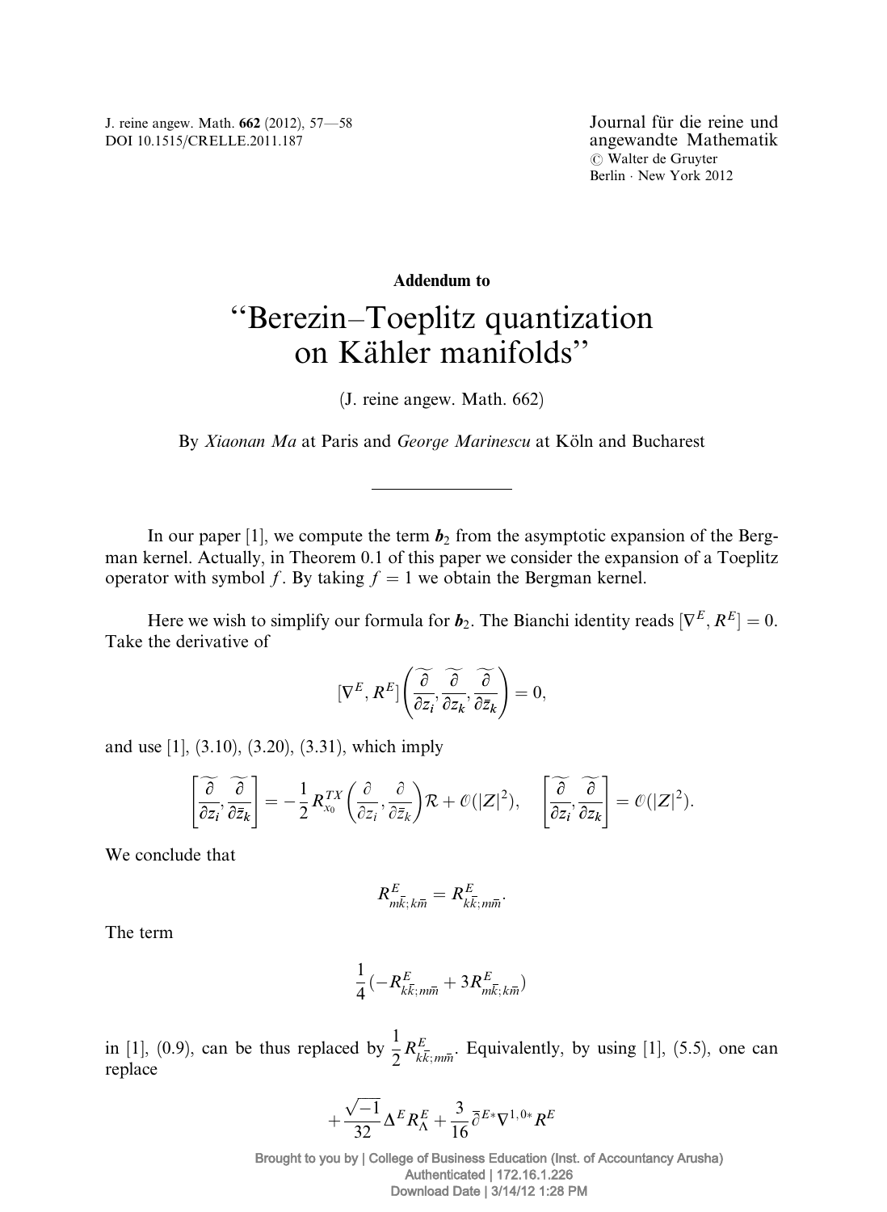**Addendum to**

# "Berezin–Toeplitz quantization on Kähler manifolds"

(J. reine angew. Math. 662)

By *Xiaonan Ma* at Paris and *George Marinescu* at Köln and Bucharest

---

In our paper [1], we compute the term $\boldsymbol{b}_2$ from the asymptotic expansion of the Bergman kernel. Actually, in Theorem 0.1 of this paper we consider the expansion of a Toeplitz operator with symbol $f$. By taking $f = 1$ we obtain the Bergman kernel.

Here we wish to simplify our formula for $\boldsymbol{b}_2$. The Bianchi identity reads $[\nabla^E, R^E] = 0$. Take the derivative of

$$[\nabla^E, R^E]\left(\widetilde{\frac{\partial}{\partial z_i}}, \widetilde{\frac{\partial}{\partial z_k}}, \widetilde{\frac{\partial}{\partial \bar{z}_k}}\right) = 0,$$

and use [1], (3.10), (3.20), (3.31), which imply

$$\left[\widetilde{\frac{\partial}{\partial z_i}}, \widetilde{\frac{\partial}{\partial \bar{z}_k}}\right] = -\frac{1}{2} R^{TX}_{x_0}\left(\frac{\partial}{\partial z_i}, \frac{\partial}{\partial \bar{z}_k}\right)\mathcal{R} + \mathcal{O}(|Z|^2), \quad \left[\widetilde{\frac{\partial}{\partial z_i}}, \widetilde{\frac{\partial}{\partial z_k}}\right] = \mathcal{O}(|Z|^2).$$

We conclude that

$$R^E_{m\bar{k};k\bar{m}} = R^E_{k\bar{k};m\bar{m}}.$$

The term

$$\frac{1}{4}(-R^E_{k\bar{k};m\bar{m}} + 3R^E_{m\bar{k};k\bar{m}})$$

in [1], (0.9), can be thus replaced by $\dfrac{1}{2} R^E_{k\bar{k};m\bar{m}}$. Equivalently, by using [1], (5.5), one can replace

$$+\frac{\sqrt{-1}}{32}\Delta^E R^E_\Lambda + \frac{3}{16}\bar{\partial}^{E*}\nabla^{1,0*}R^E$$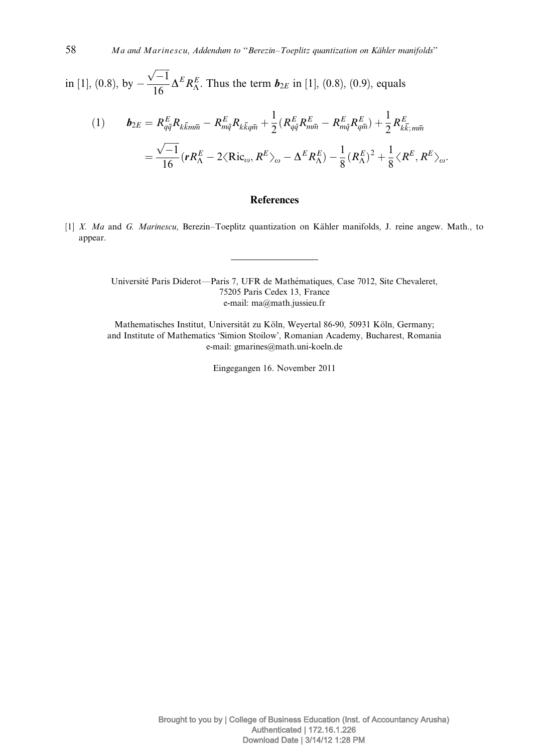in [1], (0.8), by $-\frac{\sqrt{-1}}{16}\Delta^E R^E_\Lambda$. Thus the term $\boldsymbol{b}_{2E}$ in [1], (0.8), (0.9), equals

$$
\begin{aligned}
(1) \qquad \boldsymbol{b}_{2E} &= R^E_{q\bar{q}} R_{k\bar{k}m\bar{m}} - R^E_{m\bar{q}} R_{k\bar{k}q\bar{m}} + \frac{1}{2}\left(R^E_{q\bar{q}} R^E_{m\bar{m}} - R^E_{m\bar{q}} R^E_{q\bar{m}}\right) + \frac{1}{2} R^E_{k\bar{k};m\bar{m}} \\
&= \frac{\sqrt{-1}}{16}\left(\boldsymbol{r} R^E_\Lambda - 2\langle \mathrm{Ric}_\omega, R^E \rangle_\omega - \Delta^E R^E_\Lambda\right) - \frac{1}{8}(R^E_\Lambda)^2 + \frac{1}{8}\langle R^E, R^E \rangle_\omega.
\end{aligned}
$$

## References

[1] *X. Ma* and *G. Marinescu*, Berezin–Toeplitz quantization on Kähler manifolds, J. reine angew. Math., to appear.

---

Université Paris Diderot—Paris 7, UFR de Mathématiques, Case 7012, Site Chevaleret, 75205 Paris Cedex 13, France
e-mail: ma@math.jussieu.fr

Mathematisches Institut, Universität zu Köln, Weyertal 86-90, 50931 Köln, Germany; and Institute of Mathematics 'Simion Stoilow', Romanian Academy, Bucharest, Romania
e-mail: gmarines@math.uni-koeln.de

Eingegangen 16. November 2011